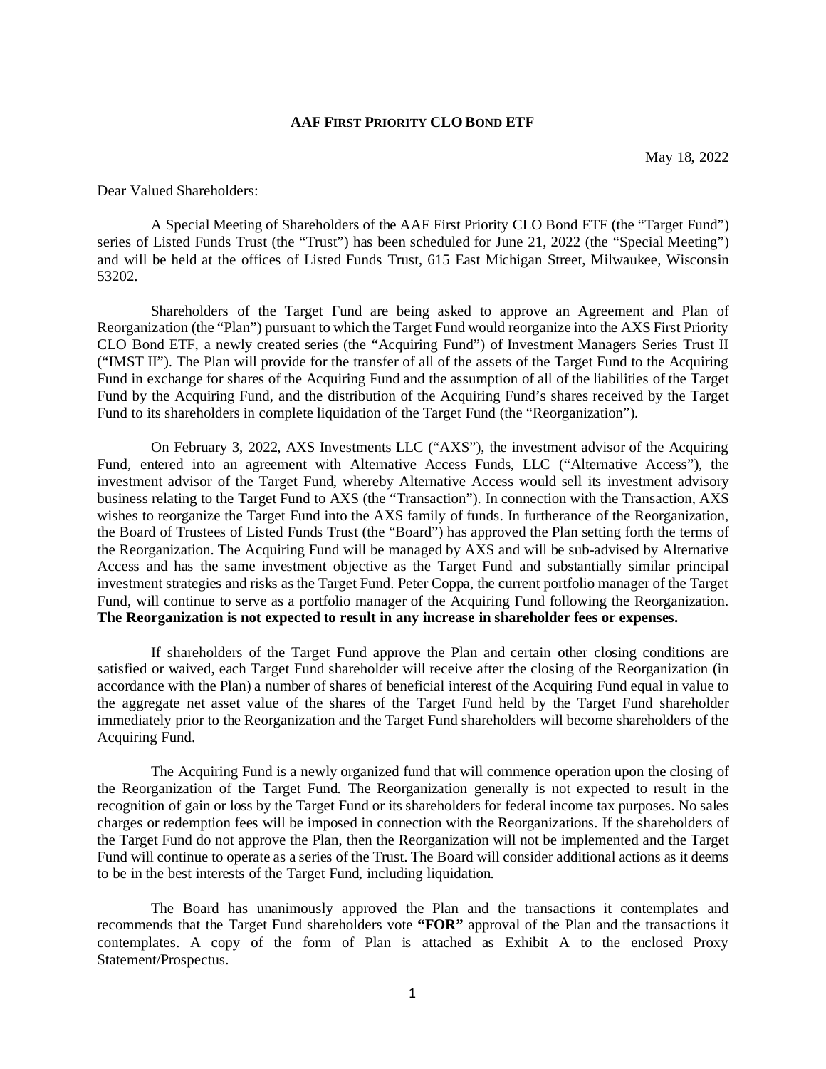**AAF FIRST PRIORITY CLO BOND ETF**

May 18, 2022

Dear Valued Shareholders:

A Special Meeting of Shareholders of the AAF First Priority CLO Bond ETF (the "Target Fund") series of Listed Funds Trust (the "Trust") has been scheduled for June 21, 2022 (the "Special Meeting") and will be held at the offices of Listed Funds Trust, 615 East Michigan Street, Milwaukee, Wisconsin 53202.

Shareholders of the Target Fund are being asked to approve an Agreement and Plan of Reorganization (the "Plan") pursuant to which the Target Fund would reorganize into the AXS First Priority CLO Bond ETF, a newly created series (the "Acquiring Fund") of Investment Managers Series Trust II ("IMST II"). The Plan will provide for the transfer of all of the assets of the Target Fund to the Acquiring Fund in exchange for shares of the Acquiring Fund and the assumption of all of the liabilities of the Target Fund by the Acquiring Fund, and the distribution of the Acquiring Fund's shares received by the Target Fund to its shareholders in complete liquidation of the Target Fund (the "Reorganization").

On February 3, 2022, AXS Investments LLC ("AXS"), the investment advisor of the Acquiring Fund, entered into an agreement with Alternative Access Funds, LLC ("Alternative Access"), the investment advisor of the Target Fund, whereby Alternative Access would sell its investment advisory business relating to the Target Fund to AXS (the "Transaction"). In connection with the Transaction, AXS wishes to reorganize the Target Fund into the AXS family of funds. In furtherance of the Reorganization, the Board of Trustees of Listed Funds Trust (the "Board") has approved the Plan setting forth the terms of the Reorganization. The Acquiring Fund will be managed by AXS and will be sub-advised by Alternative Access and has the same investment objective as the Target Fund and substantially similar principal investment strategies and risks as the Target Fund. Peter Coppa, the current portfolio manager of the Target Fund, will continue to serve as a portfolio manager of the Acquiring Fund following the Reorganization. **The Reorganization is not expected to result in any increase in shareholder fees or expenses.**

If shareholders of the Target Fund approve the Plan and certain other closing conditions are satisfied or waived, each Target Fund shareholder will receive after the closing of the Reorganization (in accordance with the Plan) a number of shares of beneficial interest of the Acquiring Fund equal in value to the aggregate net asset value of the shares of the Target Fund held by the Target Fund shareholder immediately prior to the Reorganization and the Target Fund shareholders will become shareholders of the Acquiring Fund.

The Acquiring Fund is a newly organized fund that will commence operation upon the closing of the Reorganization of the Target Fund. The Reorganization generally is not expected to result in the recognition of gain or loss by the Target Fund or its shareholders for federal income tax purposes. No sales charges or redemption fees will be imposed in connection with the Reorganizations. If the shareholders of the Target Fund do not approve the Plan, then the Reorganization will not be implemented and the Target Fund will continue to operate as a series of the Trust. The Board will consider additional actions as it deems to be in the best interests of the Target Fund, including liquidation.

The Board has unanimously approved the Plan and the transactions it contemplates and recommends that the Target Fund shareholders vote **"FOR"** approval of the Plan and the transactions it contemplates. A copy of the form of Plan is attached as Exhibit A to the enclosed Proxy Statement/Prospectus.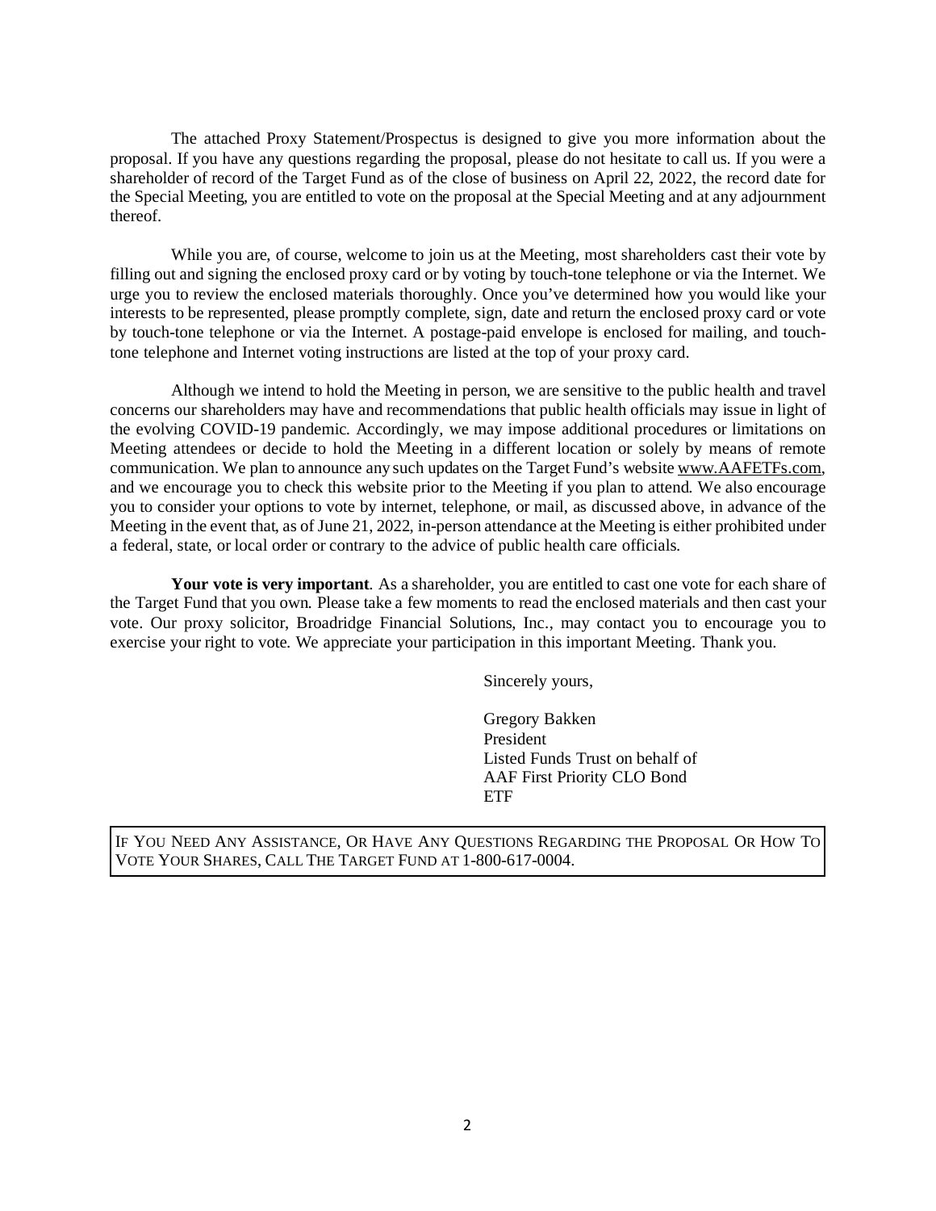The attached Proxy Statement/Prospectus is designed to give you more information about the proposal. If you have any questions regarding the proposal, please do not hesitate to call us. If you were a shareholder of record of the Target Fund as of the close of business on April 22, 2022, the record date for the Special Meeting, you are entitled to vote on the proposal at the Special Meeting and at any adjournment thereof.

While you are, of course, welcome to join us at the Meeting, most shareholders cast their vote by filling out and signing the enclosed proxy card or by voting by touch-tone telephone or via the Internet. We urge you to review the enclosed materials thoroughly. Once you've determined how you would like your interests to be represented, please promptly complete, sign, date and return the enclosed proxy card or vote by touch-tone telephone or via the Internet. A postage-paid envelope is enclosed for mailing, and touch-tone telephone and Internet voting instructions are listed at the top of your proxy card.

Although we intend to hold the Meeting in person, we are sensitive to the public health and travel concerns our shareholders may have and recommendations that public health officials may issue in light of the evolving COVID-19 pandemic. Accordingly, we may impose additional procedures or limitations on Meeting attendees or decide to hold the Meeting in a different location or solely by means of remote communication. We plan to announce any such updates on the Target Fund's website www.AAFETFs.com, and we encourage you to check this website prior to the Meeting if you plan to attend. We also encourage you to consider your options to vote by internet, telephone, or mail, as discussed above, in advance of the Meeting in the event that, as of June 21, 2022, in-person attendance at the Meeting is either prohibited under a federal, state, or local order or contrary to the advice of public health care officials.

**Your vote is very important**. As a shareholder, you are entitled to cast one vote for each share of the Target Fund that you own. Please take a few moments to read the enclosed materials and then cast your vote. Our proxy solicitor, Broadridge Financial Solutions, Inc., may contact you to encourage you to exercise your right to vote. We appreciate your participation in this important Meeting. Thank you.

Sincerely yours,

Gregory Bakken
President
Listed Funds Trust on behalf of
AAF First Priority CLO Bond
ETF

IF YOU NEED ANY ASSISTANCE, OR HAVE ANY QUESTIONS REGARDING THE PROPOSAL OR HOW TO VOTE YOUR SHARES, CALL THE TARGET FUND AT 1-800-617-0004.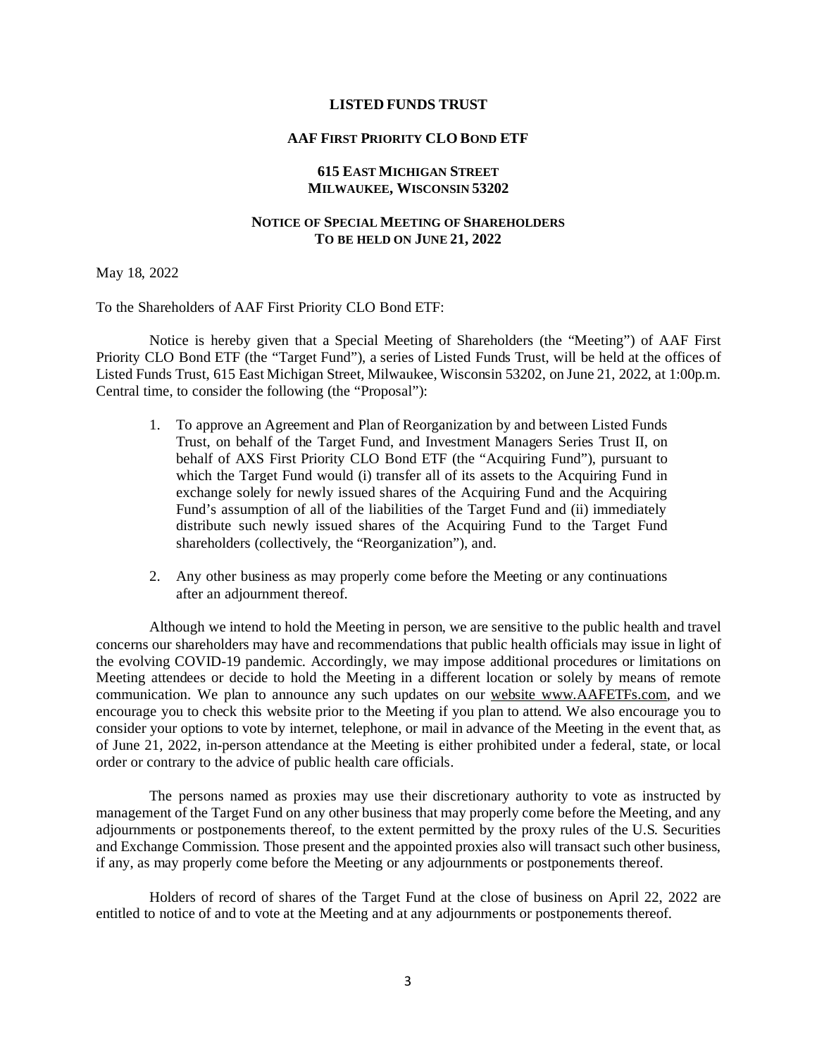**LISTED FUNDS TRUST**

**AAF FIRST PRIORITY CLO BOND ETF**

**615 EAST MICHIGAN STREET**
**MILWAUKEE, WISCONSIN 53202**

**NOTICE OF SPECIAL MEETING OF SHAREHOLDERS**
**TO BE HELD ON JUNE 21, 2022**

May 18, 2022

To the Shareholders of AAF First Priority CLO Bond ETF:

Notice is hereby given that a Special Meeting of Shareholders (the "Meeting") of AAF First Priority CLO Bond ETF (the "Target Fund"), a series of Listed Funds Trust, will be held at the offices of Listed Funds Trust, 615 East Michigan Street, Milwaukee, Wisconsin 53202, on June 21, 2022, at 1:00p.m. Central time, to consider the following (the "Proposal"):

1. To approve an Agreement and Plan of Reorganization by and between Listed Funds Trust, on behalf of the Target Fund, and Investment Managers Series Trust II, on behalf of AXS First Priority CLO Bond ETF (the "Acquiring Fund"), pursuant to which the Target Fund would (i) transfer all of its assets to the Acquiring Fund in exchange solely for newly issued shares of the Acquiring Fund and the Acquiring Fund's assumption of all of the liabilities of the Target Fund and (ii) immediately distribute such newly issued shares of the Acquiring Fund to the Target Fund shareholders (collectively, the "Reorganization"), and.

2. Any other business as may properly come before the Meeting or any continuations after an adjournment thereof.

Although we intend to hold the Meeting in person, we are sensitive to the public health and travel concerns our shareholders may have and recommendations that public health officials may issue in light of the evolving COVID-19 pandemic. Accordingly, we may impose additional procedures or limitations on Meeting attendees or decide to hold the Meeting in a different location or solely by means of remote communication. We plan to announce any such updates on our website www.AAFETFs.com, and we encourage you to check this website prior to the Meeting if you plan to attend. We also encourage you to consider your options to vote by internet, telephone, or mail in advance of the Meeting in the event that, as of June 21, 2022, in-person attendance at the Meeting is either prohibited under a federal, state, or local order or contrary to the advice of public health care officials.

The persons named as proxies may use their discretionary authority to vote as instructed by management of the Target Fund on any other business that may properly come before the Meeting, and any adjournments or postponements thereof, to the extent permitted by the proxy rules of the U.S. Securities and Exchange Commission. Those present and the appointed proxies also will transact such other business, if any, as may properly come before the Meeting or any adjournments or postponements thereof.

Holders of record of shares of the Target Fund at the close of business on April 22, 2022 are entitled to notice of and to vote at the Meeting and at any adjournments or postponements thereof.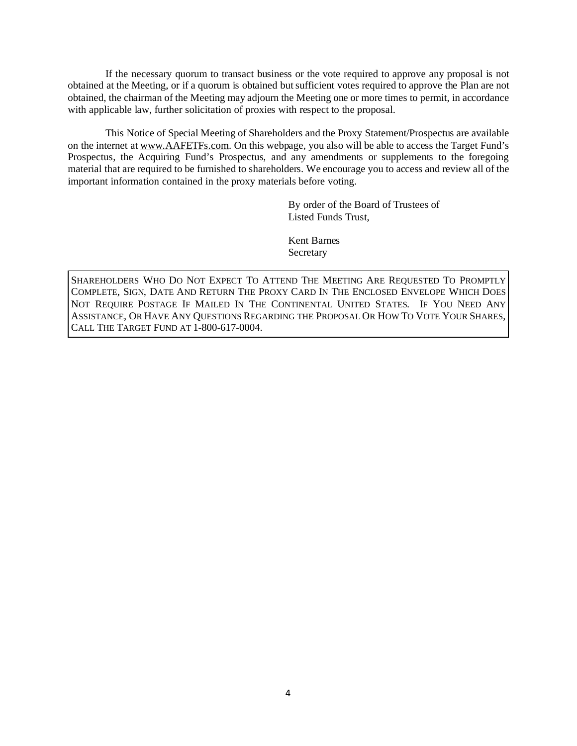If the necessary quorum to transact business or the vote required to approve any proposal is not obtained at the Meeting, or if a quorum is obtained but sufficient votes required to approve the Plan are not obtained, the chairman of the Meeting may adjourn the Meeting one or more times to permit, in accordance with applicable law, further solicitation of proxies with respect to the proposal.

This Notice of Special Meeting of Shareholders and the Proxy Statement/Prospectus are available on the internet at www.AAFETFs.com. On this webpage, you also will be able to access the Target Fund's Prospectus, the Acquiring Fund's Prospectus, and any amendments or supplements to the foregoing material that are required to be furnished to shareholders. We encourage you to access and review all of the important information contained in the proxy materials before voting.

By order of the Board of Trustees of
Listed Funds Trust,

Kent Barnes
Secretary

SHAREHOLDERS WHO DO NOT EXPECT TO ATTEND THE MEETING ARE REQUESTED TO PROMPTLY COMPLETE, SIGN, DATE AND RETURN THE PROXY CARD IN THE ENCLOSED ENVELOPE WHICH DOES NOT REQUIRE POSTAGE IF MAILED IN THE CONTINENTAL UNITED STATES. IF YOU NEED ANY ASSISTANCE, OR HAVE ANY QUESTIONS REGARDING THE PROPOSAL OR HOW TO VOTE YOUR SHARES, CALL THE TARGET FUND AT 1-800-617-0004.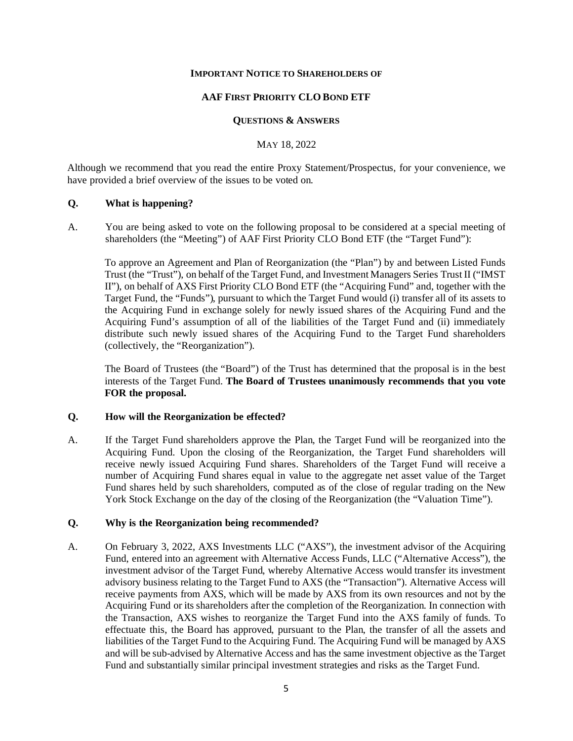**IMPORTANT NOTICE TO SHAREHOLDERS OF**

**AAF FIRST PRIORITY CLO BOND ETF**

**QUESTIONS & ANSWERS**

MAY 18, 2022

Although we recommend that you read the entire Proxy Statement/Prospectus, for your convenience, we have provided a brief overview of the issues to be voted on.

**Q. What is happening?**

A. You are being asked to vote on the following proposal to be considered at a special meeting of shareholders (the "Meeting") of AAF First Priority CLO Bond ETF (the "Target Fund"):

To approve an Agreement and Plan of Reorganization (the "Plan") by and between Listed Funds Trust (the "Trust"), on behalf of the Target Fund, and Investment Managers Series Trust II ("IMST II"), on behalf of AXS First Priority CLO Bond ETF (the "Acquiring Fund" and, together with the Target Fund, the "Funds"), pursuant to which the Target Fund would (i) transfer all of its assets to the Acquiring Fund in exchange solely for newly issued shares of the Acquiring Fund and the Acquiring Fund's assumption of all of the liabilities of the Target Fund and (ii) immediately distribute such newly issued shares of the Acquiring Fund to the Target Fund shareholders (collectively, the "Reorganization").

The Board of Trustees (the "Board") of the Trust has determined that the proposal is in the best interests of the Target Fund. **The Board of Trustees unanimously recommends that you vote FOR the proposal.**

**Q. How will the Reorganization be effected?**

A. If the Target Fund shareholders approve the Plan, the Target Fund will be reorganized into the Acquiring Fund. Upon the closing of the Reorganization, the Target Fund shareholders will receive newly issued Acquiring Fund shares. Shareholders of the Target Fund will receive a number of Acquiring Fund shares equal in value to the aggregate net asset value of the Target Fund shares held by such shareholders, computed as of the close of regular trading on the New York Stock Exchange on the day of the closing of the Reorganization (the "Valuation Time").

**Q. Why is the Reorganization being recommended?**

A. On February 3, 2022, AXS Investments LLC ("AXS"), the investment advisor of the Acquiring Fund, entered into an agreement with Alternative Access Funds, LLC ("Alternative Access"), the investment advisor of the Target Fund, whereby Alternative Access would transfer its investment advisory business relating to the Target Fund to AXS (the "Transaction"). Alternative Access will receive payments from AXS, which will be made by AXS from its own resources and not by the Acquiring Fund or its shareholders after the completion of the Reorganization. In connection with the Transaction, AXS wishes to reorganize the Target Fund into the AXS family of funds. To effectuate this, the Board has approved, pursuant to the Plan, the transfer of all the assets and liabilities of the Target Fund to the Acquiring Fund. The Acquiring Fund will be managed by AXS and will be sub-advised by Alternative Access and has the same investment objective as the Target Fund and substantially similar principal investment strategies and risks as the Target Fund.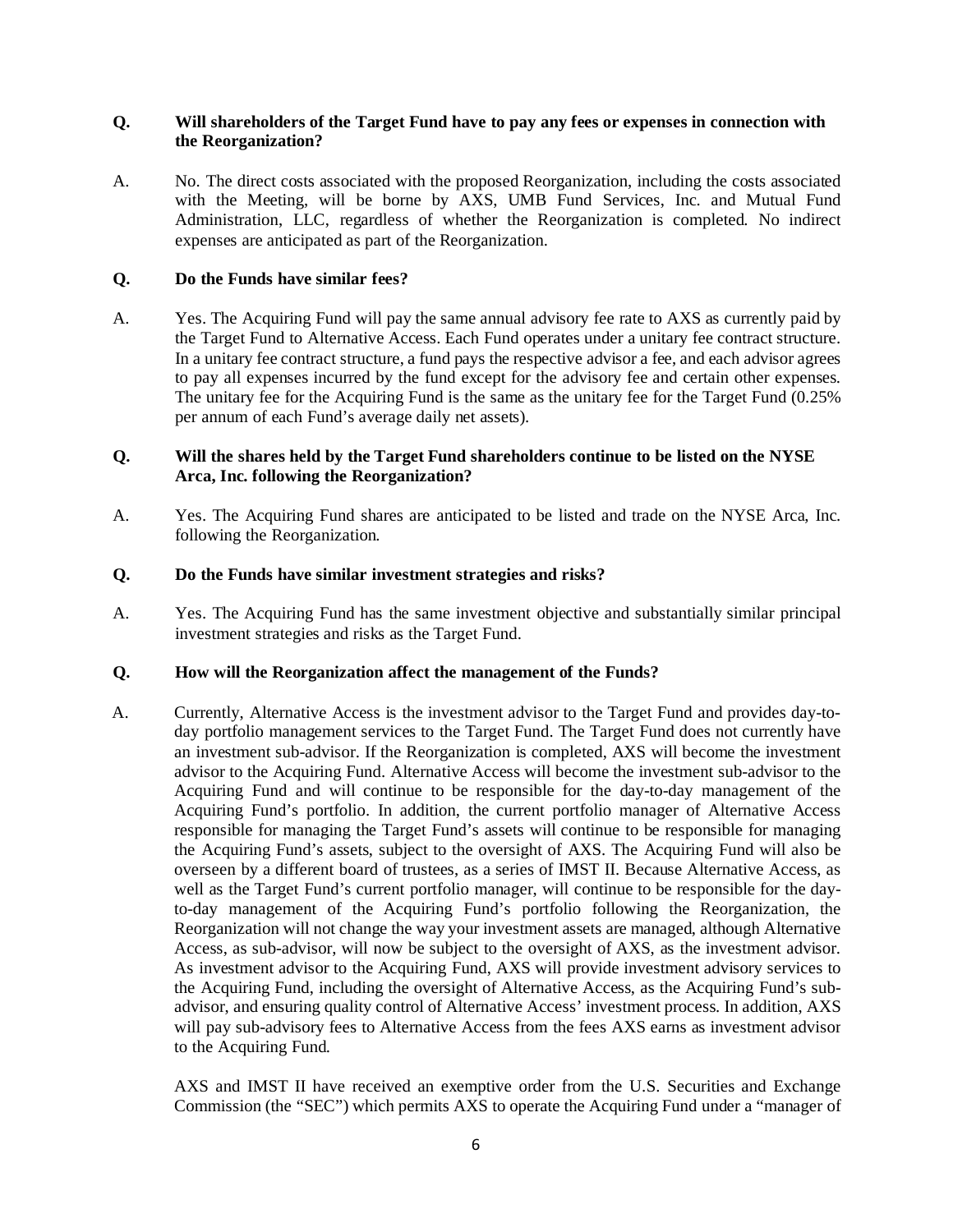**Q. Will shareholders of the Target Fund have to pay any fees or expenses in connection with the Reorganization?**

A. No. The direct costs associated with the proposed Reorganization, including the costs associated with the Meeting, will be borne by AXS, UMB Fund Services, Inc. and Mutual Fund Administration, LLC, regardless of whether the Reorganization is completed. No indirect expenses are anticipated as part of the Reorganization.

**Q. Do the Funds have similar fees?**

A. Yes. The Acquiring Fund will pay the same annual advisory fee rate to AXS as currently paid by the Target Fund to Alternative Access. Each Fund operates under a unitary fee contract structure. In a unitary fee contract structure, a fund pays the respective advisor a fee, and each advisor agrees to pay all expenses incurred by the fund except for the advisory fee and certain other expenses. The unitary fee for the Acquiring Fund is the same as the unitary fee for the Target Fund (0.25% per annum of each Fund's average daily net assets).

**Q. Will the shares held by the Target Fund shareholders continue to be listed on the NYSE Arca, Inc. following the Reorganization?**

A. Yes. The Acquiring Fund shares are anticipated to be listed and trade on the NYSE Arca, Inc. following the Reorganization.

**Q. Do the Funds have similar investment strategies and risks?**

A. Yes. The Acquiring Fund has the same investment objective and substantially similar principal investment strategies and risks as the Target Fund.

**Q. How will the Reorganization affect the management of the Funds?**

A. Currently, Alternative Access is the investment advisor to the Target Fund and provides day-to-day portfolio management services to the Target Fund. The Target Fund does not currently have an investment sub-advisor. If the Reorganization is completed, AXS will become the investment advisor to the Acquiring Fund. Alternative Access will become the investment sub-advisor to the Acquiring Fund and will continue to be responsible for the day-to-day management of the Acquiring Fund's portfolio. In addition, the current portfolio manager of Alternative Access responsible for managing the Target Fund's assets will continue to be responsible for managing the Acquiring Fund's assets, subject to the oversight of AXS. The Acquiring Fund will also be overseen by a different board of trustees, as a series of IMST II. Because Alternative Access, as well as the Target Fund's current portfolio manager, will continue to be responsible for the day-to-day management of the Acquiring Fund's portfolio following the Reorganization, the Reorganization will not change the way your investment assets are managed, although Alternative Access, as sub-advisor, will now be subject to the oversight of AXS, as the investment advisor. As investment advisor to the Acquiring Fund, AXS will provide investment advisory services to the Acquiring Fund, including the oversight of Alternative Access, as the Acquiring Fund's sub-advisor, and ensuring quality control of Alternative Access' investment process. In addition, AXS will pay sub-advisory fees to Alternative Access from the fees AXS earns as investment advisor to the Acquiring Fund.

AXS and IMST II have received an exemptive order from the U.S. Securities and Exchange Commission (the "SEC") which permits AXS to operate the Acquiring Fund under a "manager of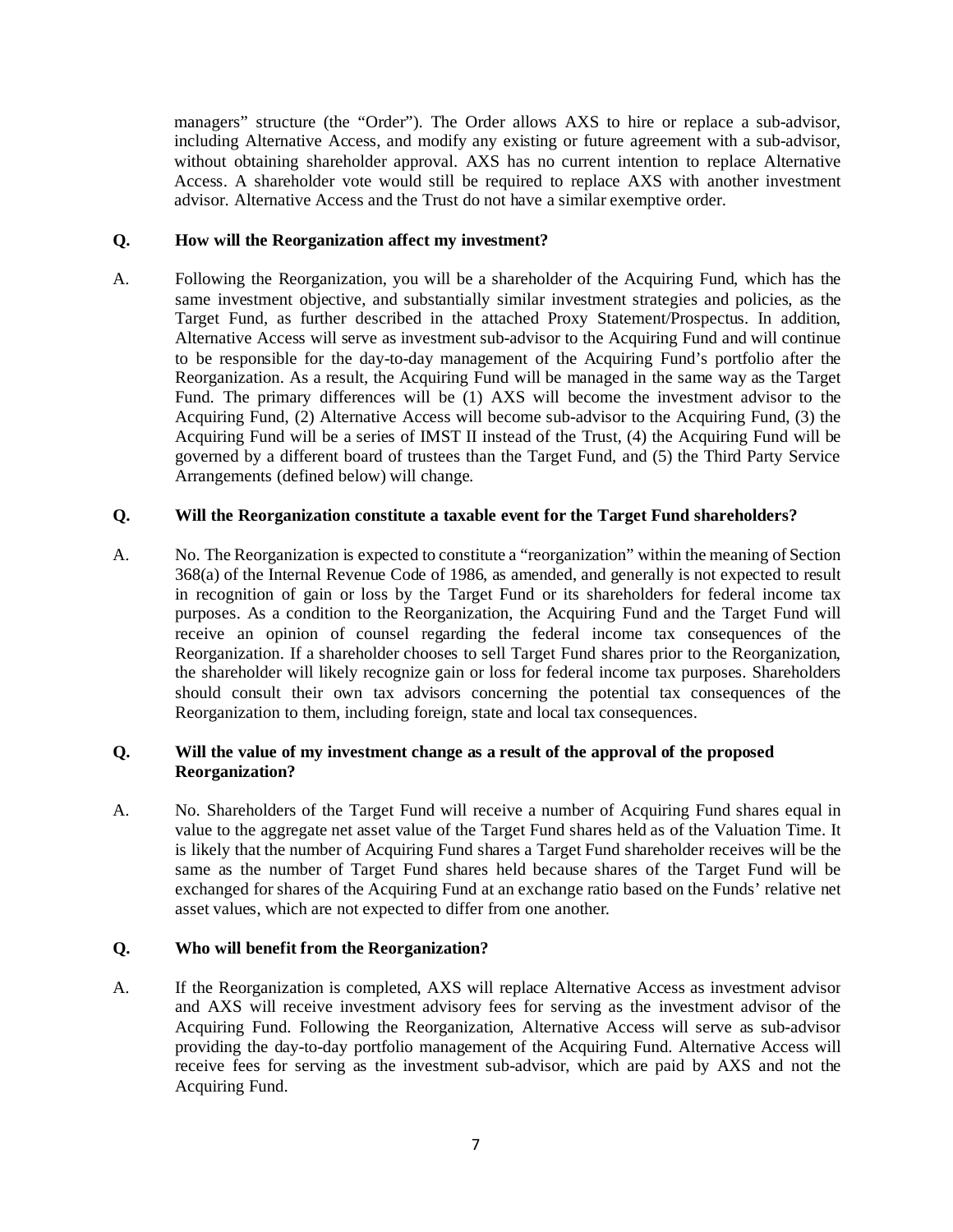managers" structure (the "Order"). The Order allows AXS to hire or replace a sub-advisor, including Alternative Access, and modify any existing or future agreement with a sub-advisor, without obtaining shareholder approval. AXS has no current intention to replace Alternative Access. A shareholder vote would still be required to replace AXS with another investment advisor. Alternative Access and the Trust do not have a similar exemptive order.

**Q. How will the Reorganization affect my investment?**

A. Following the Reorganization, you will be a shareholder of the Acquiring Fund, which has the same investment objective, and substantially similar investment strategies and policies, as the Target Fund, as further described in the attached Proxy Statement/Prospectus. In addition, Alternative Access will serve as investment sub-advisor to the Acquiring Fund and will continue to be responsible for the day-to-day management of the Acquiring Fund's portfolio after the Reorganization. As a result, the Acquiring Fund will be managed in the same way as the Target Fund. The primary differences will be (1) AXS will become the investment advisor to the Acquiring Fund, (2) Alternative Access will become sub-advisor to the Acquiring Fund, (3) the Acquiring Fund will be a series of IMST II instead of the Trust, (4) the Acquiring Fund will be governed by a different board of trustees than the Target Fund, and (5) the Third Party Service Arrangements (defined below) will change.

**Q. Will the Reorganization constitute a taxable event for the Target Fund shareholders?**

A. No. The Reorganization is expected to constitute a "reorganization" within the meaning of Section 368(a) of the Internal Revenue Code of 1986, as amended, and generally is not expected to result in recognition of gain or loss by the Target Fund or its shareholders for federal income tax purposes. As a condition to the Reorganization, the Acquiring Fund and the Target Fund will receive an opinion of counsel regarding the federal income tax consequences of the Reorganization. If a shareholder chooses to sell Target Fund shares prior to the Reorganization, the shareholder will likely recognize gain or loss for federal income tax purposes. Shareholders should consult their own tax advisors concerning the potential tax consequences of the Reorganization to them, including foreign, state and local tax consequences.

**Q. Will the value of my investment change as a result of the approval of the proposed Reorganization?**

A. No. Shareholders of the Target Fund will receive a number of Acquiring Fund shares equal in value to the aggregate net asset value of the Target Fund shares held as of the Valuation Time. It is likely that the number of Acquiring Fund shares a Target Fund shareholder receives will be the same as the number of Target Fund shares held because shares of the Target Fund will be exchanged for shares of the Acquiring Fund at an exchange ratio based on the Funds' relative net asset values, which are not expected to differ from one another.

**Q. Who will benefit from the Reorganization?**

A. If the Reorganization is completed, AXS will replace Alternative Access as investment advisor and AXS will receive investment advisory fees for serving as the investment advisor of the Acquiring Fund. Following the Reorganization, Alternative Access will serve as sub-advisor providing the day-to-day portfolio management of the Acquiring Fund. Alternative Access will receive fees for serving as the investment sub-advisor, which are paid by AXS and not the Acquiring Fund.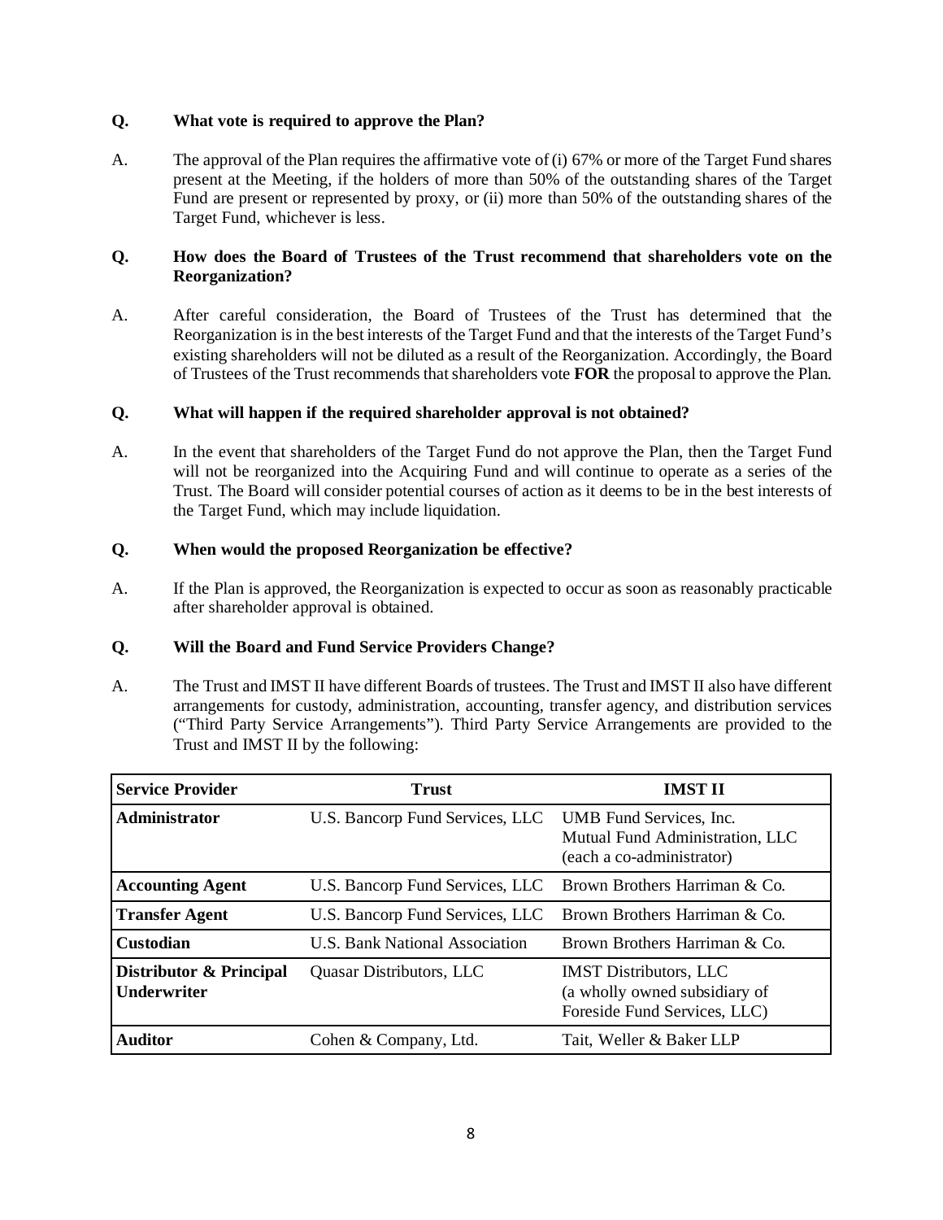**Q. What vote is required to approve the Plan?**

A. The approval of the Plan requires the affirmative vote of (i) 67% or more of the Target Fund shares present at the Meeting, if the holders of more than 50% of the outstanding shares of the Target Fund are present or represented by proxy, or (ii) more than 50% of the outstanding shares of the Target Fund, whichever is less.

**Q. How does the Board of Trustees of the Trust recommend that shareholders vote on the Reorganization?**

A. After careful consideration, the Board of Trustees of the Trust has determined that the Reorganization is in the best interests of the Target Fund and that the interests of the Target Fund's existing shareholders will not be diluted as a result of the Reorganization. Accordingly, the Board of Trustees of the Trust recommends that shareholders vote **FOR** the proposal to approve the Plan.

**Q. What will happen if the required shareholder approval is not obtained?**

A. In the event that shareholders of the Target Fund do not approve the Plan, then the Target Fund will not be reorganized into the Acquiring Fund and will continue to operate as a series of the Trust. The Board will consider potential courses of action as it deems to be in the best interests of the Target Fund, which may include liquidation.

**Q. When would the proposed Reorganization be effective?**

A. If the Plan is approved, the Reorganization is expected to occur as soon as reasonably practicable after shareholder approval is obtained.

**Q. Will the Board and Fund Service Providers Change?**

A. The Trust and IMST II have different Boards of trustees. The Trust and IMST II also have different arrangements for custody, administration, accounting, transfer agency, and distribution services ("Third Party Service Arrangements"). Third Party Service Arrangements are provided to the Trust and IMST II by the following:

| Service Provider | Trust | IMST II |
|---|---|---|
| **Administrator** | U.S. Bancorp Fund Services, LLC | UMB Fund Services, Inc. Mutual Fund Administration, LLC (each a co-administrator) |
| **Accounting Agent** | U.S. Bancorp Fund Services, LLC | Brown Brothers Harriman & Co. |
| **Transfer Agent** | U.S. Bancorp Fund Services, LLC | Brown Brothers Harriman & Co. |
| **Custodian** | U.S. Bank National Association | Brown Brothers Harriman & Co. |
| **Distributor & Principal Underwriter** | Quasar Distributors, LLC | IMST Distributors, LLC (a wholly owned subsidiary of Foreside Fund Services, LLC) |
| **Auditor** | Cohen & Company, Ltd. | Tait, Weller & Baker LLP |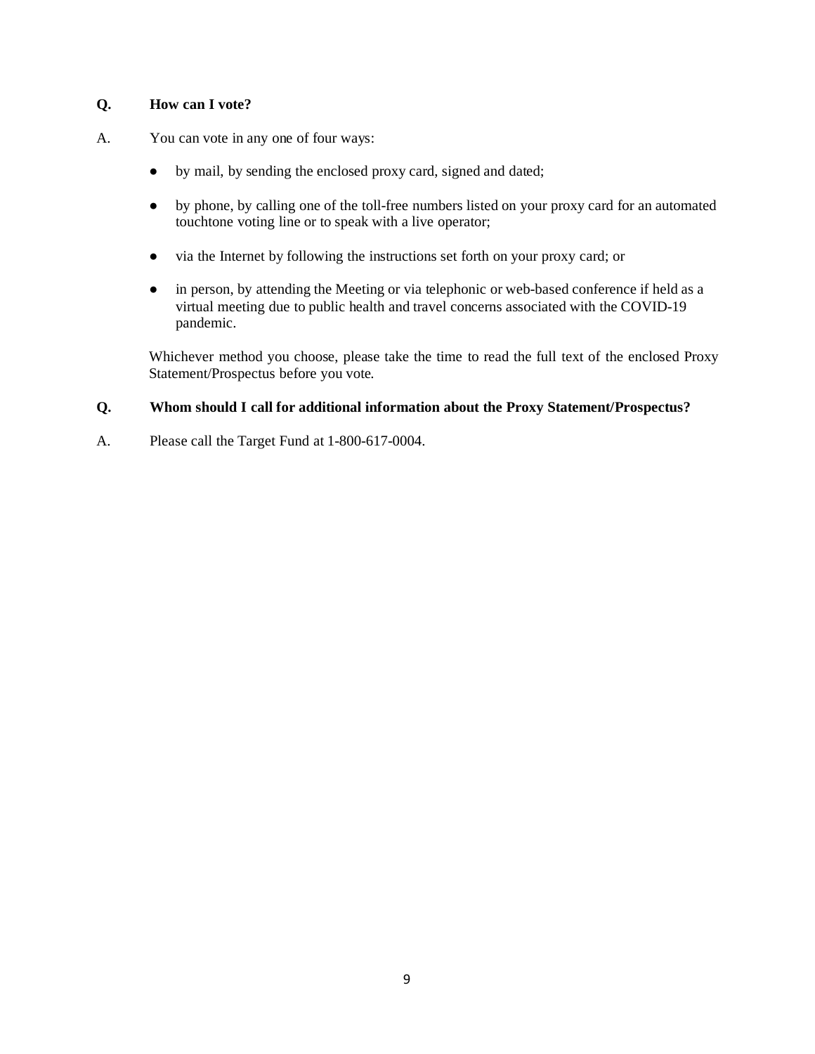**Q. How can I vote?**

A. You can vote in any one of four ways:

- by mail, by sending the enclosed proxy card, signed and dated;
- by phone, by calling one of the toll-free numbers listed on your proxy card for an automated touchtone voting line or to speak with a live operator;
- via the Internet by following the instructions set forth on your proxy card; or
- in person, by attending the Meeting or via telephonic or web-based conference if held as a virtual meeting due to public health and travel concerns associated with the COVID-19 pandemic.

Whichever method you choose, please take the time to read the full text of the enclosed Proxy Statement/Prospectus before you vote.

**Q. Whom should I call for additional information about the Proxy Statement/Prospectus?**

A. Please call the Target Fund at 1-800-617-0004.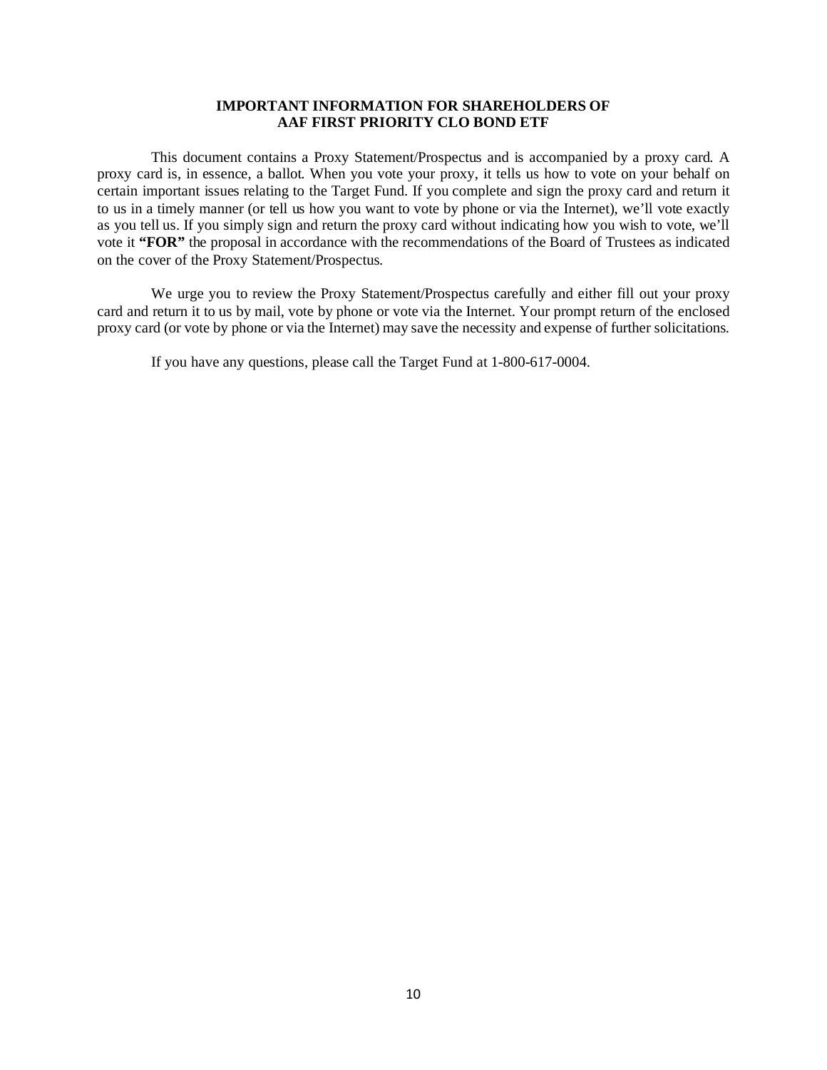**IMPORTANT INFORMATION FOR SHAREHOLDERS OF**
**AAF FIRST PRIORITY CLO BOND ETF**

This document contains a Proxy Statement/Prospectus and is accompanied by a proxy card. A proxy card is, in essence, a ballot. When you vote your proxy, it tells us how to vote on your behalf on certain important issues relating to the Target Fund. If you complete and sign the proxy card and return it to us in a timely manner (or tell us how you want to vote by phone or via the Internet), we'll vote exactly as you tell us. If you simply sign and return the proxy card without indicating how you wish to vote, we'll vote it **"FOR"** the proposal in accordance with the recommendations of the Board of Trustees as indicated on the cover of the Proxy Statement/Prospectus.

We urge you to review the Proxy Statement/Prospectus carefully and either fill out your proxy card and return it to us by mail, vote by phone or vote via the Internet. Your prompt return of the enclosed proxy card (or vote by phone or via the Internet) may save the necessity and expense of further solicitations.

If you have any questions, please call the Target Fund at 1-800-617-0004.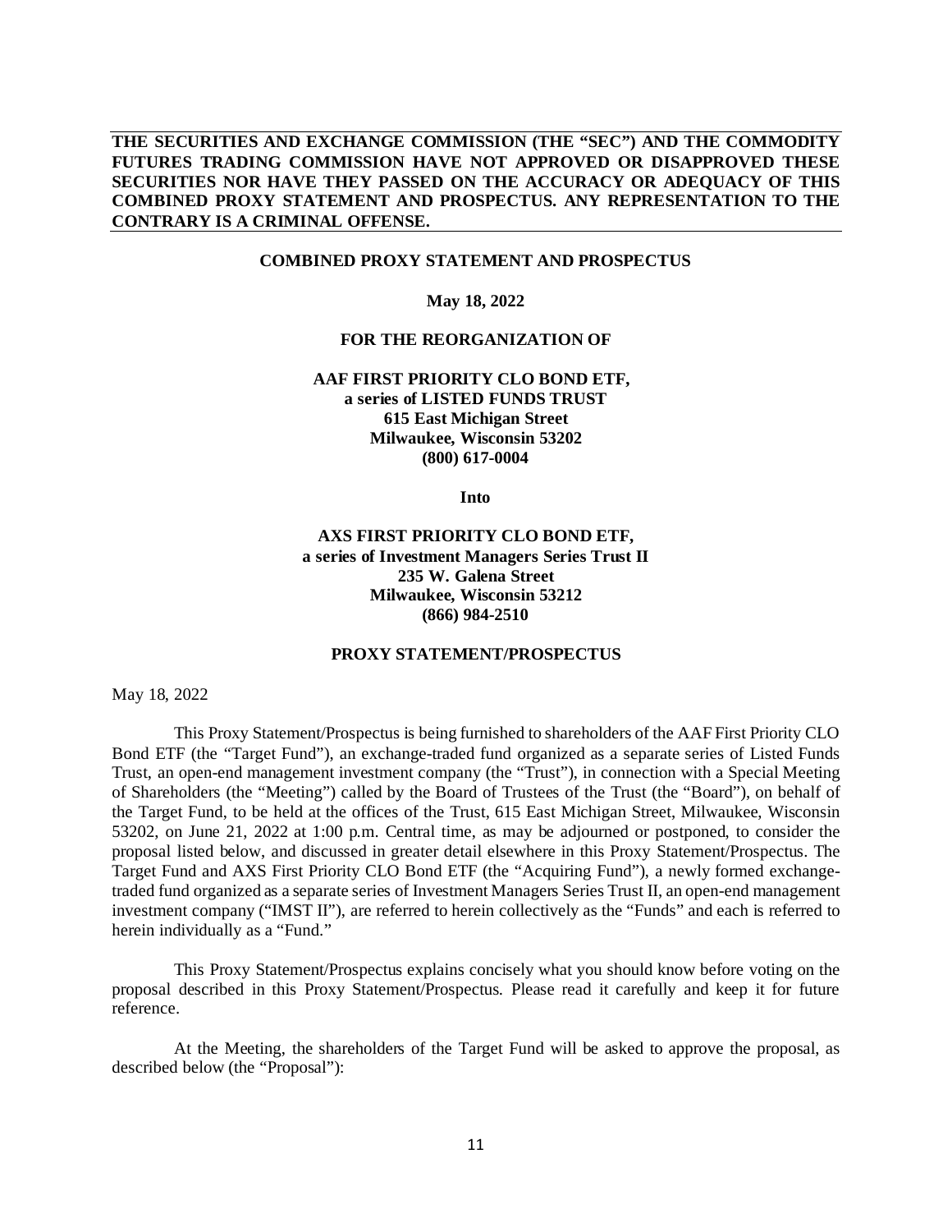**THE SECURITIES AND EXCHANGE COMMISSION (THE "SEC") AND THE COMMODITY FUTURES TRADING COMMISSION HAVE NOT APPROVED OR DISAPPROVED THESE SECURITIES NOR HAVE THEY PASSED ON THE ACCURACY OR ADEQUACY OF THIS COMBINED PROXY STATEMENT AND PROSPECTUS. ANY REPRESENTATION TO THE CONTRARY IS A CRIMINAL OFFENSE.**

**COMBINED PROXY STATEMENT AND PROSPECTUS**

**May 18, 2022**

**FOR THE REORGANIZATION OF**

**AAF FIRST PRIORITY CLO BOND ETF,**
**a series of LISTED FUNDS TRUST**
**615 East Michigan Street**
**Milwaukee, Wisconsin 53202**
**(800) 617-0004**

**Into**

**AXS FIRST PRIORITY CLO BOND ETF,**
**a series of Investment Managers Series Trust II**
**235 W. Galena Street**
**Milwaukee, Wisconsin 53212**
**(866) 984-2510**

**PROXY STATEMENT/PROSPECTUS**

May 18, 2022

This Proxy Statement/Prospectus is being furnished to shareholders of the AAF First Priority CLO Bond ETF (the "Target Fund"), an exchange-traded fund organized as a separate series of Listed Funds Trust, an open-end management investment company (the "Trust"), in connection with a Special Meeting of Shareholders (the "Meeting") called by the Board of Trustees of the Trust (the "Board"), on behalf of the Target Fund, to be held at the offices of the Trust, 615 East Michigan Street, Milwaukee, Wisconsin 53202, on June 21, 2022 at 1:00 p.m. Central time, as may be adjourned or postponed, to consider the proposal listed below, and discussed in greater detail elsewhere in this Proxy Statement/Prospectus. The Target Fund and AXS First Priority CLO Bond ETF (the "Acquiring Fund"), a newly formed exchange-traded fund organized as a separate series of Investment Managers Series Trust II, an open-end management investment company ("IMST II"), are referred to herein collectively as the "Funds" and each is referred to herein individually as a "Fund."

This Proxy Statement/Prospectus explains concisely what you should know before voting on the proposal described in this Proxy Statement/Prospectus. Please read it carefully and keep it for future reference.

At the Meeting, the shareholders of the Target Fund will be asked to approve the proposal, as described below (the "Proposal"):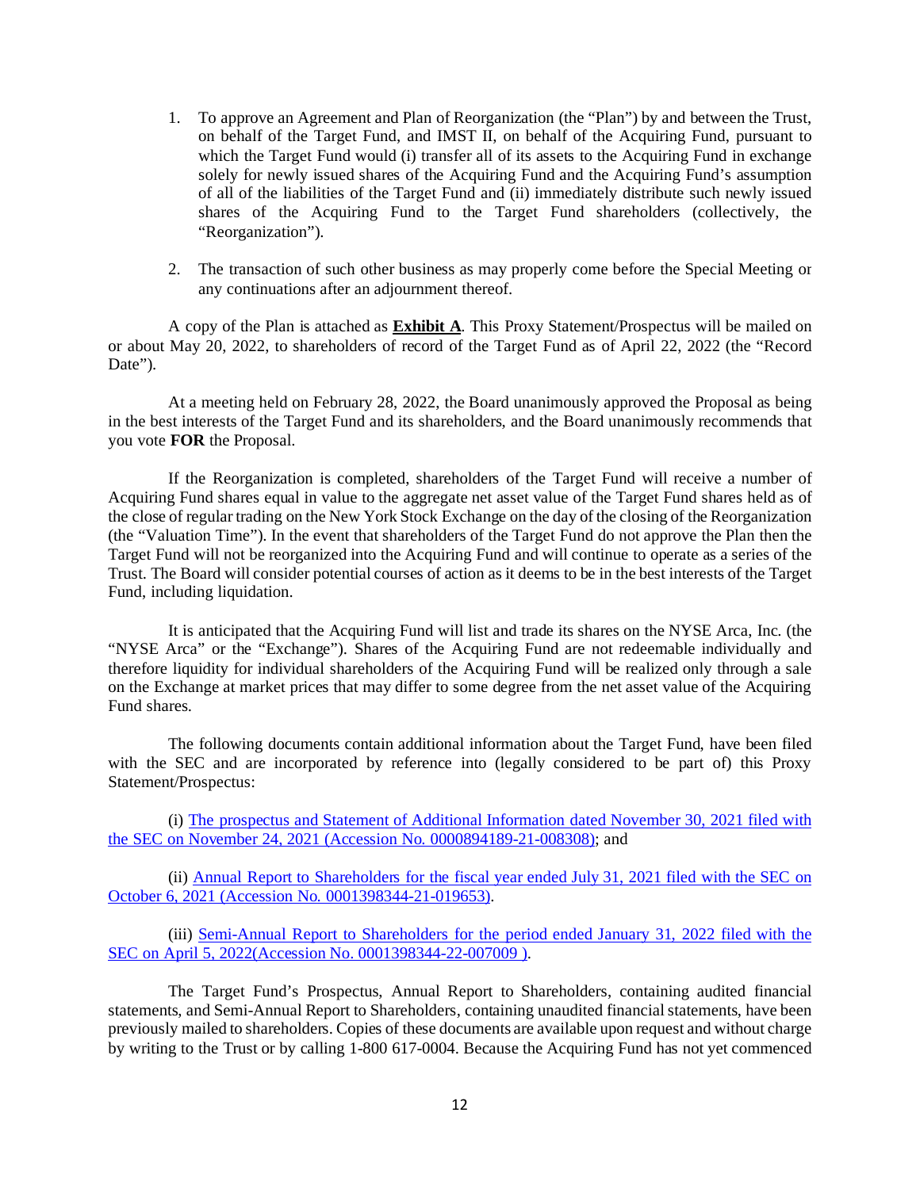1. To approve an Agreement and Plan of Reorganization (the "Plan") by and between the Trust, on behalf of the Target Fund, and IMST II, on behalf of the Acquiring Fund, pursuant to which the Target Fund would (i) transfer all of its assets to the Acquiring Fund in exchange solely for newly issued shares of the Acquiring Fund and the Acquiring Fund's assumption of all of the liabilities of the Target Fund and (ii) immediately distribute such newly issued shares of the Acquiring Fund to the Target Fund shareholders (collectively, the "Reorganization").

2. The transaction of such other business as may properly come before the Special Meeting or any continuations after an adjournment thereof.

A copy of the Plan is attached as **Exhibit A**. This Proxy Statement/Prospectus will be mailed on or about May 20, 2022, to shareholders of record of the Target Fund as of April 22, 2022 (the "Record Date").

At a meeting held on February 28, 2022, the Board unanimously approved the Proposal as being in the best interests of the Target Fund and its shareholders, and the Board unanimously recommends that you vote **FOR** the Proposal.

If the Reorganization is completed, shareholders of the Target Fund will receive a number of Acquiring Fund shares equal in value to the aggregate net asset value of the Target Fund shares held as of the close of regular trading on the New York Stock Exchange on the day of the closing of the Reorganization (the "Valuation Time"). In the event that shareholders of the Target Fund do not approve the Plan then the Target Fund will not be reorganized into the Acquiring Fund and will continue to operate as a series of the Trust. The Board will consider potential courses of action as it deems to be in the best interests of the Target Fund, including liquidation.

It is anticipated that the Acquiring Fund will list and trade its shares on the NYSE Arca, Inc. (the "NYSE Arca" or the "Exchange"). Shares of the Acquiring Fund are not redeemable individually and therefore liquidity for individual shareholders of the Acquiring Fund will be realized only through a sale on the Exchange at market prices that may differ to some degree from the net asset value of the Acquiring Fund shares.

The following documents contain additional information about the Target Fund, have been filed with the SEC and are incorporated by reference into (legally considered to be part of) this Proxy Statement/Prospectus:

(i) The prospectus and Statement of Additional Information dated November 30, 2021 filed with the SEC on November 24, 2021 (Accession No. 0000894189-21-008308); and

(ii) Annual Report to Shareholders for the fiscal year ended July 31, 2021 filed with the SEC on October 6, 2021 (Accession No. 0001398344-21-019653).

(iii) Semi-Annual Report to Shareholders for the period ended January 31, 2022 filed with the SEC on April 5, 2022(Accession No. 0001398344-22-007009 ).

The Target Fund's Prospectus, Annual Report to Shareholders, containing audited financial statements, and Semi-Annual Report to Shareholders, containing unaudited financial statements, have been previously mailed to shareholders. Copies of these documents are available upon request and without charge by writing to the Trust or by calling 1-800 617-0004. Because the Acquiring Fund has not yet commenced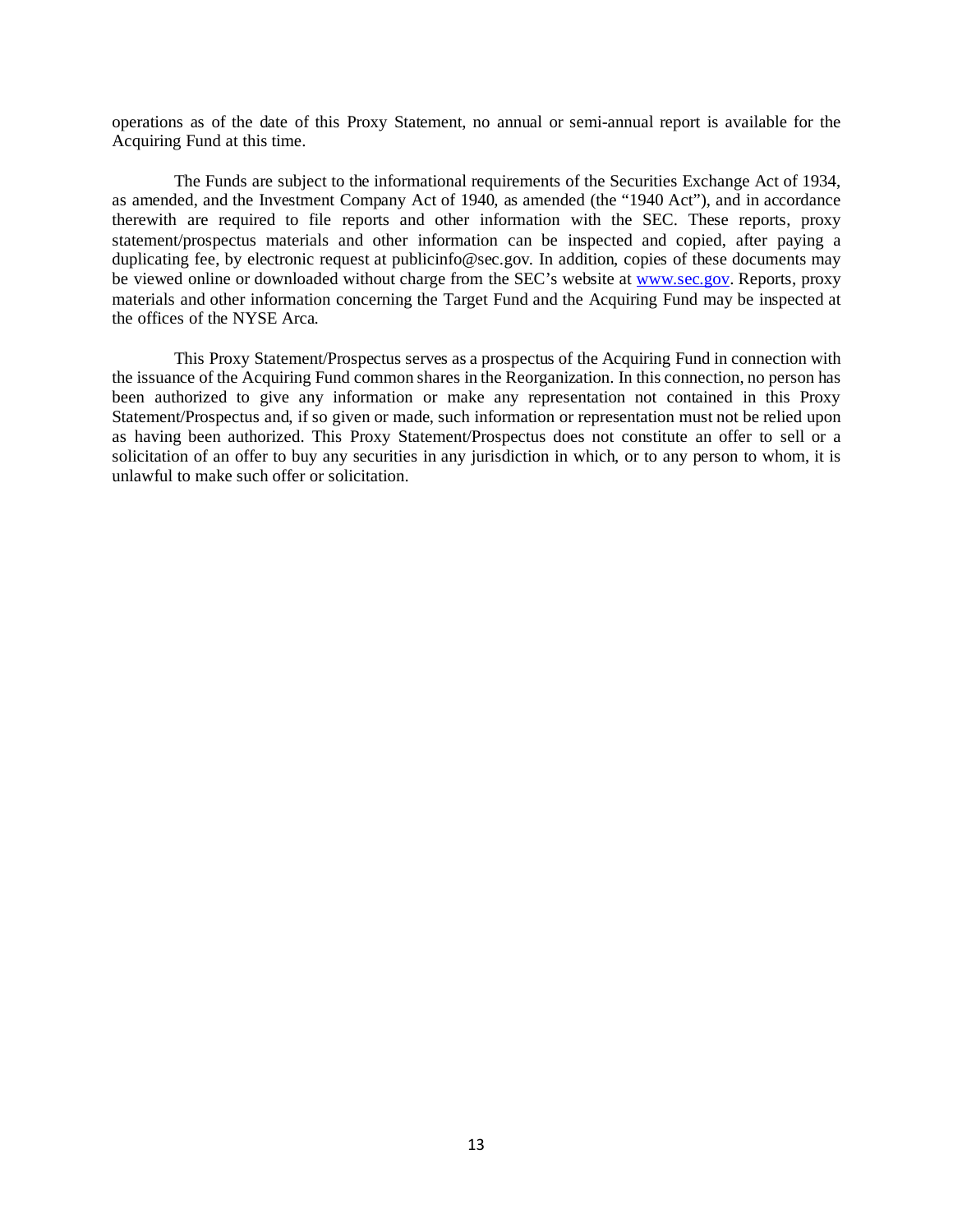operations as of the date of this Proxy Statement, no annual or semi-annual report is available for the Acquiring Fund at this time.

The Funds are subject to the informational requirements of the Securities Exchange Act of 1934, as amended, and the Investment Company Act of 1940, as amended (the "1940 Act"), and in accordance therewith are required to file reports and other information with the SEC. These reports, proxy statement/prospectus materials and other information can be inspected and copied, after paying a duplicating fee, by electronic request at publicinfo@sec.gov. In addition, copies of these documents may be viewed online or downloaded without charge from the SEC's website at [www.sec.gov](http://www.sec.gov). Reports, proxy materials and other information concerning the Target Fund and the Acquiring Fund may be inspected at the offices of the NYSE Arca.

This Proxy Statement/Prospectus serves as a prospectus of the Acquiring Fund in connection with the issuance of the Acquiring Fund common shares in the Reorganization. In this connection, no person has been authorized to give any information or make any representation not contained in this Proxy Statement/Prospectus and, if so given or made, such information or representation must not be relied upon as having been authorized. This Proxy Statement/Prospectus does not constitute an offer to sell or a solicitation of an offer to buy any securities in any jurisdiction in which, or to any person to whom, it is unlawful to make such offer or solicitation.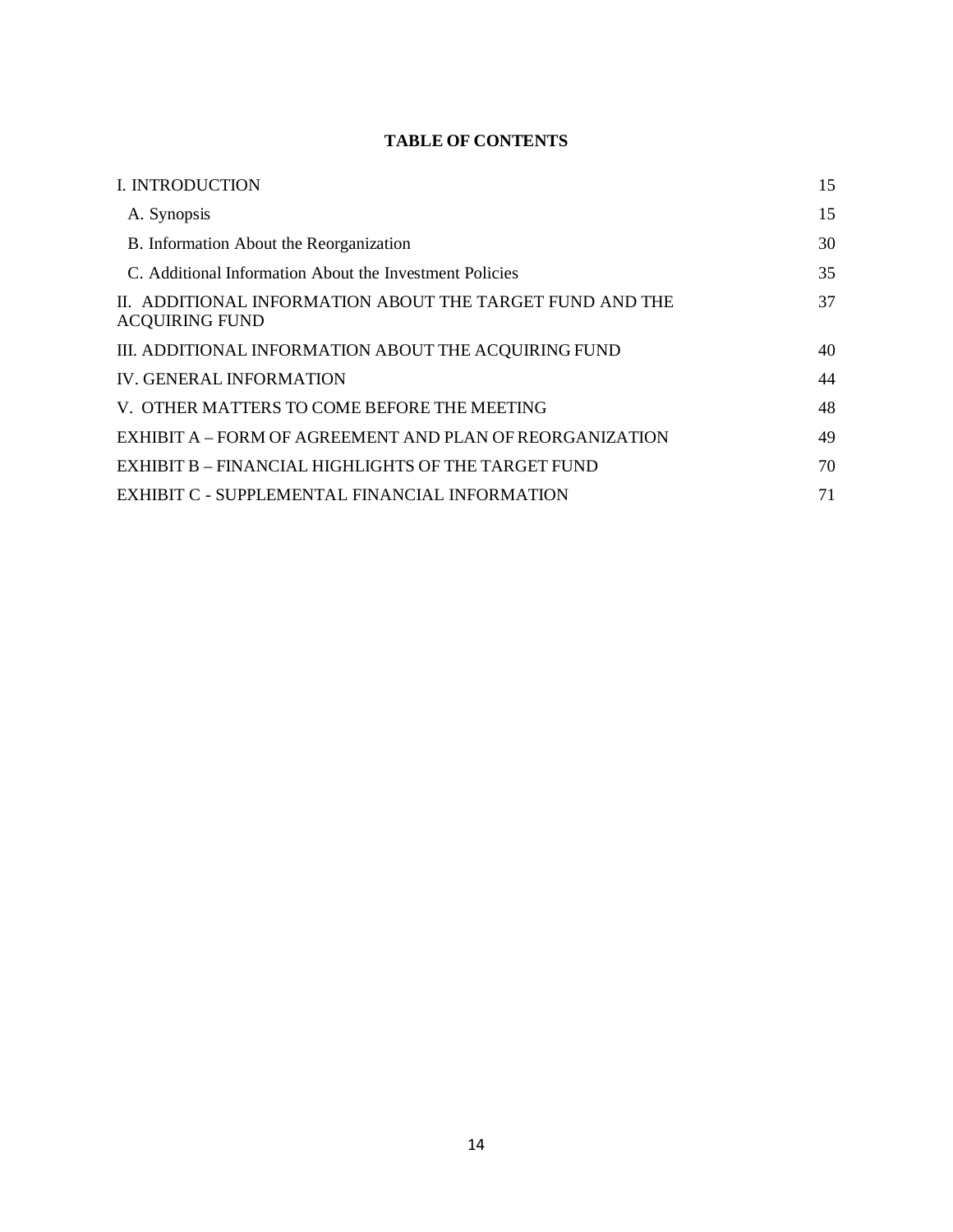**TABLE OF CONTENTS**

| | |
|---|---|
| I. INTRODUCTION | 15 |
| A. Synopsis | 15 |
| B. Information About the Reorganization | 30 |
| C. Additional Information About the Investment Policies | 35 |
| II. ADDITIONAL INFORMATION ABOUT THE TARGET FUND AND THE ACQUIRING FUND | 37 |
| III. ADDITIONAL INFORMATION ABOUT THE ACQUIRING FUND | 40 |
| IV. GENERAL INFORMATION | 44 |
| V. OTHER MATTERS TO COME BEFORE THE MEETING | 48 |
| EXHIBIT A – FORM OF AGREEMENT AND PLAN OF REORGANIZATION | 49 |
| EXHIBIT B – FINANCIAL HIGHLIGHTS OF THE TARGET FUND | 70 |
| EXHIBIT C - SUPPLEMENTAL FINANCIAL INFORMATION | 71 |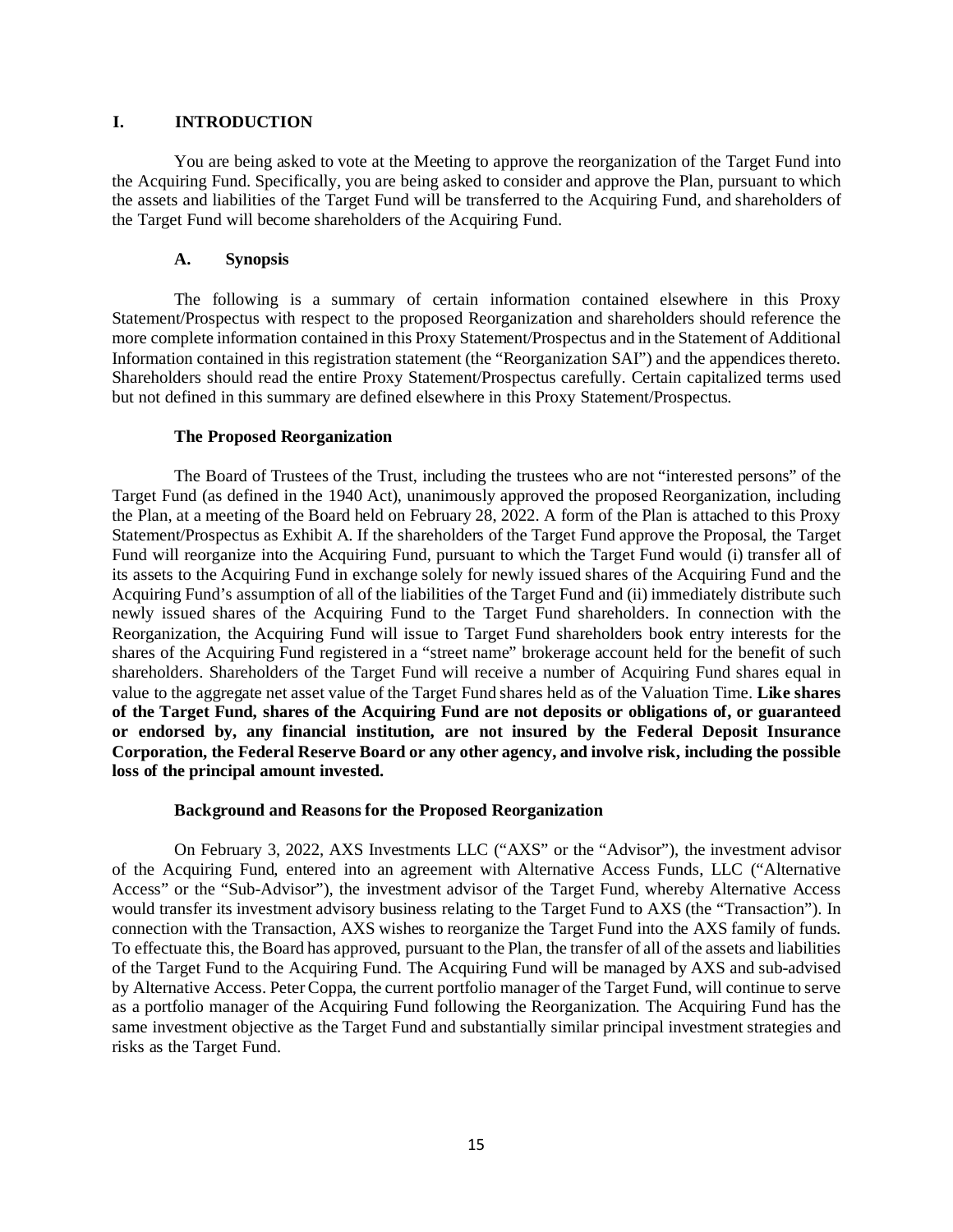# I. INTRODUCTION

You are being asked to vote at the Meeting to approve the reorganization of the Target Fund into the Acquiring Fund. Specifically, you are being asked to consider and approve the Plan, pursuant to which the assets and liabilities of the Target Fund will be transferred to the Acquiring Fund, and shareholders of the Target Fund will become shareholders of the Acquiring Fund.

## A. Synopsis

The following is a summary of certain information contained elsewhere in this Proxy Statement/Prospectus with respect to the proposed Reorganization and shareholders should reference the more complete information contained in this Proxy Statement/Prospectus and in the Statement of Additional Information contained in this registration statement (the "Reorganization SAI") and the appendices thereto. Shareholders should read the entire Proxy Statement/Prospectus carefully. Certain capitalized terms used but not defined in this summary are defined elsewhere in this Proxy Statement/Prospectus.

### The Proposed Reorganization

The Board of Trustees of the Trust, including the trustees who are not "interested persons" of the Target Fund (as defined in the 1940 Act), unanimously approved the proposed Reorganization, including the Plan, at a meeting of the Board held on February 28, 2022. A form of the Plan is attached to this Proxy Statement/Prospectus as Exhibit A. If the shareholders of the Target Fund approve the Proposal, the Target Fund will reorganize into the Acquiring Fund, pursuant to which the Target Fund would (i) transfer all of its assets to the Acquiring Fund in exchange solely for newly issued shares of the Acquiring Fund and the Acquiring Fund's assumption of all of the liabilities of the Target Fund and (ii) immediately distribute such newly issued shares of the Acquiring Fund to the Target Fund shareholders. In connection with the Reorganization, the Acquiring Fund will issue to Target Fund shareholders book entry interests for the shares of the Acquiring Fund registered in a "street name" brokerage account held for the benefit of such shareholders. Shareholders of the Target Fund will receive a number of Acquiring Fund shares equal in value to the aggregate net asset value of the Target Fund shares held as of the Valuation Time. **Like shares of the Target Fund, shares of the Acquiring Fund are not deposits or obligations of, or guaranteed or endorsed by, any financial institution, are not insured by the Federal Deposit Insurance Corporation, the Federal Reserve Board or any other agency, and involve risk, including the possible loss of the principal amount invested.**

### Background and Reasons for the Proposed Reorganization

On February 3, 2022, AXS Investments LLC ("AXS" or the "Advisor"), the investment advisor of the Acquiring Fund, entered into an agreement with Alternative Access Funds, LLC ("Alternative Access" or the "Sub-Advisor"), the investment advisor of the Target Fund, whereby Alternative Access would transfer its investment advisory business relating to the Target Fund to AXS (the "Transaction"). In connection with the Transaction, AXS wishes to reorganize the Target Fund into the AXS family of funds. To effectuate this, the Board has approved, pursuant to the Plan, the transfer of all of the assets and liabilities of the Target Fund to the Acquiring Fund. The Acquiring Fund will be managed by AXS and sub-advised by Alternative Access. Peter Coppa, the current portfolio manager of the Target Fund, will continue to serve as a portfolio manager of the Acquiring Fund following the Reorganization. The Acquiring Fund has the same investment objective as the Target Fund and substantially similar principal investment strategies and risks as the Target Fund.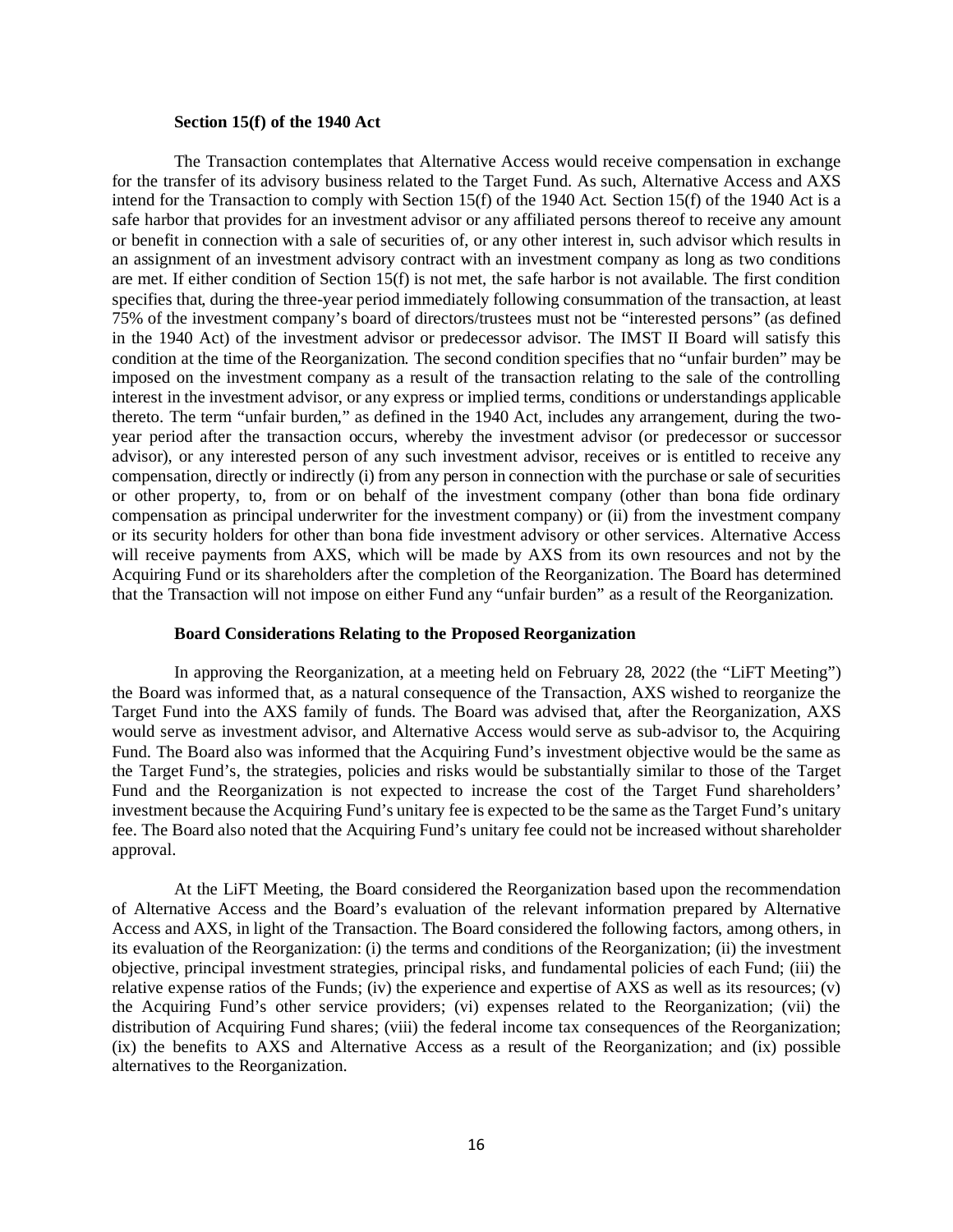### Section 15(f) of the 1940 Act

The Transaction contemplates that Alternative Access would receive compensation in exchange for the transfer of its advisory business related to the Target Fund. As such, Alternative Access and AXS intend for the Transaction to comply with Section 15(f) of the 1940 Act. Section 15(f) of the 1940 Act is a safe harbor that provides for an investment advisor or any affiliated persons thereof to receive any amount or benefit in connection with a sale of securities of, or any other interest in, such advisor which results in an assignment of an investment advisory contract with an investment company as long as two conditions are met. If either condition of Section 15(f) is not met, the safe harbor is not available. The first condition specifies that, during the three-year period immediately following consummation of the transaction, at least 75% of the investment company's board of directors/trustees must not be "interested persons" (as defined in the 1940 Act) of the investment advisor or predecessor advisor. The IMST II Board will satisfy this condition at the time of the Reorganization. The second condition specifies that no "unfair burden" may be imposed on the investment company as a result of the transaction relating to the sale of the controlling interest in the investment advisor, or any express or implied terms, conditions or understandings applicable thereto. The term "unfair burden," as defined in the 1940 Act, includes any arrangement, during the two-year period after the transaction occurs, whereby the investment advisor (or predecessor or successor advisor), or any interested person of any such investment advisor, receives or is entitled to receive any compensation, directly or indirectly (i) from any person in connection with the purchase or sale of securities or other property, to, from or on behalf of the investment company (other than bona fide ordinary compensation as principal underwriter for the investment company) or (ii) from the investment company or its security holders for other than bona fide investment advisory or other services. Alternative Access will receive payments from AXS, which will be made by AXS from its own resources and not by the Acquiring Fund or its shareholders after the completion of the Reorganization. The Board has determined that the Transaction will not impose on either Fund any "unfair burden" as a result of the Reorganization.

### Board Considerations Relating to the Proposed Reorganization

In approving the Reorganization, at a meeting held on February 28, 2022 (the "LiFT Meeting") the Board was informed that, as a natural consequence of the Transaction, AXS wished to reorganize the Target Fund into the AXS family of funds. The Board was advised that, after the Reorganization, AXS would serve as investment advisor, and Alternative Access would serve as sub-advisor to, the Acquiring Fund. The Board also was informed that the Acquiring Fund's investment objective would be the same as the Target Fund's, the strategies, policies and risks would be substantially similar to those of the Target Fund and the Reorganization is not expected to increase the cost of the Target Fund shareholders' investment because the Acquiring Fund's unitary fee is expected to be the same as the Target Fund's unitary fee. The Board also noted that the Acquiring Fund's unitary fee could not be increased without shareholder approval.

At the LiFT Meeting, the Board considered the Reorganization based upon the recommendation of Alternative Access and the Board's evaluation of the relevant information prepared by Alternative Access and AXS, in light of the Transaction. The Board considered the following factors, among others, in its evaluation of the Reorganization: (i) the terms and conditions of the Reorganization; (ii) the investment objective, principal investment strategies, principal risks, and fundamental policies of each Fund; (iii) the relative expense ratios of the Funds; (iv) the experience and expertise of AXS as well as its resources; (v) the Acquiring Fund's other service providers; (vi) expenses related to the Reorganization; (vii) the distribution of Acquiring Fund shares; (viii) the federal income tax consequences of the Reorganization; (ix) the benefits to AXS and Alternative Access as a result of the Reorganization; and (ix) possible alternatives to the Reorganization.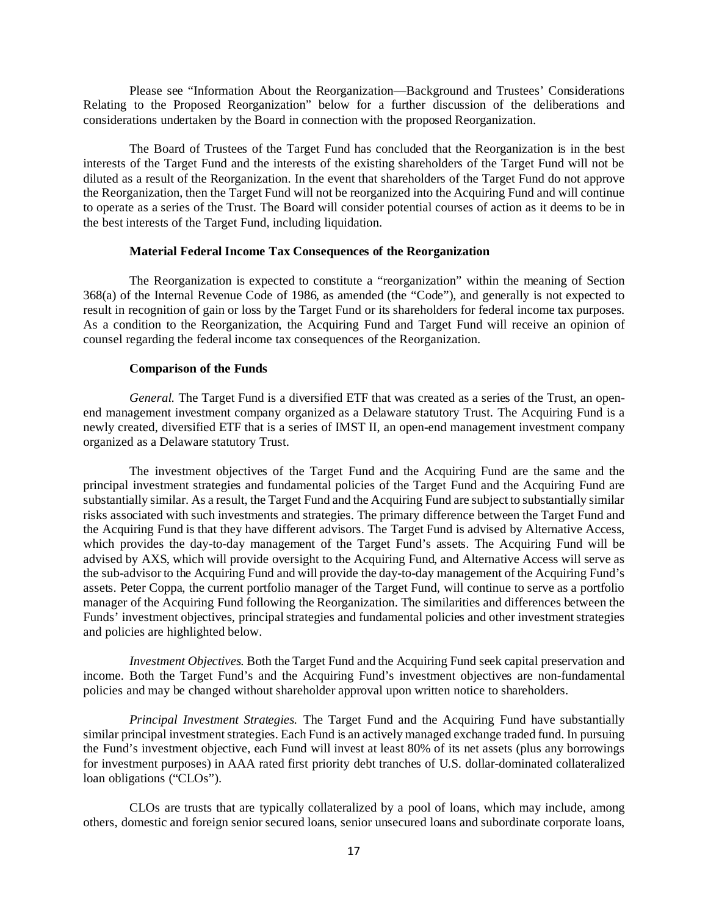Please see "Information About the Reorganization—Background and Trustees' Considerations Relating to the Proposed Reorganization" below for a further discussion of the deliberations and considerations undertaken by the Board in connection with the proposed Reorganization.

The Board of Trustees of the Target Fund has concluded that the Reorganization is in the best interests of the Target Fund and the interests of the existing shareholders of the Target Fund will not be diluted as a result of the Reorganization. In the event that shareholders of the Target Fund do not approve the Reorganization, then the Target Fund will not be reorganized into the Acquiring Fund and will continue to operate as a series of the Trust. The Board will consider potential courses of action as it deems to be in the best interests of the Target Fund, including liquidation.

**Material Federal Income Tax Consequences of the Reorganization**

The Reorganization is expected to constitute a "reorganization" within the meaning of Section 368(a) of the Internal Revenue Code of 1986, as amended (the "Code"), and generally is not expected to result in recognition of gain or loss by the Target Fund or its shareholders for federal income tax purposes. As a condition to the Reorganization, the Acquiring Fund and Target Fund will receive an opinion of counsel regarding the federal income tax consequences of the Reorganization.

**Comparison of the Funds**

*General.* The Target Fund is a diversified ETF that was created as a series of the Trust, an open-end management investment company organized as a Delaware statutory Trust. The Acquiring Fund is a newly created, diversified ETF that is a series of IMST II, an open-end management investment company organized as a Delaware statutory Trust.

The investment objectives of the Target Fund and the Acquiring Fund are the same and the principal investment strategies and fundamental policies of the Target Fund and the Acquiring Fund are substantially similar. As a result, the Target Fund and the Acquiring Fund are subject to substantially similar risks associated with such investments and strategies. The primary difference between the Target Fund and the Acquiring Fund is that they have different advisors. The Target Fund is advised by Alternative Access, which provides the day-to-day management of the Target Fund's assets. The Acquiring Fund will be advised by AXS, which will provide oversight to the Acquiring Fund, and Alternative Access will serve as the sub-advisor to the Acquiring Fund and will provide the day-to-day management of the Acquiring Fund's assets. Peter Coppa, the current portfolio manager of the Target Fund, will continue to serve as a portfolio manager of the Acquiring Fund following the Reorganization. The similarities and differences between the Funds' investment objectives, principal strategies and fundamental policies and other investment strategies and policies are highlighted below.

*Investment Objectives.* Both the Target Fund and the Acquiring Fund seek capital preservation and income. Both the Target Fund's and the Acquiring Fund's investment objectives are non-fundamental policies and may be changed without shareholder approval upon written notice to shareholders.

*Principal Investment Strategies.* The Target Fund and the Acquiring Fund have substantially similar principal investment strategies. Each Fund is an actively managed exchange traded fund. In pursuing the Fund's investment objective, each Fund will invest at least 80% of its net assets (plus any borrowings for investment purposes) in AAA rated first priority debt tranches of U.S. dollar-dominated collateralized loan obligations ("CLOs").

CLOs are trusts that are typically collateralized by a pool of loans, which may include, among others, domestic and foreign senior secured loans, senior unsecured loans and subordinate corporate loans,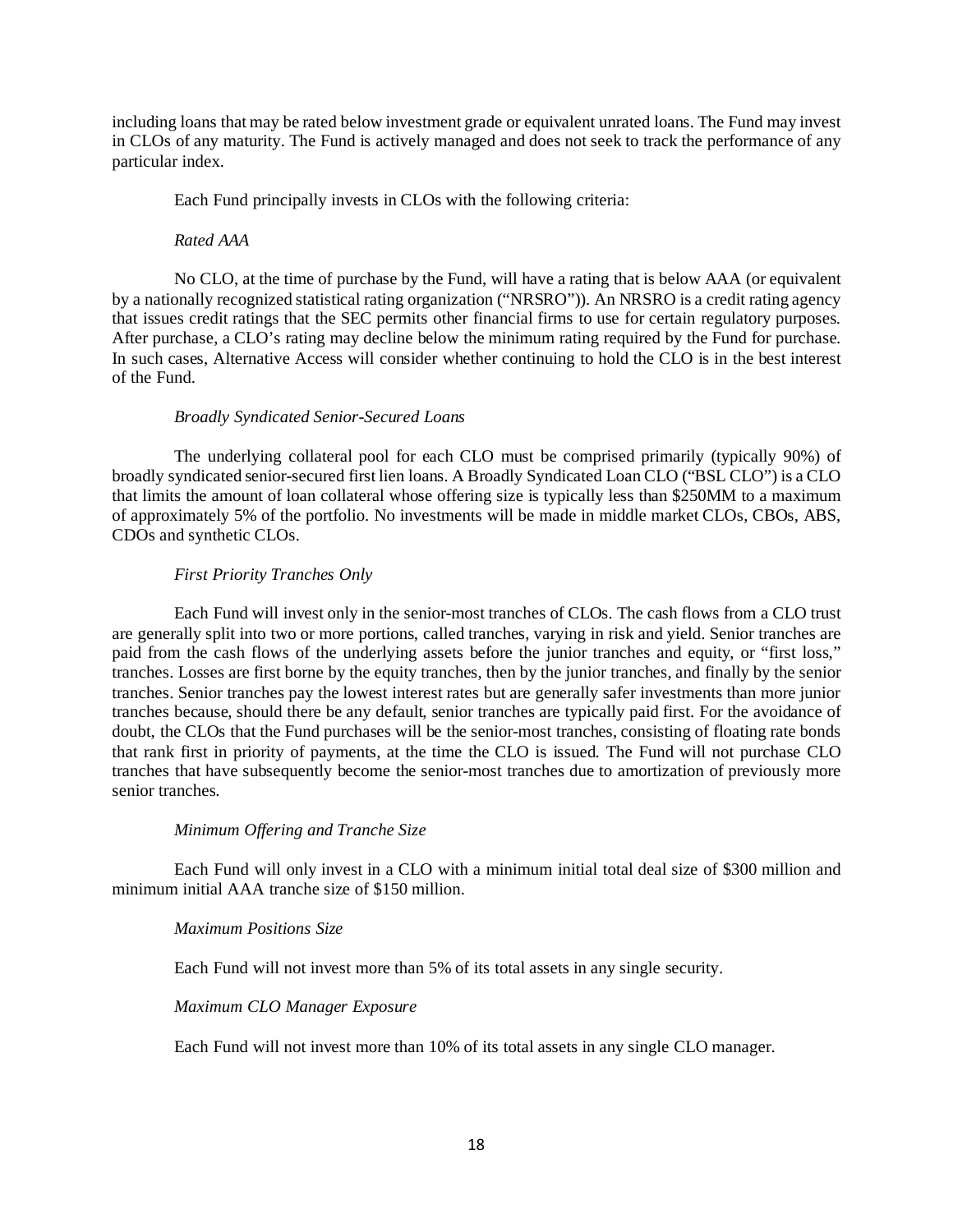including loans that may be rated below investment grade or equivalent unrated loans. The Fund may invest in CLOs of any maturity. The Fund is actively managed and does not seek to track the performance of any particular index.

Each Fund principally invests in CLOs with the following criteria:

*Rated AAA*

No CLO, at the time of purchase by the Fund, will have a rating that is below AAA (or equivalent by a nationally recognized statistical rating organization ("NRSRO")). An NRSRO is a credit rating agency that issues credit ratings that the SEC permits other financial firms to use for certain regulatory purposes. After purchase, a CLO's rating may decline below the minimum rating required by the Fund for purchase. In such cases, Alternative Access will consider whether continuing to hold the CLO is in the best interest of the Fund.

*Broadly Syndicated Senior-Secured Loans*

The underlying collateral pool for each CLO must be comprised primarily (typically 90%) of broadly syndicated senior-secured first lien loans. A Broadly Syndicated Loan CLO ("BSL CLO") is a CLO that limits the amount of loan collateral whose offering size is typically less than \$250MM to a maximum of approximately 5% of the portfolio. No investments will be made in middle market CLOs, CBOs, ABS, CDOs and synthetic CLOs.

*First Priority Tranches Only*

Each Fund will invest only in the senior-most tranches of CLOs. The cash flows from a CLO trust are generally split into two or more portions, called tranches, varying in risk and yield. Senior tranches are paid from the cash flows of the underlying assets before the junior tranches and equity, or "first loss," tranches. Losses are first borne by the equity tranches, then by the junior tranches, and finally by the senior tranches. Senior tranches pay the lowest interest rates but are generally safer investments than more junior tranches because, should there be any default, senior tranches are typically paid first. For the avoidance of doubt, the CLOs that the Fund purchases will be the senior-most tranches, consisting of floating rate bonds that rank first in priority of payments, at the time the CLO is issued. The Fund will not purchase CLO tranches that have subsequently become the senior-most tranches due to amortization of previously more senior tranches.

*Minimum Offering and Tranche Size*

Each Fund will only invest in a CLO with a minimum initial total deal size of \$300 million and minimum initial AAA tranche size of \$150 million.

*Maximum Positions Size*

Each Fund will not invest more than 5% of its total assets in any single security.

*Maximum CLO Manager Exposure*

Each Fund will not invest more than 10% of its total assets in any single CLO manager.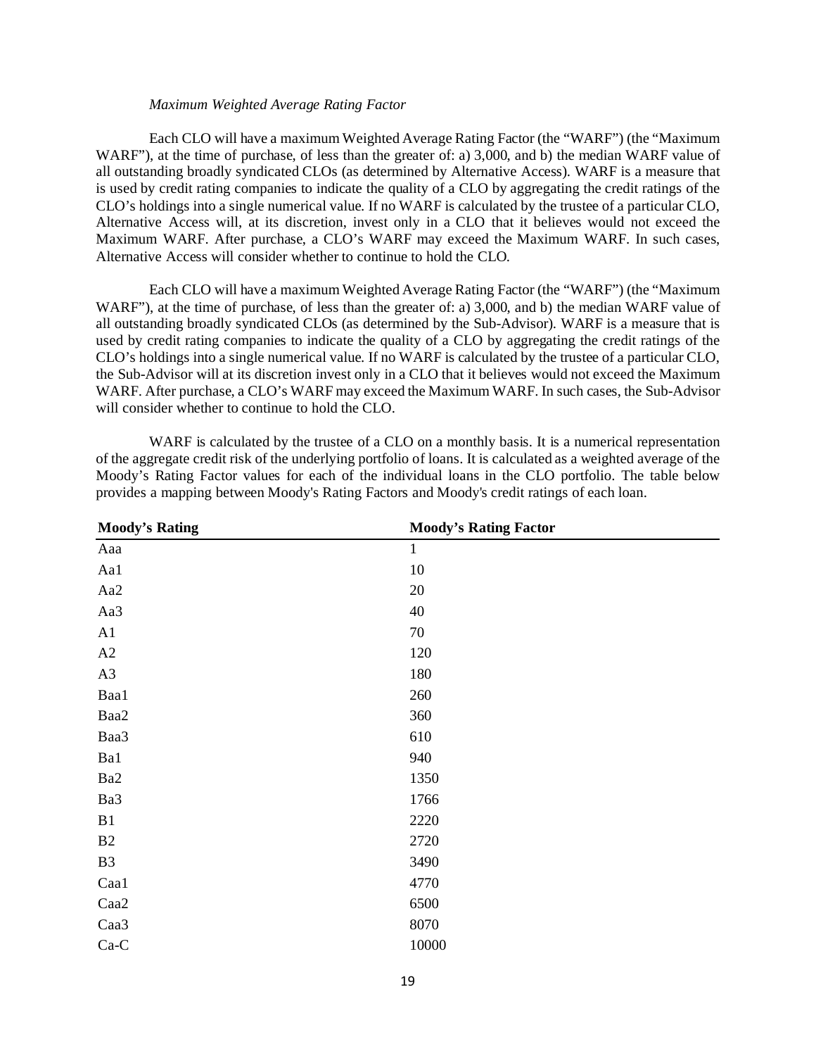*Maximum Weighted Average Rating Factor*

Each CLO will have a maximum Weighted Average Rating Factor (the "WARF") (the "Maximum WARF"), at the time of purchase, of less than the greater of: a) 3,000, and b) the median WARF value of all outstanding broadly syndicated CLOs (as determined by Alternative Access). WARF is a measure that is used by credit rating companies to indicate the quality of a CLO by aggregating the credit ratings of the CLO's holdings into a single numerical value. If no WARF is calculated by the trustee of a particular CLO, Alternative Access will, at its discretion, invest only in a CLO that it believes would not exceed the Maximum WARF. After purchase, a CLO's WARF may exceed the Maximum WARF. In such cases, Alternative Access will consider whether to continue to hold the CLO.

Each CLO will have a maximum Weighted Average Rating Factor (the "WARF") (the "Maximum WARF"), at the time of purchase, of less than the greater of: a) 3,000, and b) the median WARF value of all outstanding broadly syndicated CLOs (as determined by the Sub-Advisor). WARF is a measure that is used by credit rating companies to indicate the quality of a CLO by aggregating the credit ratings of the CLO's holdings into a single numerical value. If no WARF is calculated by the trustee of a particular CLO, the Sub-Advisor will at its discretion invest only in a CLO that it believes would not exceed the Maximum WARF. After purchase, a CLO's WARF may exceed the Maximum WARF. In such cases, the Sub-Advisor will consider whether to continue to hold the CLO.

WARF is calculated by the trustee of a CLO on a monthly basis. It is a numerical representation of the aggregate credit risk of the underlying portfolio of loans. It is calculated as a weighted average of the Moody's Rating Factor values for each of the individual loans in the CLO portfolio. The table below provides a mapping between Moody's Rating Factors and Moody's credit ratings of each loan.

| Moody's Rating | Moody's Rating Factor |
|---|---|
| Aaa | 1 |
| Aa1 | 10 |
| Aa2 | 20 |
| Aa3 | 40 |
| A1 | 70 |
| A2 | 120 |
| A3 | 180 |
| Baa1 | 260 |
| Baa2 | 360 |
| Baa3 | 610 |
| Ba1 | 940 |
| Ba2 | 1350 |
| Ba3 | 1766 |
| B1 | 2220 |
| B2 | 2720 |
| B3 | 3490 |
| Caa1 | 4770 |
| Caa2 | 6500 |
| Caa3 | 8070 |
| Ca-C | 10000 |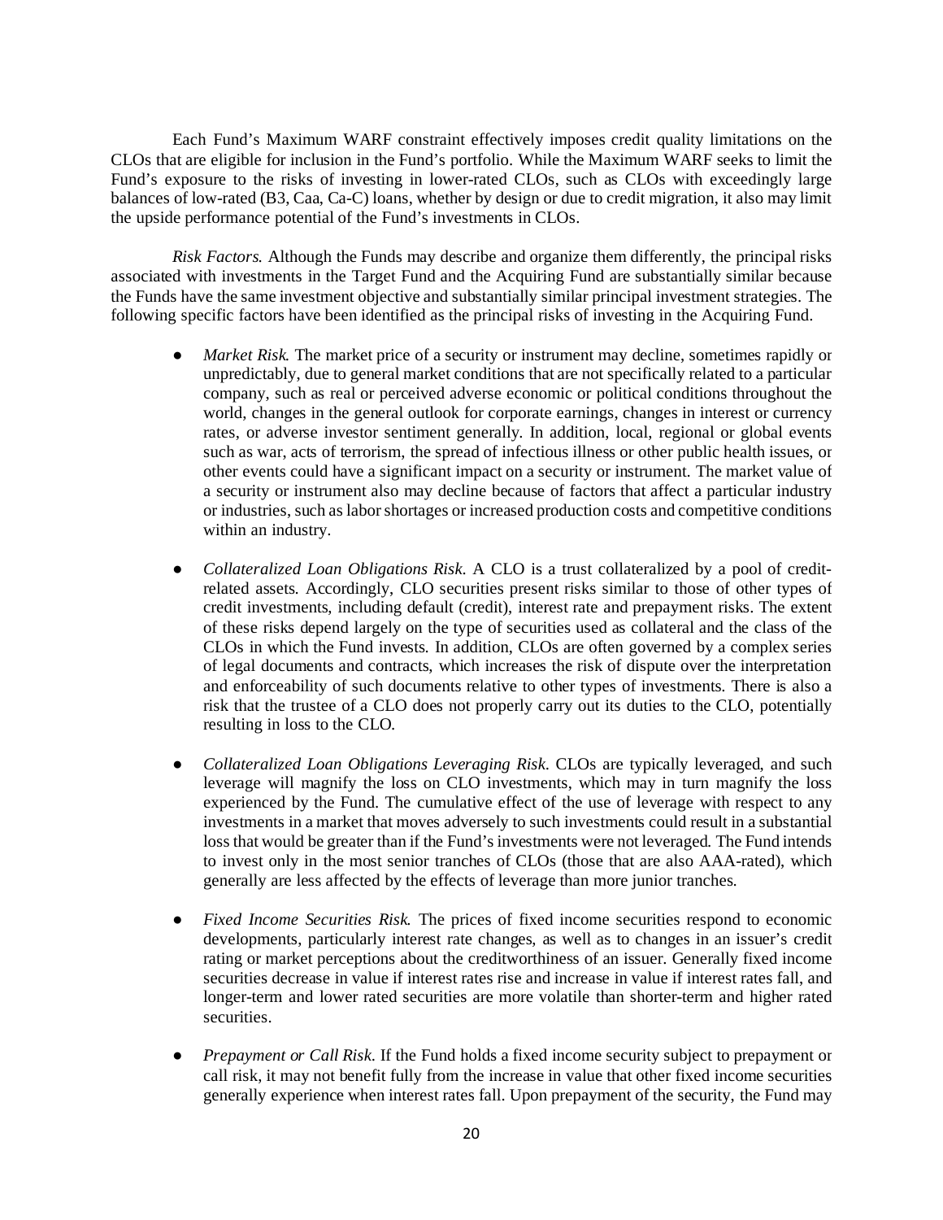Each Fund's Maximum WARF constraint effectively imposes credit quality limitations on the CLOs that are eligible for inclusion in the Fund's portfolio. While the Maximum WARF seeks to limit the Fund's exposure to the risks of investing in lower-rated CLOs, such as CLOs with exceedingly large balances of low-rated (B3, Caa, Ca-C) loans, whether by design or due to credit migration, it also may limit the upside performance potential of the Fund's investments in CLOs.

*Risk Factors.* Although the Funds may describe and organize them differently, the principal risks associated with investments in the Target Fund and the Acquiring Fund are substantially similar because the Funds have the same investment objective and substantially similar principal investment strategies. The following specific factors have been identified as the principal risks of investing in the Acquiring Fund.

- *Market Risk.* The market price of a security or instrument may decline, sometimes rapidly or unpredictably, due to general market conditions that are not specifically related to a particular company, such as real or perceived adverse economic or political conditions throughout the world, changes in the general outlook for corporate earnings, changes in interest or currency rates, or adverse investor sentiment generally. In addition, local, regional or global events such as war, acts of terrorism, the spread of infectious illness or other public health issues, or other events could have a significant impact on a security or instrument. The market value of a security or instrument also may decline because of factors that affect a particular industry or industries, such as labor shortages or increased production costs and competitive conditions within an industry.

- *Collateralized Loan Obligations Risk.* A CLO is a trust collateralized by a pool of credit-related assets. Accordingly, CLO securities present risks similar to those of other types of credit investments, including default (credit), interest rate and prepayment risks. The extent of these risks depend largely on the type of securities used as collateral and the class of the CLOs in which the Fund invests. In addition, CLOs are often governed by a complex series of legal documents and contracts, which increases the risk of dispute over the interpretation and enforceability of such documents relative to other types of investments. There is also a risk that the trustee of a CLO does not properly carry out its duties to the CLO, potentially resulting in loss to the CLO.

- *Collateralized Loan Obligations Leveraging Risk.* CLOs are typically leveraged, and such leverage will magnify the loss on CLO investments, which may in turn magnify the loss experienced by the Fund. The cumulative effect of the use of leverage with respect to any investments in a market that moves adversely to such investments could result in a substantial loss that would be greater than if the Fund's investments were not leveraged. The Fund intends to invest only in the most senior tranches of CLOs (those that are also AAA-rated), which generally are less affected by the effects of leverage than more junior tranches.

- *Fixed Income Securities Risk.* The prices of fixed income securities respond to economic developments, particularly interest rate changes, as well as to changes in an issuer's credit rating or market perceptions about the creditworthiness of an issuer. Generally fixed income securities decrease in value if interest rates rise and increase in value if interest rates fall, and longer-term and lower rated securities are more volatile than shorter-term and higher rated securities.

- *Prepayment or Call Risk.* If the Fund holds a fixed income security subject to prepayment or call risk, it may not benefit fully from the increase in value that other fixed income securities generally experience when interest rates fall. Upon prepayment of the security, the Fund may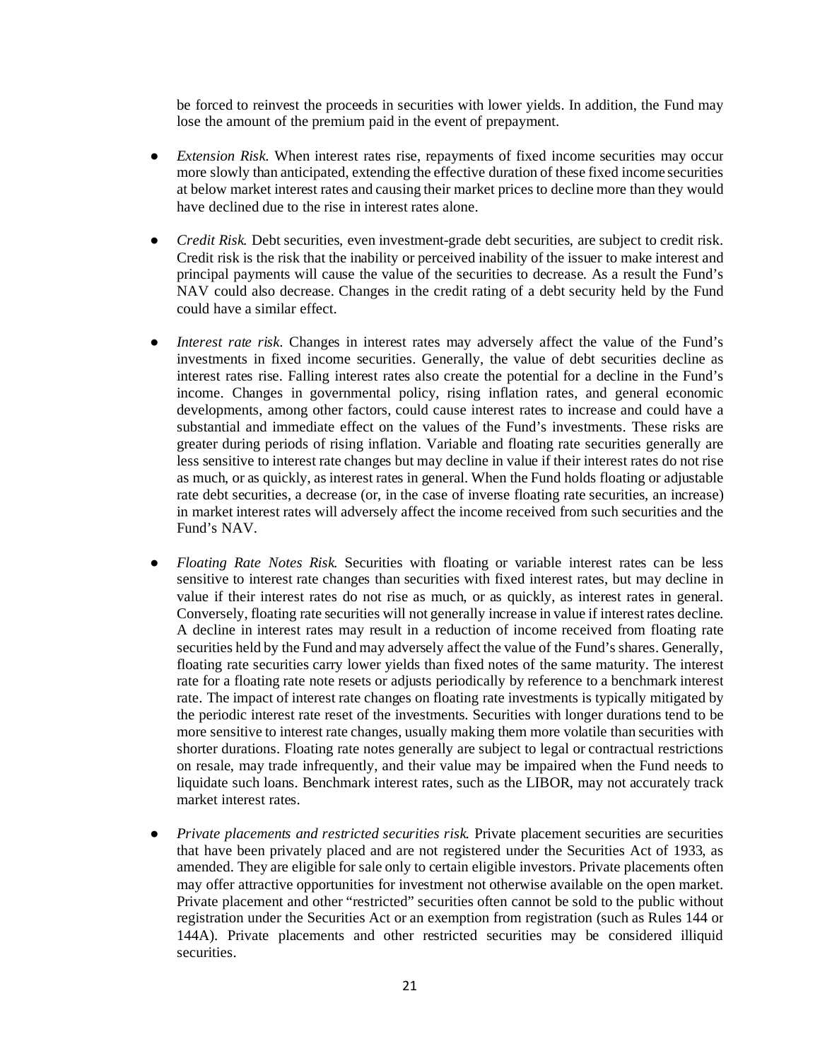be forced to reinvest the proceeds in securities with lower yields. In addition, the Fund may lose the amount of the premium paid in the event of prepayment.

- *Extension Risk*. When interest rates rise, repayments of fixed income securities may occur more slowly than anticipated, extending the effective duration of these fixed income securities at below market interest rates and causing their market prices to decline more than they would have declined due to the rise in interest rates alone.

- *Credit Risk.* Debt securities, even investment-grade debt securities, are subject to credit risk. Credit risk is the risk that the inability or perceived inability of the issuer to make interest and principal payments will cause the value of the securities to decrease. As a result the Fund's NAV could also decrease. Changes in the credit rating of a debt security held by the Fund could have a similar effect.

- *Interest rate risk*. Changes in interest rates may adversely affect the value of the Fund's investments in fixed income securities. Generally, the value of debt securities decline as interest rates rise. Falling interest rates also create the potential for a decline in the Fund's income. Changes in governmental policy, rising inflation rates, and general economic developments, among other factors, could cause interest rates to increase and could have a substantial and immediate effect on the values of the Fund's investments. These risks are greater during periods of rising inflation. Variable and floating rate securities generally are less sensitive to interest rate changes but may decline in value if their interest rates do not rise as much, or as quickly, as interest rates in general. When the Fund holds floating or adjustable rate debt securities, a decrease (or, in the case of inverse floating rate securities, an increase) in market interest rates will adversely affect the income received from such securities and the Fund's NAV.

- *Floating Rate Notes Risk.* Securities with floating or variable interest rates can be less sensitive to interest rate changes than securities with fixed interest rates, but may decline in value if their interest rates do not rise as much, or as quickly, as interest rates in general. Conversely, floating rate securities will not generally increase in value if interest rates decline. A decline in interest rates may result in a reduction of income received from floating rate securities held by the Fund and may adversely affect the value of the Fund's shares. Generally, floating rate securities carry lower yields than fixed notes of the same maturity. The interest rate for a floating rate note resets or adjusts periodically by reference to a benchmark interest rate. The impact of interest rate changes on floating rate investments is typically mitigated by the periodic interest rate reset of the investments. Securities with longer durations tend to be more sensitive to interest rate changes, usually making them more volatile than securities with shorter durations. Floating rate notes generally are subject to legal or contractual restrictions on resale, may trade infrequently, and their value may be impaired when the Fund needs to liquidate such loans. Benchmark interest rates, such as the LIBOR, may not accurately track market interest rates.

- *Private placements and restricted securities risk.* Private placement securities are securities that have been privately placed and are not registered under the Securities Act of 1933, as amended. They are eligible for sale only to certain eligible investors. Private placements often may offer attractive opportunities for investment not otherwise available on the open market. Private placement and other "restricted" securities often cannot be sold to the public without registration under the Securities Act or an exemption from registration (such as Rules 144 or 144A). Private placements and other restricted securities may be considered illiquid securities.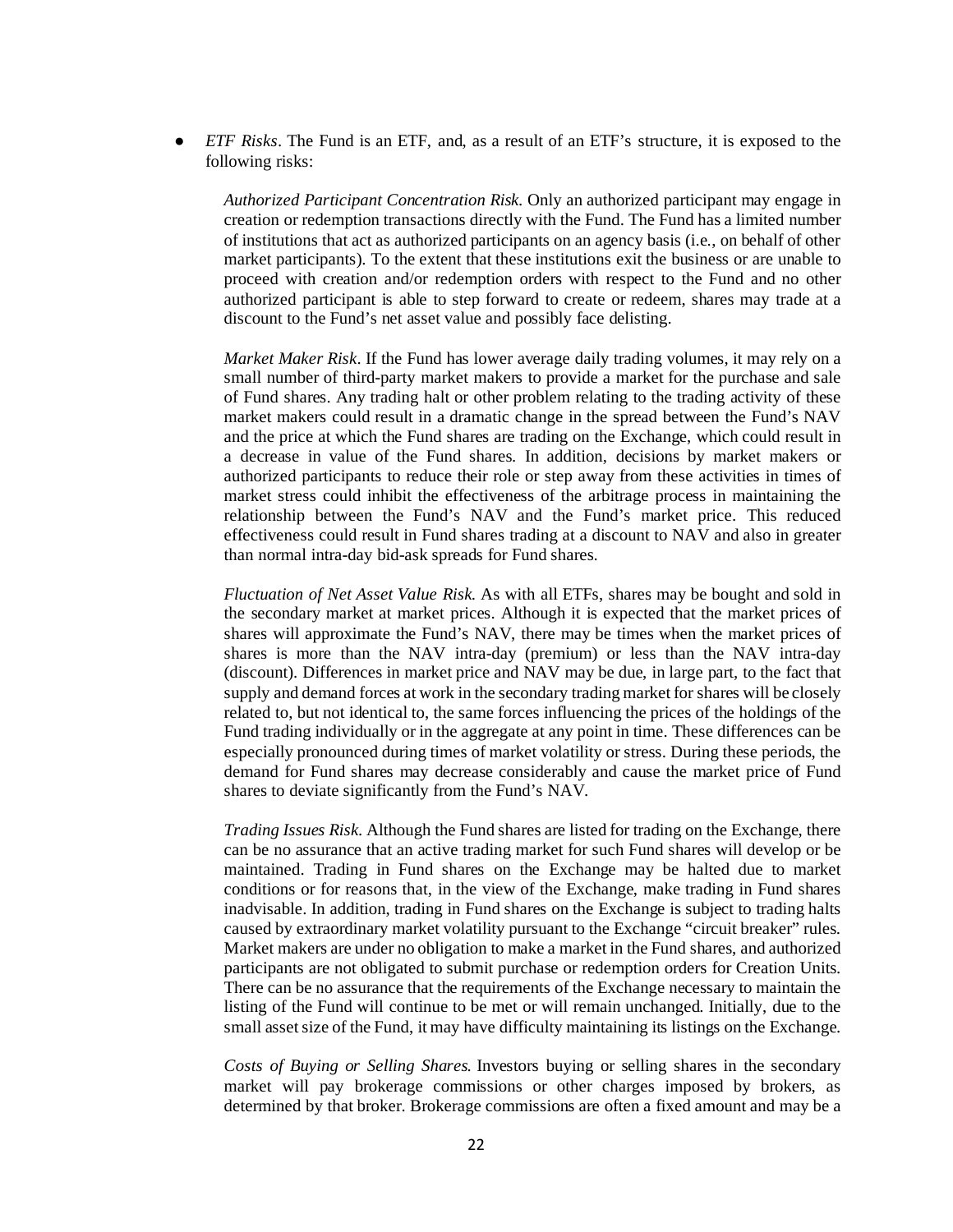- *ETF Risks*. The Fund is an ETF, and, as a result of an ETF's structure, it is exposed to the following risks:

  *Authorized Participant Concentration Risk.* Only an authorized participant may engage in creation or redemption transactions directly with the Fund. The Fund has a limited number of institutions that act as authorized participants on an agency basis (i.e., on behalf of other market participants). To the extent that these institutions exit the business or are unable to proceed with creation and/or redemption orders with respect to the Fund and no other authorized participant is able to step forward to create or redeem, shares may trade at a discount to the Fund's net asset value and possibly face delisting.

  *Market Maker Risk*. If the Fund has lower average daily trading volumes, it may rely on a small number of third-party market makers to provide a market for the purchase and sale of Fund shares. Any trading halt or other problem relating to the trading activity of these market makers could result in a dramatic change in the spread between the Fund's NAV and the price at which the Fund shares are trading on the Exchange, which could result in a decrease in value of the Fund shares. In addition, decisions by market makers or authorized participants to reduce their role or step away from these activities in times of market stress could inhibit the effectiveness of the arbitrage process in maintaining the relationship between the Fund's NAV and the Fund's market price. This reduced effectiveness could result in Fund shares trading at a discount to NAV and also in greater than normal intra-day bid-ask spreads for Fund shares.

  *Fluctuation of Net Asset Value Risk.* As with all ETFs, shares may be bought and sold in the secondary market at market prices. Although it is expected that the market prices of shares will approximate the Fund's NAV, there may be times when the market prices of shares is more than the NAV intra-day (premium) or less than the NAV intra-day (discount). Differences in market price and NAV may be due, in large part, to the fact that supply and demand forces at work in the secondary trading market for shares will be closely related to, but not identical to, the same forces influencing the prices of the holdings of the Fund trading individually or in the aggregate at any point in time. These differences can be especially pronounced during times of market volatility or stress. During these periods, the demand for Fund shares may decrease considerably and cause the market price of Fund shares to deviate significantly from the Fund's NAV.

  *Trading Issues Risk.* Although the Fund shares are listed for trading on the Exchange, there can be no assurance that an active trading market for such Fund shares will develop or be maintained. Trading in Fund shares on the Exchange may be halted due to market conditions or for reasons that, in the view of the Exchange, make trading in Fund shares inadvisable. In addition, trading in Fund shares on the Exchange is subject to trading halts caused by extraordinary market volatility pursuant to the Exchange "circuit breaker" rules. Market makers are under no obligation to make a market in the Fund shares, and authorized participants are not obligated to submit purchase or redemption orders for Creation Units. There can be no assurance that the requirements of the Exchange necessary to maintain the listing of the Fund will continue to be met or will remain unchanged. Initially, due to the small asset size of the Fund, it may have difficulty maintaining its listings on the Exchange.

  *Costs of Buying or Selling Shares.* Investors buying or selling shares in the secondary market will pay brokerage commissions or other charges imposed by brokers, as determined by that broker. Brokerage commissions are often a fixed amount and may be a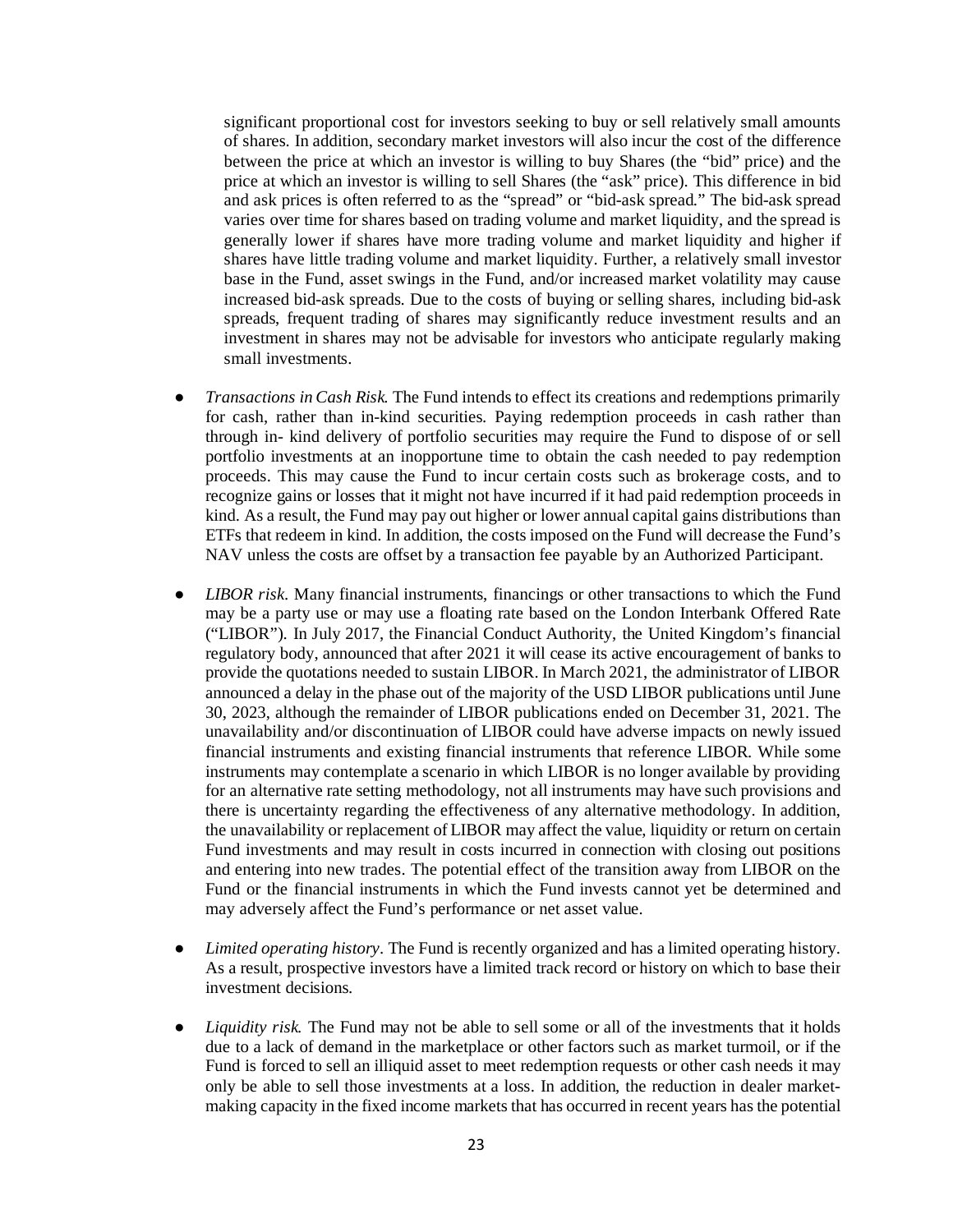significant proportional cost for investors seeking to buy or sell relatively small amounts of shares. In addition, secondary market investors will also incur the cost of the difference between the price at which an investor is willing to buy Shares (the "bid" price) and the price at which an investor is willing to sell Shares (the "ask" price). This difference in bid and ask prices is often referred to as the "spread" or "bid-ask spread." The bid-ask spread varies over time for shares based on trading volume and market liquidity, and the spread is generally lower if shares have more trading volume and market liquidity and higher if shares have little trading volume and market liquidity. Further, a relatively small investor base in the Fund, asset swings in the Fund, and/or increased market volatility may cause increased bid-ask spreads. Due to the costs of buying or selling shares, including bid-ask spreads, frequent trading of shares may significantly reduce investment results and an investment in shares may not be advisable for investors who anticipate regularly making small investments.

- *Transactions in Cash Risk.* The Fund intends to effect its creations and redemptions primarily for cash, rather than in-kind securities. Paying redemption proceeds in cash rather than through in- kind delivery of portfolio securities may require the Fund to dispose of or sell portfolio investments at an inopportune time to obtain the cash needed to pay redemption proceeds. This may cause the Fund to incur certain costs such as brokerage costs, and to recognize gains or losses that it might not have incurred if it had paid redemption proceeds in kind. As a result, the Fund may pay out higher or lower annual capital gains distributions than ETFs that redeem in kind. In addition, the costs imposed on the Fund will decrease the Fund's NAV unless the costs are offset by a transaction fee payable by an Authorized Participant.

- *LIBOR risk*. Many financial instruments, financings or other transactions to which the Fund may be a party use or may use a floating rate based on the London Interbank Offered Rate ("LIBOR"). In July 2017, the Financial Conduct Authority, the United Kingdom's financial regulatory body, announced that after 2021 it will cease its active encouragement of banks to provide the quotations needed to sustain LIBOR. In March 2021, the administrator of LIBOR announced a delay in the phase out of the majority of the USD LIBOR publications until June 30, 2023, although the remainder of LIBOR publications ended on December 31, 2021. The unavailability and/or discontinuation of LIBOR could have adverse impacts on newly issued financial instruments and existing financial instruments that reference LIBOR. While some instruments may contemplate a scenario in which LIBOR is no longer available by providing for an alternative rate setting methodology, not all instruments may have such provisions and there is uncertainty regarding the effectiveness of any alternative methodology. In addition, the unavailability or replacement of LIBOR may affect the value, liquidity or return on certain Fund investments and may result in costs incurred in connection with closing out positions and entering into new trades. The potential effect of the transition away from LIBOR on the Fund or the financial instruments in which the Fund invests cannot yet be determined and may adversely affect the Fund's performance or net asset value.

- *Limited operating history*. The Fund is recently organized and has a limited operating history. As a result, prospective investors have a limited track record or history on which to base their investment decisions.

- *Liquidity risk.* The Fund may not be able to sell some or all of the investments that it holds due to a lack of demand in the marketplace or other factors such as market turmoil, or if the Fund is forced to sell an illiquid asset to meet redemption requests or other cash needs it may only be able to sell those investments at a loss. In addition, the reduction in dealer market-making capacity in the fixed income markets that has occurred in recent years has the potential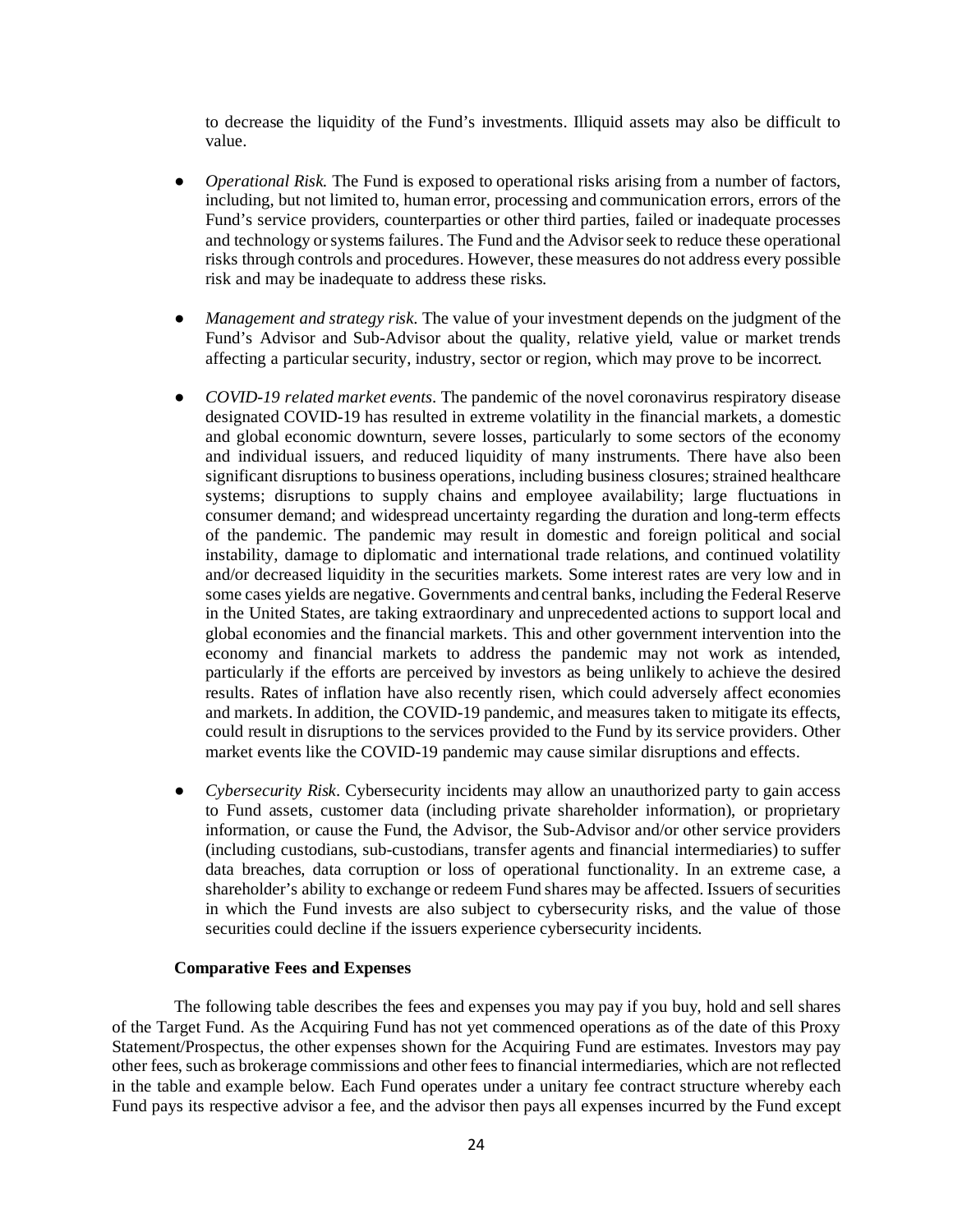to decrease the liquidity of the Fund's investments. Illiquid assets may also be difficult to value.

- *Operational Risk.* The Fund is exposed to operational risks arising from a number of factors, including, but not limited to, human error, processing and communication errors, errors of the Fund's service providers, counterparties or other third parties, failed or inadequate processes and technology or systems failures. The Fund and the Advisor seek to reduce these operational risks through controls and procedures. However, these measures do not address every possible risk and may be inadequate to address these risks.

- *Management and strategy risk*. The value of your investment depends on the judgment of the Fund's Advisor and Sub-Advisor about the quality, relative yield, value or market trends affecting a particular security, industry, sector or region, which may prove to be incorrect.

- *COVID-19 related market events*. The pandemic of the novel coronavirus respiratory disease designated COVID-19 has resulted in extreme volatility in the financial markets, a domestic and global economic downturn, severe losses, particularly to some sectors of the economy and individual issuers, and reduced liquidity of many instruments. There have also been significant disruptions to business operations, including business closures; strained healthcare systems; disruptions to supply chains and employee availability; large fluctuations in consumer demand; and widespread uncertainty regarding the duration and long-term effects of the pandemic. The pandemic may result in domestic and foreign political and social instability, damage to diplomatic and international trade relations, and continued volatility and/or decreased liquidity in the securities markets. Some interest rates are very low and in some cases yields are negative. Governments and central banks, including the Federal Reserve in the United States, are taking extraordinary and unprecedented actions to support local and global economies and the financial markets. This and other government intervention into the economy and financial markets to address the pandemic may not work as intended, particularly if the efforts are perceived by investors as being unlikely to achieve the desired results. Rates of inflation have also recently risen, which could adversely affect economies and markets. In addition, the COVID-19 pandemic, and measures taken to mitigate its effects, could result in disruptions to the services provided to the Fund by its service providers. Other market events like the COVID-19 pandemic may cause similar disruptions and effects.

- *Cybersecurity Risk*. Cybersecurity incidents may allow an unauthorized party to gain access to Fund assets, customer data (including private shareholder information), or proprietary information, or cause the Fund, the Advisor, the Sub-Advisor and/or other service providers (including custodians, sub-custodians, transfer agents and financial intermediaries) to suffer data breaches, data corruption or loss of operational functionality. In an extreme case, a shareholder's ability to exchange or redeem Fund shares may be affected. Issuers of securities in which the Fund invests are also subject to cybersecurity risks, and the value of those securities could decline if the issuers experience cybersecurity incidents.

**Comparative Fees and Expenses**

The following table describes the fees and expenses you may pay if you buy, hold and sell shares of the Target Fund. As the Acquiring Fund has not yet commenced operations as of the date of this Proxy Statement/Prospectus, the other expenses shown for the Acquiring Fund are estimates. Investors may pay other fees, such as brokerage commissions and other fees to financial intermediaries, which are not reflected in the table and example below. Each Fund operates under a unitary fee contract structure whereby each Fund pays its respective advisor a fee, and the advisor then pays all expenses incurred by the Fund except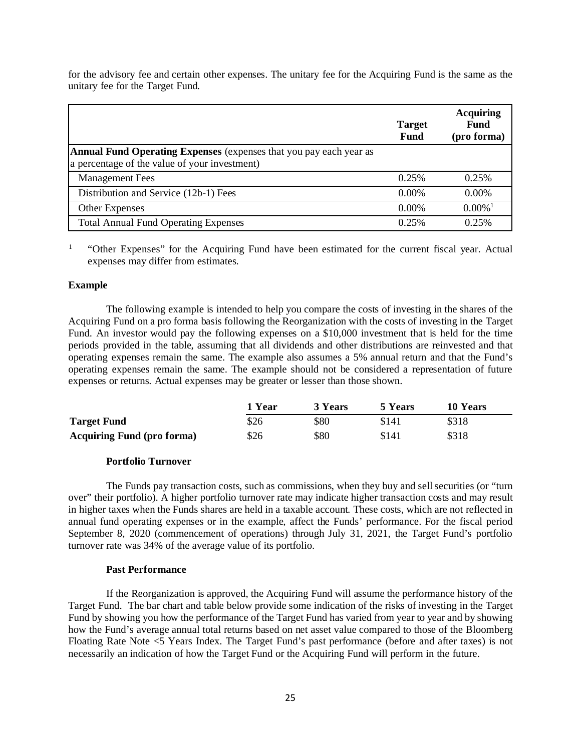for the advisory fee and certain other expenses. The unitary fee for the Acquiring Fund is the same as the unitary fee for the Target Fund.

| | Target Fund | Acquiring Fund (pro forma) |
|---|---|---|
| **Annual Fund Operating Expenses** (expenses that you pay each year as a percentage of the value of your investment) | | |
| Management Fees | 0.25% | 0.25% |
| Distribution and Service (12b-1) Fees | 0.00% | 0.00% |
| Other Expenses | 0.00% | 0.00%[1] |
| Total Annual Fund Operating Expenses | 0.25% | 0.25% |

[1] "Other Expenses" for the Acquiring Fund have been estimated for the current fiscal year. Actual expenses may differ from estimates.

**Example**

The following example is intended to help you compare the costs of investing in the shares of the Acquiring Fund on a pro forma basis following the Reorganization with the costs of investing in the Target Fund. An investor would pay the following expenses on a $10,000 investment that is held for the time periods provided in the table, assuming that all dividends and other distributions are reinvested and that operating expenses remain the same. The example also assumes a 5% annual return and that the Fund's operating expenses remain the same. The example should not be considered a representation of future expenses or returns. Actual expenses may be greater or lesser than those shown.

| | 1 Year | 3 Years | 5 Years | 10 Years |
|---|---|---|---|---|
| **Target Fund** | $26 | $80 | $141 | $318 |
| **Acquiring Fund (pro forma)** | $26 | $80 | $141 | $318 |

**Portfolio Turnover**

The Funds pay transaction costs, such as commissions, when they buy and sell securities (or "turn over" their portfolio). A higher portfolio turnover rate may indicate higher transaction costs and may result in higher taxes when the Funds shares are held in a taxable account. These costs, which are not reflected in annual fund operating expenses or in the example, affect the Funds' performance. For the fiscal period September 8, 2020 (commencement of operations) through July 31, 2021, the Target Fund's portfolio turnover rate was 34% of the average value of its portfolio.

**Past Performance**

If the Reorganization is approved, the Acquiring Fund will assume the performance history of the Target Fund. The bar chart and table below provide some indication of the risks of investing in the Target Fund by showing you how the performance of the Target Fund has varied from year to year and by showing how the Fund's average annual total returns based on net asset value compared to those of the Bloomberg Floating Rate Note <5 Years Index. The Target Fund's past performance (before and after taxes) is not necessarily an indication of how the Target Fund or the Acquiring Fund will perform in the future.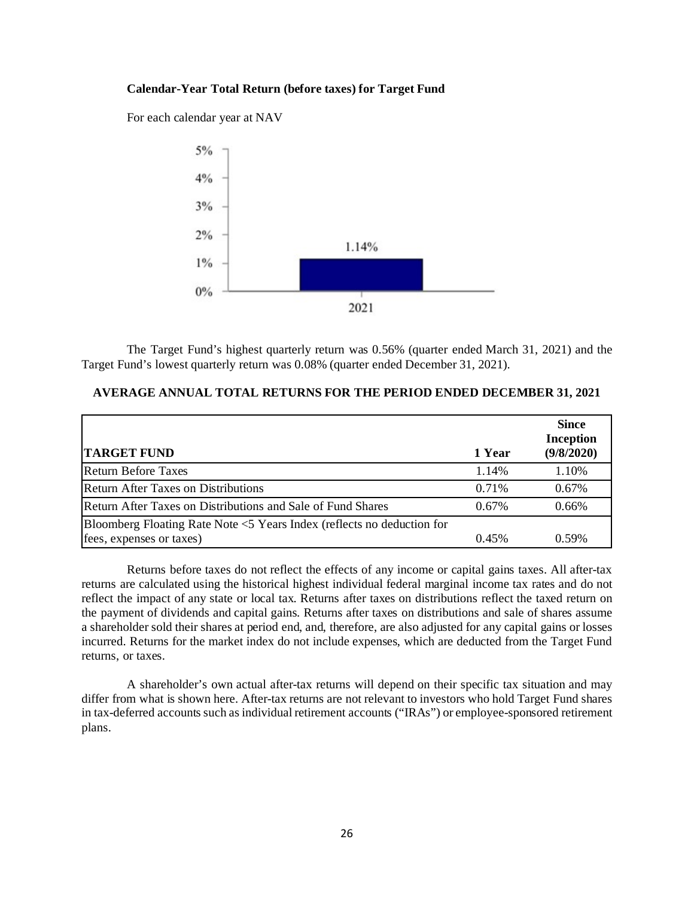**Calendar-Year Total Return (before taxes) for Target Fund**

For each calendar year at NAV

The Target Fund's highest quarterly return was 0.56% (quarter ended March 31, 2021) and the Target Fund's lowest quarterly return was 0.08% (quarter ended December 31, 2021).

**AVERAGE ANNUAL TOTAL RETURNS FOR THE PERIOD ENDED DECEMBER 31, 2021**

| TARGET FUND | 1 Year | Since Inception (9/8/2020) |
|---|---|---|
| Return Before Taxes | 1.14% | 1.10% |
| Return After Taxes on Distributions | 0.71% | 0.67% |
| Return After Taxes on Distributions and Sale of Fund Shares | 0.67% | 0.66% |
| Bloomberg Floating Rate Note <5 Years Index (reflects no deduction for fees, expenses or taxes) | 0.45% | 0.59% |

Returns before taxes do not reflect the effects of any income or capital gains taxes. All after-tax returns are calculated using the historical highest individual federal marginal income tax rates and do not reflect the impact of any state or local tax. Returns after taxes on distributions reflect the taxed return on the payment of dividends and capital gains. Returns after taxes on distributions and sale of shares assume a shareholder sold their shares at period end, and, therefore, are also adjusted for any capital gains or losses incurred. Returns for the market index do not include expenses, which are deducted from the Target Fund returns, or taxes.

A shareholder's own actual after-tax returns will depend on their specific tax situation and may differ from what is shown here. After-tax returns are not relevant to investors who hold Target Fund shares in tax-deferred accounts such as individual retirement accounts ("IRAs") or employee-sponsored retirement plans.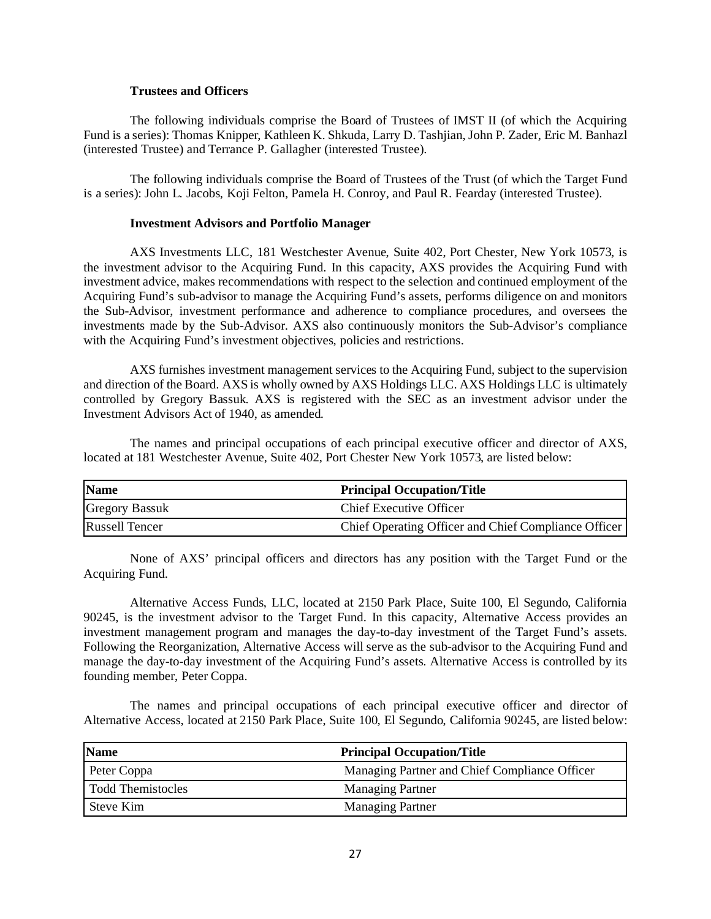### Trustees and Officers

The following individuals comprise the Board of Trustees of IMST II (of which the Acquiring Fund is a series): Thomas Knipper, Kathleen K. Shkuda, Larry D. Tashjian, John P. Zader, Eric M. Banhazl (interested Trustee) and Terrance P. Gallagher (interested Trustee).

The following individuals comprise the Board of Trustees of the Trust (of which the Target Fund is a series): John L. Jacobs, Koji Felton, Pamela H. Conroy, and Paul R. Fearday (interested Trustee).

### Investment Advisors and Portfolio Manager

AXS Investments LLC, 181 Westchester Avenue, Suite 402, Port Chester, New York 10573, is the investment advisor to the Acquiring Fund. In this capacity, AXS provides the Acquiring Fund with investment advice, makes recommendations with respect to the selection and continued employment of the Acquiring Fund's sub-advisor to manage the Acquiring Fund's assets, performs diligence on and monitors the Sub-Advisor, investment performance and adherence to compliance procedures, and oversees the investments made by the Sub-Advisor. AXS also continuously monitors the Sub-Advisor's compliance with the Acquiring Fund's investment objectives, policies and restrictions.

AXS furnishes investment management services to the Acquiring Fund, subject to the supervision and direction of the Board. AXS is wholly owned by AXS Holdings LLC. AXS Holdings LLC is ultimately controlled by Gregory Bassuk. AXS is registered with the SEC as an investment advisor under the Investment Advisors Act of 1940, as amended.

The names and principal occupations of each principal executive officer and director of AXS, located at 181 Westchester Avenue, Suite 402, Port Chester New York 10573, are listed below:

| Name | Principal Occupation/Title |
|---|---|
| Gregory Bassuk | Chief Executive Officer |
| Russell Tencer | Chief Operating Officer and Chief Compliance Officer |

None of AXS' principal officers and directors has any position with the Target Fund or the Acquiring Fund.

Alternative Access Funds, LLC, located at 2150 Park Place, Suite 100, El Segundo, California 90245, is the investment advisor to the Target Fund. In this capacity, Alternative Access provides an investment management program and manages the day-to-day investment of the Target Fund's assets. Following the Reorganization, Alternative Access will serve as the sub-advisor to the Acquiring Fund and manage the day-to-day investment of the Acquiring Fund's assets. Alternative Access is controlled by its founding member, Peter Coppa.

The names and principal occupations of each principal executive officer and director of Alternative Access, located at 2150 Park Place, Suite 100, El Segundo, California 90245, are listed below:

| Name | Principal Occupation/Title |
|---|---|
| Peter Coppa | Managing Partner and Chief Compliance Officer |
| Todd Themistocles | Managing Partner |
| Steve Kim | Managing Partner |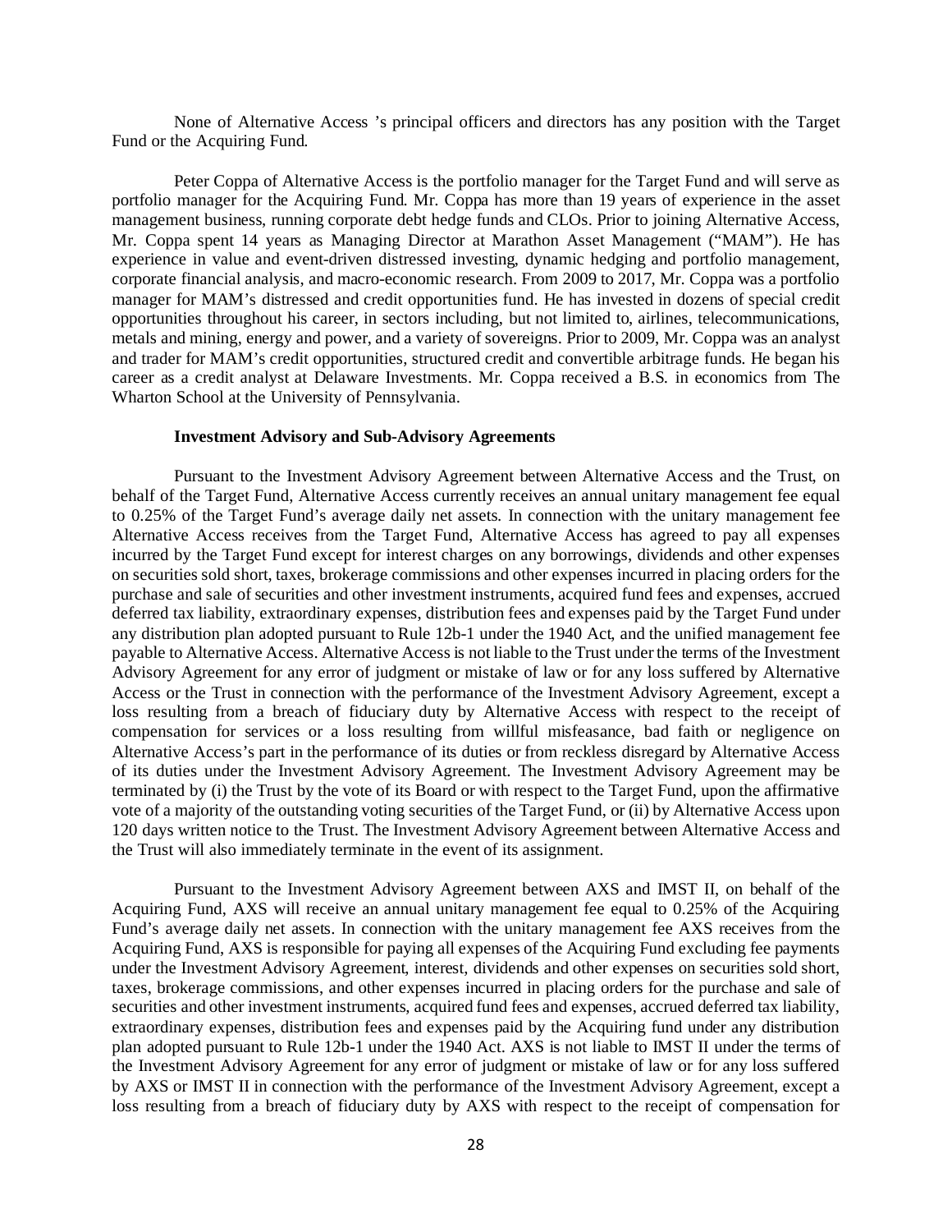None of Alternative Access 's principal officers and directors has any position with the Target Fund or the Acquiring Fund.

Peter Coppa of Alternative Access is the portfolio manager for the Target Fund and will serve as portfolio manager for the Acquiring Fund. Mr. Coppa has more than 19 years of experience in the asset management business, running corporate debt hedge funds and CLOs. Prior to joining Alternative Access, Mr. Coppa spent 14 years as Managing Director at Marathon Asset Management ("MAM"). He has experience in value and event-driven distressed investing, dynamic hedging and portfolio management, corporate financial analysis, and macro-economic research. From 2009 to 2017, Mr. Coppa was a portfolio manager for MAM's distressed and credit opportunities fund. He has invested in dozens of special credit opportunities throughout his career, in sectors including, but not limited to, airlines, telecommunications, metals and mining, energy and power, and a variety of sovereigns. Prior to 2009, Mr. Coppa was an analyst and trader for MAM's credit opportunities, structured credit and convertible arbitrage funds. He began his career as a credit analyst at Delaware Investments. Mr. Coppa received a B.S. in economics from The Wharton School at the University of Pennsylvania.

**Investment Advisory and Sub-Advisory Agreements**

Pursuant to the Investment Advisory Agreement between Alternative Access and the Trust, on behalf of the Target Fund, Alternative Access currently receives an annual unitary management fee equal to 0.25% of the Target Fund's average daily net assets. In connection with the unitary management fee Alternative Access receives from the Target Fund, Alternative Access has agreed to pay all expenses incurred by the Target Fund except for interest charges on any borrowings, dividends and other expenses on securities sold short, taxes, brokerage commissions and other expenses incurred in placing orders for the purchase and sale of securities and other investment instruments, acquired fund fees and expenses, accrued deferred tax liability, extraordinary expenses, distribution fees and expenses paid by the Target Fund under any distribution plan adopted pursuant to Rule 12b-1 under the 1940 Act, and the unified management fee payable to Alternative Access. Alternative Access is not liable to the Trust under the terms of the Investment Advisory Agreement for any error of judgment or mistake of law or for any loss suffered by Alternative Access or the Trust in connection with the performance of the Investment Advisory Agreement, except a loss resulting from a breach of fiduciary duty by Alternative Access with respect to the receipt of compensation for services or a loss resulting from willful misfeasance, bad faith or negligence on Alternative Access's part in the performance of its duties or from reckless disregard by Alternative Access of its duties under the Investment Advisory Agreement. The Investment Advisory Agreement may be terminated by (i) the Trust by the vote of its Board or with respect to the Target Fund, upon the affirmative vote of a majority of the outstanding voting securities of the Target Fund, or (ii) by Alternative Access upon 120 days written notice to the Trust. The Investment Advisory Agreement between Alternative Access and the Trust will also immediately terminate in the event of its assignment.

Pursuant to the Investment Advisory Agreement between AXS and IMST II, on behalf of the Acquiring Fund, AXS will receive an annual unitary management fee equal to 0.25% of the Acquiring Fund's average daily net assets. In connection with the unitary management fee AXS receives from the Acquiring Fund, AXS is responsible for paying all expenses of the Acquiring Fund excluding fee payments under the Investment Advisory Agreement, interest, dividends and other expenses on securities sold short, taxes, brokerage commissions, and other expenses incurred in placing orders for the purchase and sale of securities and other investment instruments, acquired fund fees and expenses, accrued deferred tax liability, extraordinary expenses, distribution fees and expenses paid by the Acquiring fund under any distribution plan adopted pursuant to Rule 12b-1 under the 1940 Act. AXS is not liable to IMST II under the terms of the Investment Advisory Agreement for any error of judgment or mistake of law or for any loss suffered by AXS or IMST II in connection with the performance of the Investment Advisory Agreement, except a loss resulting from a breach of fiduciary duty by AXS with respect to the receipt of compensation for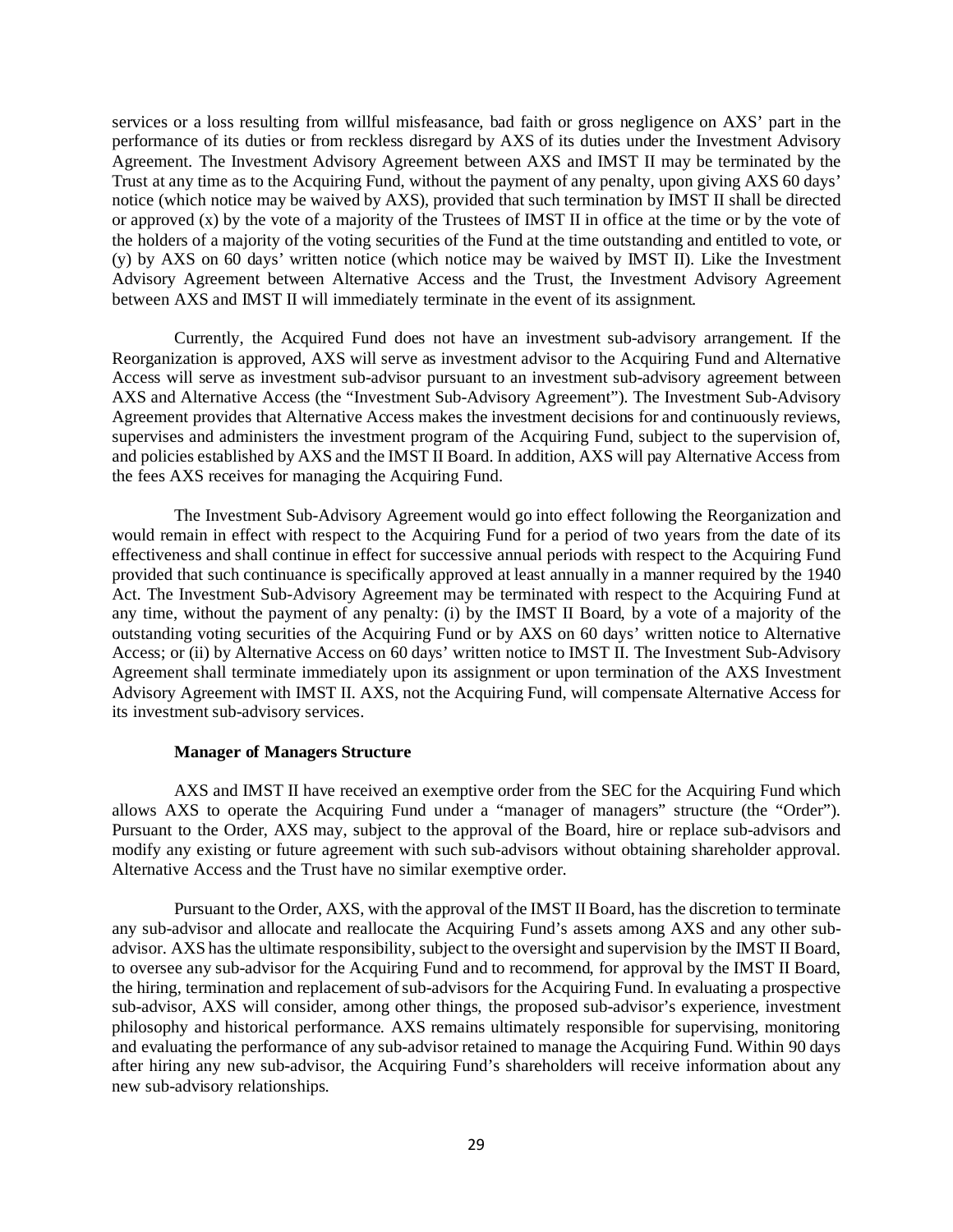services or a loss resulting from willful misfeasance, bad faith or gross negligence on AXS' part in the performance of its duties or from reckless disregard by AXS of its duties under the Investment Advisory Agreement. The Investment Advisory Agreement between AXS and IMST II may be terminated by the Trust at any time as to the Acquiring Fund, without the payment of any penalty, upon giving AXS 60 days' notice (which notice may be waived by AXS), provided that such termination by IMST II shall be directed or approved (x) by the vote of a majority of the Trustees of IMST II in office at the time or by the vote of the holders of a majority of the voting securities of the Fund at the time outstanding and entitled to vote, or (y) by AXS on 60 days' written notice (which notice may be waived by IMST II). Like the Investment Advisory Agreement between Alternative Access and the Trust, the Investment Advisory Agreement between AXS and IMST II will immediately terminate in the event of its assignment.

Currently, the Acquired Fund does not have an investment sub-advisory arrangement. If the Reorganization is approved, AXS will serve as investment advisor to the Acquiring Fund and Alternative Access will serve as investment sub-advisor pursuant to an investment sub-advisory agreement between AXS and Alternative Access (the "Investment Sub-Advisory Agreement"). The Investment Sub-Advisory Agreement provides that Alternative Access makes the investment decisions for and continuously reviews, supervises and administers the investment program of the Acquiring Fund, subject to the supervision of, and policies established by AXS and the IMST II Board. In addition, AXS will pay Alternative Access from the fees AXS receives for managing the Acquiring Fund.

The Investment Sub-Advisory Agreement would go into effect following the Reorganization and would remain in effect with respect to the Acquiring Fund for a period of two years from the date of its effectiveness and shall continue in effect for successive annual periods with respect to the Acquiring Fund provided that such continuance is specifically approved at least annually in a manner required by the 1940 Act. The Investment Sub-Advisory Agreement may be terminated with respect to the Acquiring Fund at any time, without the payment of any penalty: (i) by the IMST II Board, by a vote of a majority of the outstanding voting securities of the Acquiring Fund or by AXS on 60 days' written notice to Alternative Access; or (ii) by Alternative Access on 60 days' written notice to IMST II. The Investment Sub-Advisory Agreement shall terminate immediately upon its assignment or upon termination of the AXS Investment Advisory Agreement with IMST II. AXS, not the Acquiring Fund, will compensate Alternative Access for its investment sub-advisory services.

**Manager of Managers Structure**

AXS and IMST II have received an exemptive order from the SEC for the Acquiring Fund which allows AXS to operate the Acquiring Fund under a "manager of managers" structure (the "Order"). Pursuant to the Order, AXS may, subject to the approval of the Board, hire or replace sub-advisors and modify any existing or future agreement with such sub-advisors without obtaining shareholder approval. Alternative Access and the Trust have no similar exemptive order.

Pursuant to the Order, AXS, with the approval of the IMST II Board, has the discretion to terminate any sub-advisor and allocate and reallocate the Acquiring Fund's assets among AXS and any other sub-advisor. AXS has the ultimate responsibility, subject to the oversight and supervision by the IMST II Board, to oversee any sub-advisor for the Acquiring Fund and to recommend, for approval by the IMST II Board, the hiring, termination and replacement of sub-advisors for the Acquiring Fund. In evaluating a prospective sub-advisor, AXS will consider, among other things, the proposed sub-advisor's experience, investment philosophy and historical performance. AXS remains ultimately responsible for supervising, monitoring and evaluating the performance of any sub-advisor retained to manage the Acquiring Fund. Within 90 days after hiring any new sub-advisor, the Acquiring Fund's shareholders will receive information about any new sub-advisory relationships.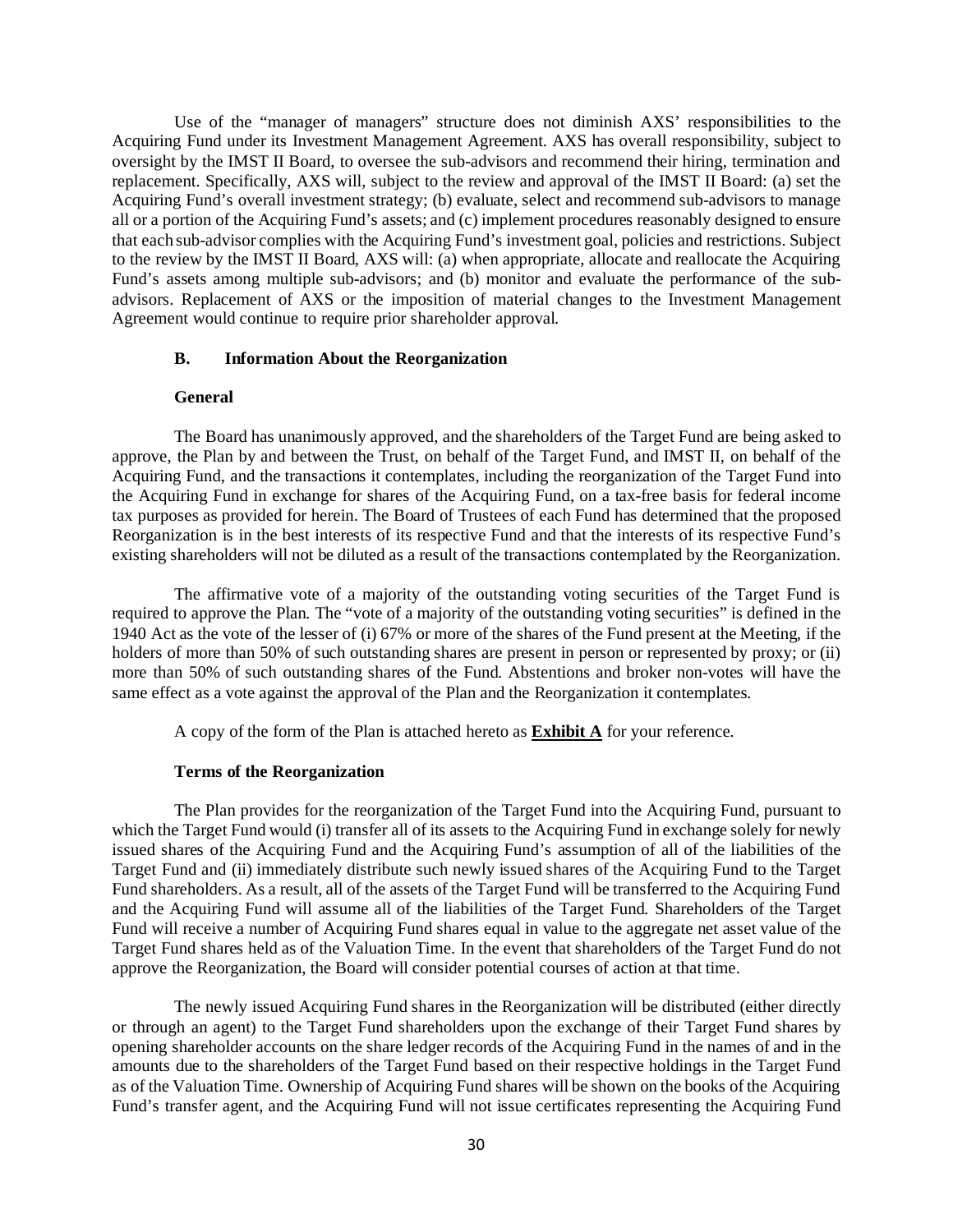Use of the "manager of managers" structure does not diminish AXS' responsibilities to the Acquiring Fund under its Investment Management Agreement. AXS has overall responsibility, subject to oversight by the IMST II Board, to oversee the sub-advisors and recommend their hiring, termination and replacement. Specifically, AXS will, subject to the review and approval of the IMST II Board: (a) set the Acquiring Fund's overall investment strategy; (b) evaluate, select and recommend sub-advisors to manage all or a portion of the Acquiring Fund's assets; and (c) implement procedures reasonably designed to ensure that each sub-advisor complies with the Acquiring Fund's investment goal, policies and restrictions. Subject to the review by the IMST II Board, AXS will: (a) when appropriate, allocate and reallocate the Acquiring Fund's assets among multiple sub-advisors; and (b) monitor and evaluate the performance of the sub-advisors. Replacement of AXS or the imposition of material changes to the Investment Management Agreement would continue to require prior shareholder approval.

## B. Information About the Reorganization

### General

The Board has unanimously approved, and the shareholders of the Target Fund are being asked to approve, the Plan by and between the Trust, on behalf of the Target Fund, and IMST II, on behalf of the Acquiring Fund, and the transactions it contemplates, including the reorganization of the Target Fund into the Acquiring Fund in exchange for shares of the Acquiring Fund, on a tax-free basis for federal income tax purposes as provided for herein. The Board of Trustees of each Fund has determined that the proposed Reorganization is in the best interests of its respective Fund and that the interests of its respective Fund's existing shareholders will not be diluted as a result of the transactions contemplated by the Reorganization.

The affirmative vote of a majority of the outstanding voting securities of the Target Fund is required to approve the Plan. The "vote of a majority of the outstanding voting securities" is defined in the 1940 Act as the vote of the lesser of (i) 67% or more of the shares of the Fund present at the Meeting, if the holders of more than 50% of such outstanding shares are present in person or represented by proxy; or (ii) more than 50% of such outstanding shares of the Fund. Abstentions and broker non-votes will have the same effect as a vote against the approval of the Plan and the Reorganization it contemplates.

A copy of the form of the Plan is attached hereto as **Exhibit A** for your reference.

### Terms of the Reorganization

The Plan provides for the reorganization of the Target Fund into the Acquiring Fund, pursuant to which the Target Fund would (i) transfer all of its assets to the Acquiring Fund in exchange solely for newly issued shares of the Acquiring Fund and the Acquiring Fund's assumption of all of the liabilities of the Target Fund and (ii) immediately distribute such newly issued shares of the Acquiring Fund to the Target Fund shareholders. As a result, all of the assets of the Target Fund will be transferred to the Acquiring Fund and the Acquiring Fund will assume all of the liabilities of the Target Fund. Shareholders of the Target Fund will receive a number of Acquiring Fund shares equal in value to the aggregate net asset value of the Target Fund shares held as of the Valuation Time. In the event that shareholders of the Target Fund do not approve the Reorganization, the Board will consider potential courses of action at that time.

The newly issued Acquiring Fund shares in the Reorganization will be distributed (either directly or through an agent) to the Target Fund shareholders upon the exchange of their Target Fund shares by opening shareholder accounts on the share ledger records of the Acquiring Fund in the names of and in the amounts due to the shareholders of the Target Fund based on their respective holdings in the Target Fund as of the Valuation Time. Ownership of Acquiring Fund shares will be shown on the books of the Acquiring Fund's transfer agent, and the Acquiring Fund will not issue certificates representing the Acquiring Fund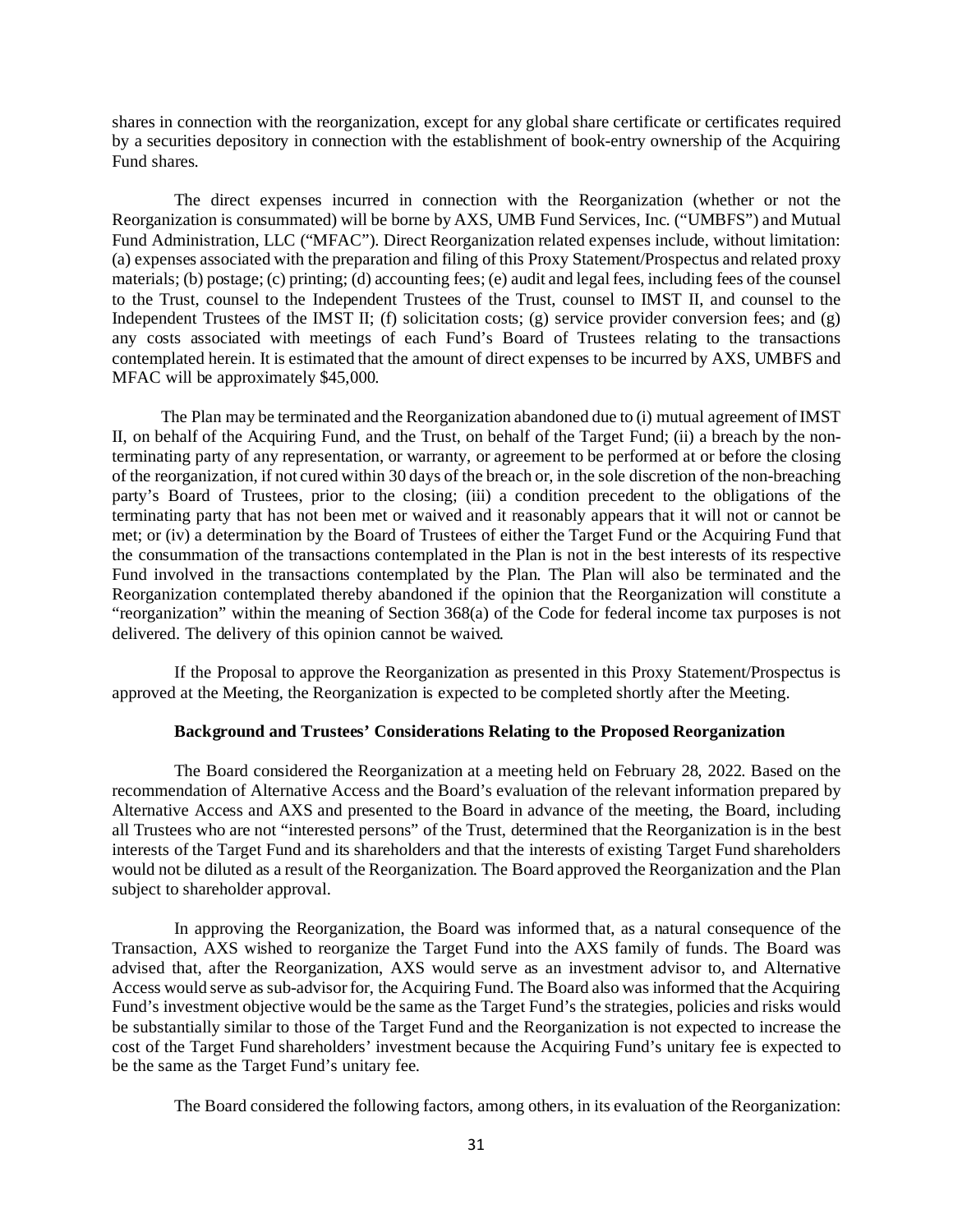shares in connection with the reorganization, except for any global share certificate or certificates required by a securities depository in connection with the establishment of book-entry ownership of the Acquiring Fund shares.

The direct expenses incurred in connection with the Reorganization (whether or not the Reorganization is consummated) will be borne by AXS, UMB Fund Services, Inc. ("UMBFS") and Mutual Fund Administration, LLC ("MFAC"). Direct Reorganization related expenses include, without limitation: (a) expenses associated with the preparation and filing of this Proxy Statement/Prospectus and related proxy materials; (b) postage; (c) printing; (d) accounting fees; (e) audit and legal fees, including fees of the counsel to the Trust, counsel to the Independent Trustees of the Trust, counsel to IMST II, and counsel to the Independent Trustees of the IMST II; (f) solicitation costs; (g) service provider conversion fees; and (g) any costs associated with meetings of each Fund's Board of Trustees relating to the transactions contemplated herein. It is estimated that the amount of direct expenses to be incurred by AXS, UMBFS and MFAC will be approximately $45,000.

The Plan may be terminated and the Reorganization abandoned due to (i) mutual agreement of IMST II, on behalf of the Acquiring Fund, and the Trust, on behalf of the Target Fund; (ii) a breach by the non-terminating party of any representation, or warranty, or agreement to be performed at or before the closing of the reorganization, if not cured within 30 days of the breach or, in the sole discretion of the non-breaching party's Board of Trustees, prior to the closing; (iii) a condition precedent to the obligations of the terminating party that has not been met or waived and it reasonably appears that it will not or cannot be met; or (iv) a determination by the Board of Trustees of either the Target Fund or the Acquiring Fund that the consummation of the transactions contemplated in the Plan is not in the best interests of its respective Fund involved in the transactions contemplated by the Plan. The Plan will also be terminated and the Reorganization contemplated thereby abandoned if the opinion that the Reorganization will constitute a "reorganization" within the meaning of Section 368(a) of the Code for federal income tax purposes is not delivered. The delivery of this opinion cannot be waived.

If the Proposal to approve the Reorganization as presented in this Proxy Statement/Prospectus is approved at the Meeting, the Reorganization is expected to be completed shortly after the Meeting.

### Background and Trustees' Considerations Relating to the Proposed Reorganization

The Board considered the Reorganization at a meeting held on February 28, 2022. Based on the recommendation of Alternative Access and the Board's evaluation of the relevant information prepared by Alternative Access and AXS and presented to the Board in advance of the meeting, the Board, including all Trustees who are not "interested persons" of the Trust, determined that the Reorganization is in the best interests of the Target Fund and its shareholders and that the interests of existing Target Fund shareholders would not be diluted as a result of the Reorganization. The Board approved the Reorganization and the Plan subject to shareholder approval.

In approving the Reorganization, the Board was informed that, as a natural consequence of the Transaction, AXS wished to reorganize the Target Fund into the AXS family of funds. The Board was advised that, after the Reorganization, AXS would serve as an investment advisor to, and Alternative Access would serve as sub-advisor for, the Acquiring Fund. The Board also was informed that the Acquiring Fund's investment objective would be the same as the Target Fund's the strategies, policies and risks would be substantially similar to those of the Target Fund and the Reorganization is not expected to increase the cost of the Target Fund shareholders' investment because the Acquiring Fund's unitary fee is expected to be the same as the Target Fund's unitary fee.

The Board considered the following factors, among others, in its evaluation of the Reorganization: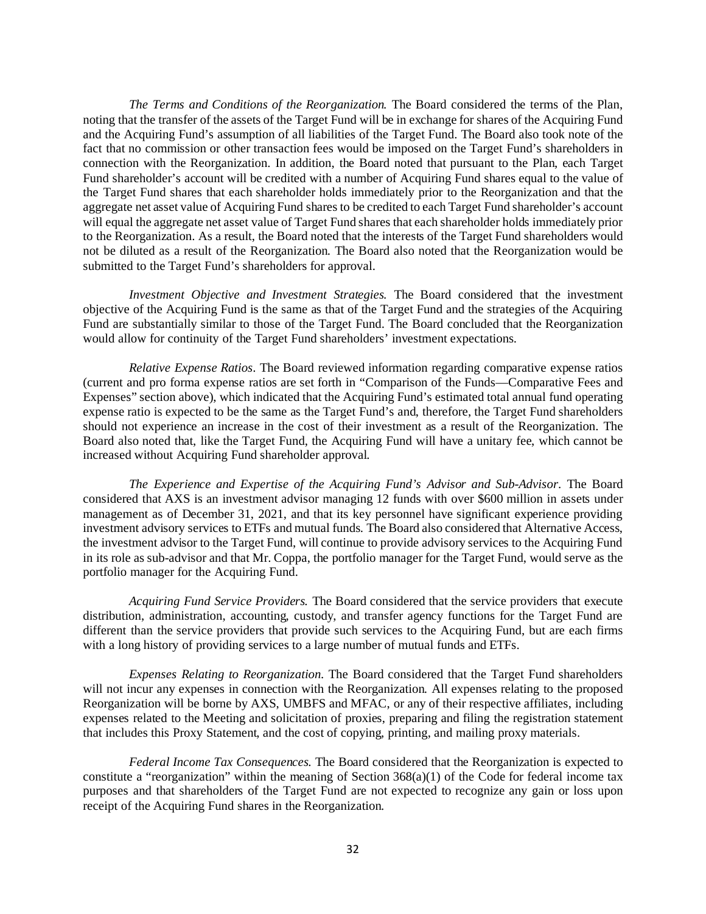*The Terms and Conditions of the Reorganization.* The Board considered the terms of the Plan, noting that the transfer of the assets of the Target Fund will be in exchange for shares of the Acquiring Fund and the Acquiring Fund's assumption of all liabilities of the Target Fund. The Board also took note of the fact that no commission or other transaction fees would be imposed on the Target Fund's shareholders in connection with the Reorganization. In addition, the Board noted that pursuant to the Plan, each Target Fund shareholder's account will be credited with a number of Acquiring Fund shares equal to the value of the Target Fund shares that each shareholder holds immediately prior to the Reorganization and that the aggregate net asset value of Acquiring Fund shares to be credited to each Target Fund shareholder's account will equal the aggregate net asset value of Target Fund shares that each shareholder holds immediately prior to the Reorganization. As a result, the Board noted that the interests of the Target Fund shareholders would not be diluted as a result of the Reorganization. The Board also noted that the Reorganization would be submitted to the Target Fund's shareholders for approval.

*Investment Objective and Investment Strategies.* The Board considered that the investment objective of the Acquiring Fund is the same as that of the Target Fund and the strategies of the Acquiring Fund are substantially similar to those of the Target Fund. The Board concluded that the Reorganization would allow for continuity of the Target Fund shareholders' investment expectations.

*Relative Expense Ratios*. The Board reviewed information regarding comparative expense ratios (current and pro forma expense ratios are set forth in "Comparison of the Funds—Comparative Fees and Expenses" section above), which indicated that the Acquiring Fund's estimated total annual fund operating expense ratio is expected to be the same as the Target Fund's and, therefore, the Target Fund shareholders should not experience an increase in the cost of their investment as a result of the Reorganization. The Board also noted that, like the Target Fund, the Acquiring Fund will have a unitary fee, which cannot be increased without Acquiring Fund shareholder approval.

*The Experience and Expertise of the Acquiring Fund's Advisor and Sub-Advisor*. The Board considered that AXS is an investment advisor managing 12 funds with over $600 million in assets under management as of December 31, 2021, and that its key personnel have significant experience providing investment advisory services to ETFs and mutual funds. The Board also considered that Alternative Access, the investment advisor to the Target Fund, will continue to provide advisory services to the Acquiring Fund in its role as sub-advisor and that Mr. Coppa, the portfolio manager for the Target Fund, would serve as the portfolio manager for the Acquiring Fund.

*Acquiring Fund Service Providers.* The Board considered that the service providers that execute distribution, administration, accounting, custody, and transfer agency functions for the Target Fund are different than the service providers that provide such services to the Acquiring Fund, but are each firms with a long history of providing services to a large number of mutual funds and ETFs.

*Expenses Relating to Reorganization.* The Board considered that the Target Fund shareholders will not incur any expenses in connection with the Reorganization. All expenses relating to the proposed Reorganization will be borne by AXS, UMBFS and MFAC, or any of their respective affiliates, including expenses related to the Meeting and solicitation of proxies, preparing and filing the registration statement that includes this Proxy Statement, and the cost of copying, printing, and mailing proxy materials.

*Federal Income Tax Consequences.* The Board considered that the Reorganization is expected to constitute a "reorganization" within the meaning of Section 368(a)(1) of the Code for federal income tax purposes and that shareholders of the Target Fund are not expected to recognize any gain or loss upon receipt of the Acquiring Fund shares in the Reorganization.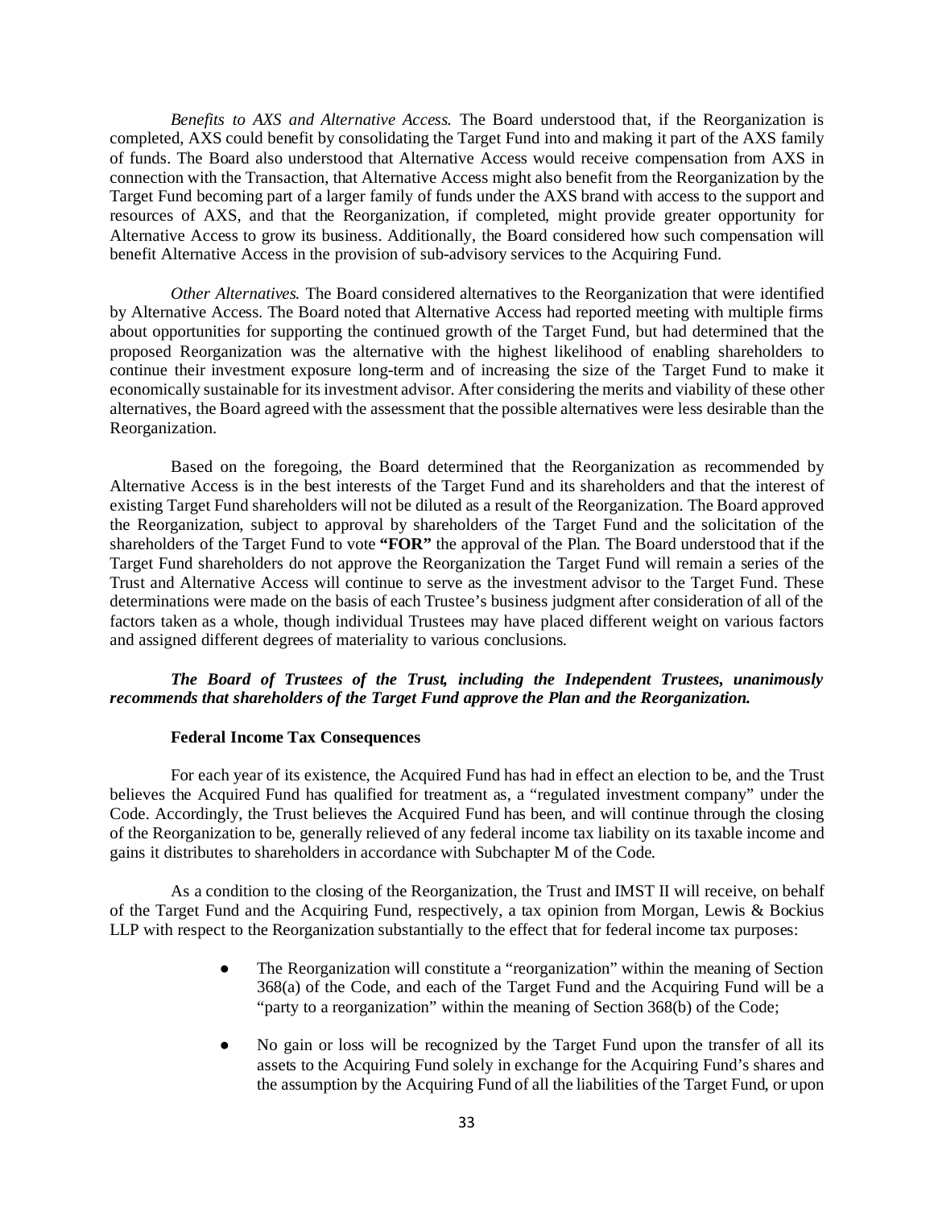*Benefits to AXS and Alternative Access.* The Board understood that, if the Reorganization is completed, AXS could benefit by consolidating the Target Fund into and making it part of the AXS family of funds. The Board also understood that Alternative Access would receive compensation from AXS in connection with the Transaction, that Alternative Access might also benefit from the Reorganization by the Target Fund becoming part of a larger family of funds under the AXS brand with access to the support and resources of AXS, and that the Reorganization, if completed, might provide greater opportunity for Alternative Access to grow its business. Additionally, the Board considered how such compensation will benefit Alternative Access in the provision of sub-advisory services to the Acquiring Fund.

*Other Alternatives.* The Board considered alternatives to the Reorganization that were identified by Alternative Access. The Board noted that Alternative Access had reported meeting with multiple firms about opportunities for supporting the continued growth of the Target Fund, but had determined that the proposed Reorganization was the alternative with the highest likelihood of enabling shareholders to continue their investment exposure long-term and of increasing the size of the Target Fund to make it economically sustainable for its investment advisor. After considering the merits and viability of these other alternatives, the Board agreed with the assessment that the possible alternatives were less desirable than the Reorganization.

Based on the foregoing, the Board determined that the Reorganization as recommended by Alternative Access is in the best interests of the Target Fund and its shareholders and that the interest of existing Target Fund shareholders will not be diluted as a result of the Reorganization. The Board approved the Reorganization, subject to approval by shareholders of the Target Fund and the solicitation of the shareholders of the Target Fund to vote **"FOR"** the approval of the Plan. The Board understood that if the Target Fund shareholders do not approve the Reorganization the Target Fund will remain a series of the Trust and Alternative Access will continue to serve as the investment advisor to the Target Fund. These determinations were made on the basis of each Trustee's business judgment after consideration of all of the factors taken as a whole, though individual Trustees may have placed different weight on various factors and assigned different degrees of materiality to various conclusions.

***The Board of Trustees of the Trust, including the Independent Trustees, unanimously recommends that shareholders of the Target Fund approve the Plan and the Reorganization.***

**Federal Income Tax Consequences**

For each year of its existence, the Acquired Fund has had in effect an election to be, and the Trust believes the Acquired Fund has qualified for treatment as, a "regulated investment company" under the Code. Accordingly, the Trust believes the Acquired Fund has been, and will continue through the closing of the Reorganization to be, generally relieved of any federal income tax liability on its taxable income and gains it distributes to shareholders in accordance with Subchapter M of the Code.

As a condition to the closing of the Reorganization, the Trust and IMST II will receive, on behalf of the Target Fund and the Acquiring Fund, respectively, a tax opinion from Morgan, Lewis & Bockius LLP with respect to the Reorganization substantially to the effect that for federal income tax purposes:

- The Reorganization will constitute a "reorganization" within the meaning of Section 368(a) of the Code, and each of the Target Fund and the Acquiring Fund will be a "party to a reorganization" within the meaning of Section 368(b) of the Code;
- No gain or loss will be recognized by the Target Fund upon the transfer of all its assets to the Acquiring Fund solely in exchange for the Acquiring Fund's shares and the assumption by the Acquiring Fund of all the liabilities of the Target Fund, or upon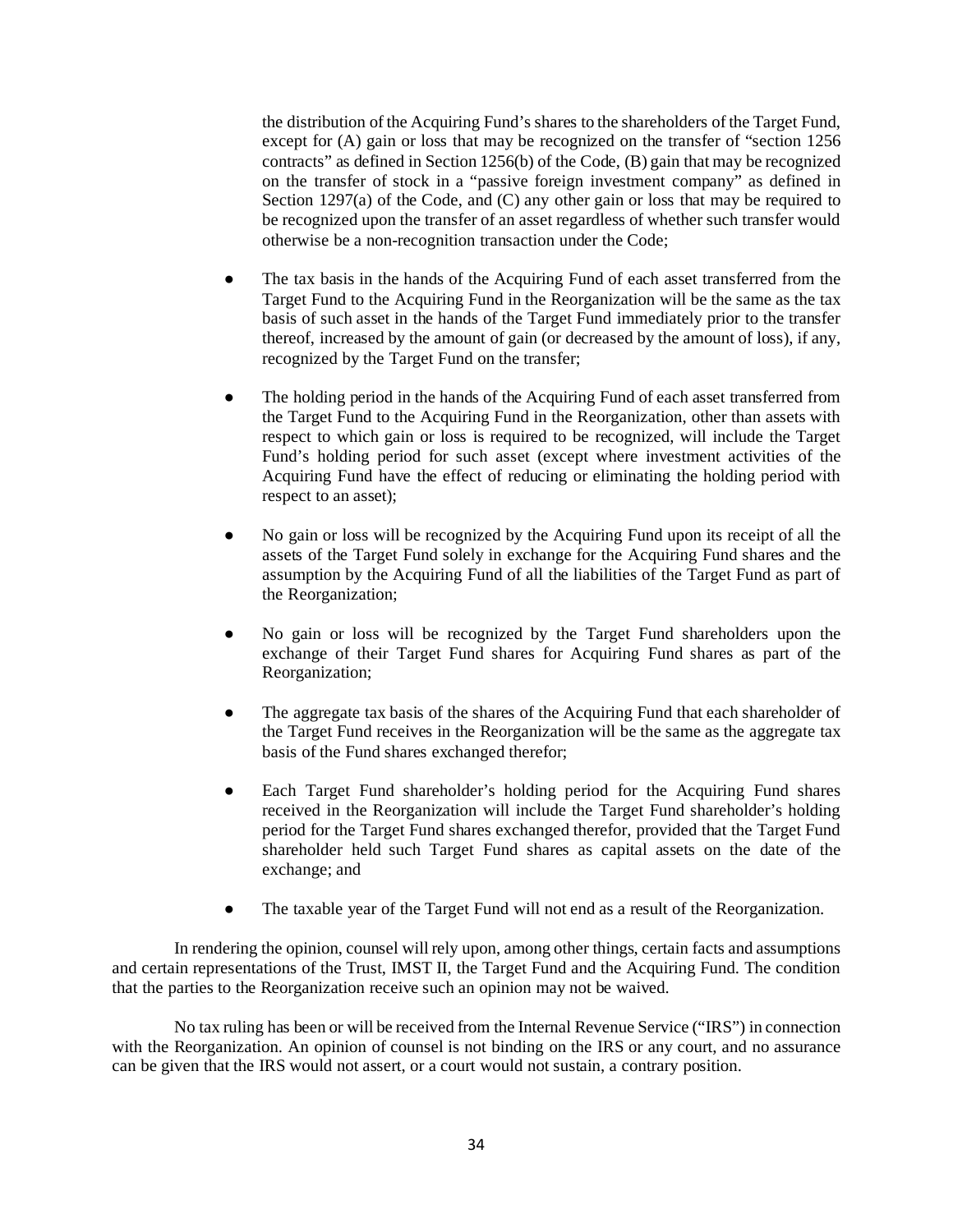the distribution of the Acquiring Fund's shares to the shareholders of the Target Fund, except for (A) gain or loss that may be recognized on the transfer of "section 1256 contracts" as defined in Section 1256(b) of the Code, (B) gain that may be recognized on the transfer of stock in a "passive foreign investment company" as defined in Section 1297(a) of the Code, and (C) any other gain or loss that may be required to be recognized upon the transfer of an asset regardless of whether such transfer would otherwise be a non-recognition transaction under the Code;

- The tax basis in the hands of the Acquiring Fund of each asset transferred from the Target Fund to the Acquiring Fund in the Reorganization will be the same as the tax basis of such asset in the hands of the Target Fund immediately prior to the transfer thereof, increased by the amount of gain (or decreased by the amount of loss), if any, recognized by the Target Fund on the transfer;

- The holding period in the hands of the Acquiring Fund of each asset transferred from the Target Fund to the Acquiring Fund in the Reorganization, other than assets with respect to which gain or loss is required to be recognized, will include the Target Fund's holding period for such asset (except where investment activities of the Acquiring Fund have the effect of reducing or eliminating the holding period with respect to an asset);

- No gain or loss will be recognized by the Acquiring Fund upon its receipt of all the assets of the Target Fund solely in exchange for the Acquiring Fund shares and the assumption by the Acquiring Fund of all the liabilities of the Target Fund as part of the Reorganization;

- No gain or loss will be recognized by the Target Fund shareholders upon the exchange of their Target Fund shares for Acquiring Fund shares as part of the Reorganization;

- The aggregate tax basis of the shares of the Acquiring Fund that each shareholder of the Target Fund receives in the Reorganization will be the same as the aggregate tax basis of the Fund shares exchanged therefor;

- Each Target Fund shareholder's holding period for the Acquiring Fund shares received in the Reorganization will include the Target Fund shareholder's holding period for the Target Fund shares exchanged therefor, provided that the Target Fund shareholder held such Target Fund shares as capital assets on the date of the exchange; and

- The taxable year of the Target Fund will not end as a result of the Reorganization.

In rendering the opinion, counsel will rely upon, among other things, certain facts and assumptions and certain representations of the Trust, IMST II, the Target Fund and the Acquiring Fund. The condition that the parties to the Reorganization receive such an opinion may not be waived.

No tax ruling has been or will be received from the Internal Revenue Service ("IRS") in connection with the Reorganization. An opinion of counsel is not binding on the IRS or any court, and no assurance can be given that the IRS would not assert, or a court would not sustain, a contrary position.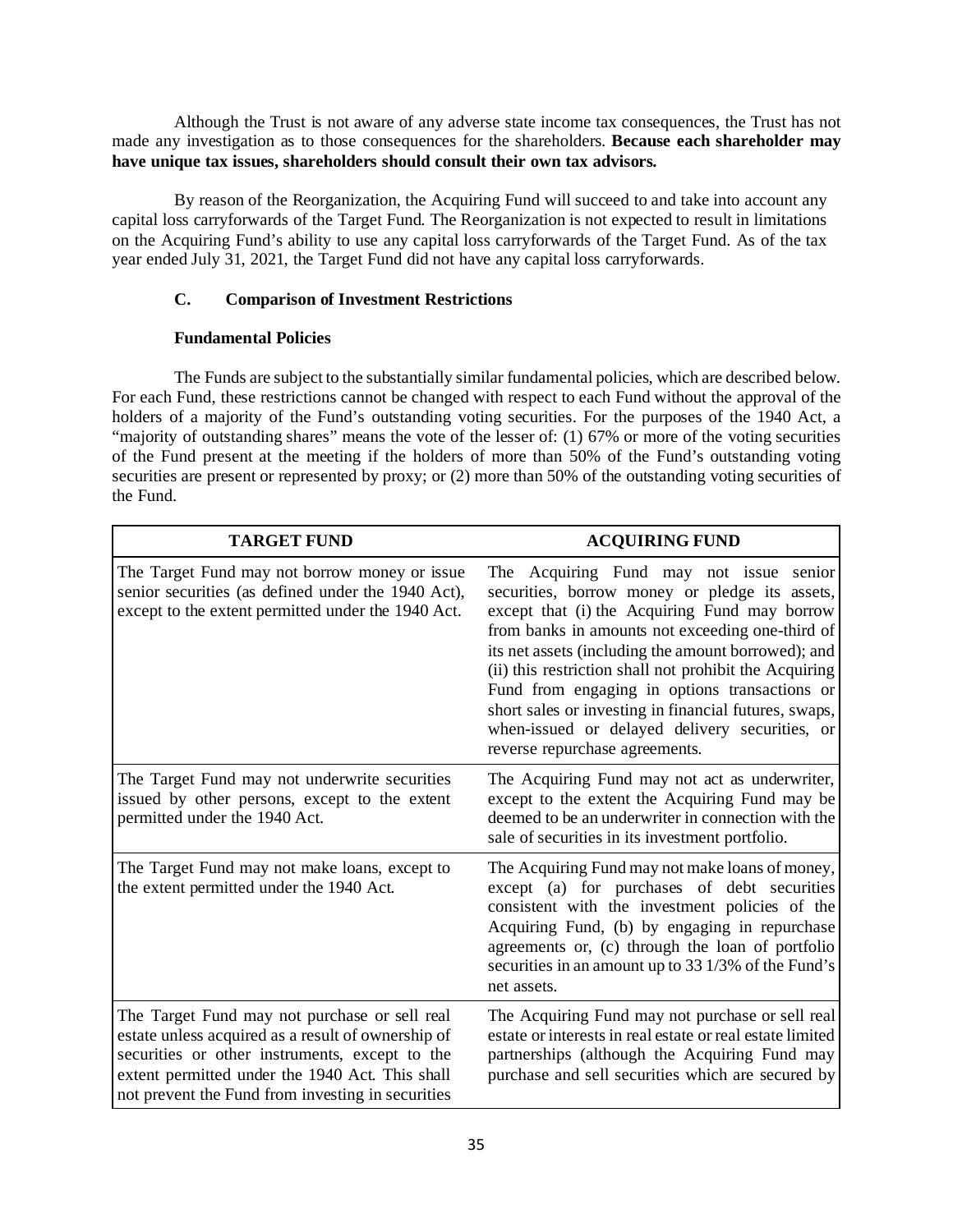Although the Trust is not aware of any adverse state income tax consequences, the Trust has not made any investigation as to those consequences for the shareholders. **Because each shareholder may have unique tax issues, shareholders should consult their own tax advisors.**

By reason of the Reorganization, the Acquiring Fund will succeed to and take into account any capital loss carryforwards of the Target Fund. The Reorganization is not expected to result in limitations on the Acquiring Fund's ability to use any capital loss carryforwards of the Target Fund. As of the tax year ended July 31, 2021, the Target Fund did not have any capital loss carryforwards.

### C. Comparison of Investment Restrictions

#### Fundamental Policies

The Funds are subject to the substantially similar fundamental policies, which are described below. For each Fund, these restrictions cannot be changed with respect to each Fund without the approval of the holders of a majority of the Fund's outstanding voting securities. For the purposes of the 1940 Act, a "majority of outstanding shares" means the vote of the lesser of: (1) 67% or more of the voting securities of the Fund present at the meeting if the holders of more than 50% of the Fund's outstanding voting securities are present or represented by proxy; or (2) more than 50% of the outstanding voting securities of the Fund.

| TARGET FUND | ACQUIRING FUND |
|---|---|
| The Target Fund may not borrow money or issue senior securities (as defined under the 1940 Act), except to the extent permitted under the 1940 Act. | The Acquiring Fund may not issue senior securities, borrow money or pledge its assets, except that (i) the Acquiring Fund may borrow from banks in amounts not exceeding one-third of its net assets (including the amount borrowed); and (ii) this restriction shall not prohibit the Acquiring Fund from engaging in options transactions or short sales or investing in financial futures, swaps, when-issued or delayed delivery securities, or reverse repurchase agreements. |
| The Target Fund may not underwrite securities issued by other persons, except to the extent permitted under the 1940 Act. | The Acquiring Fund may not act as underwriter, except to the extent the Acquiring Fund may be deemed to be an underwriter in connection with the sale of securities in its investment portfolio. |
| The Target Fund may not make loans, except to the extent permitted under the 1940 Act. | The Acquiring Fund may not make loans of money, except (a) for purchases of debt securities consistent with the investment policies of the Acquiring Fund, (b) by engaging in repurchase agreements or, (c) through the loan of portfolio securities in an amount up to 33 1/3% of the Fund's net assets. |
| The Target Fund may not purchase or sell real estate unless acquired as a result of ownership of securities or other instruments, except to the extent permitted under the 1940 Act. This shall not prevent the Fund from investing in securities | The Acquiring Fund may not purchase or sell real estate or interests in real estate or real estate limited partnerships (although the Acquiring Fund may purchase and sell securities which are secured by |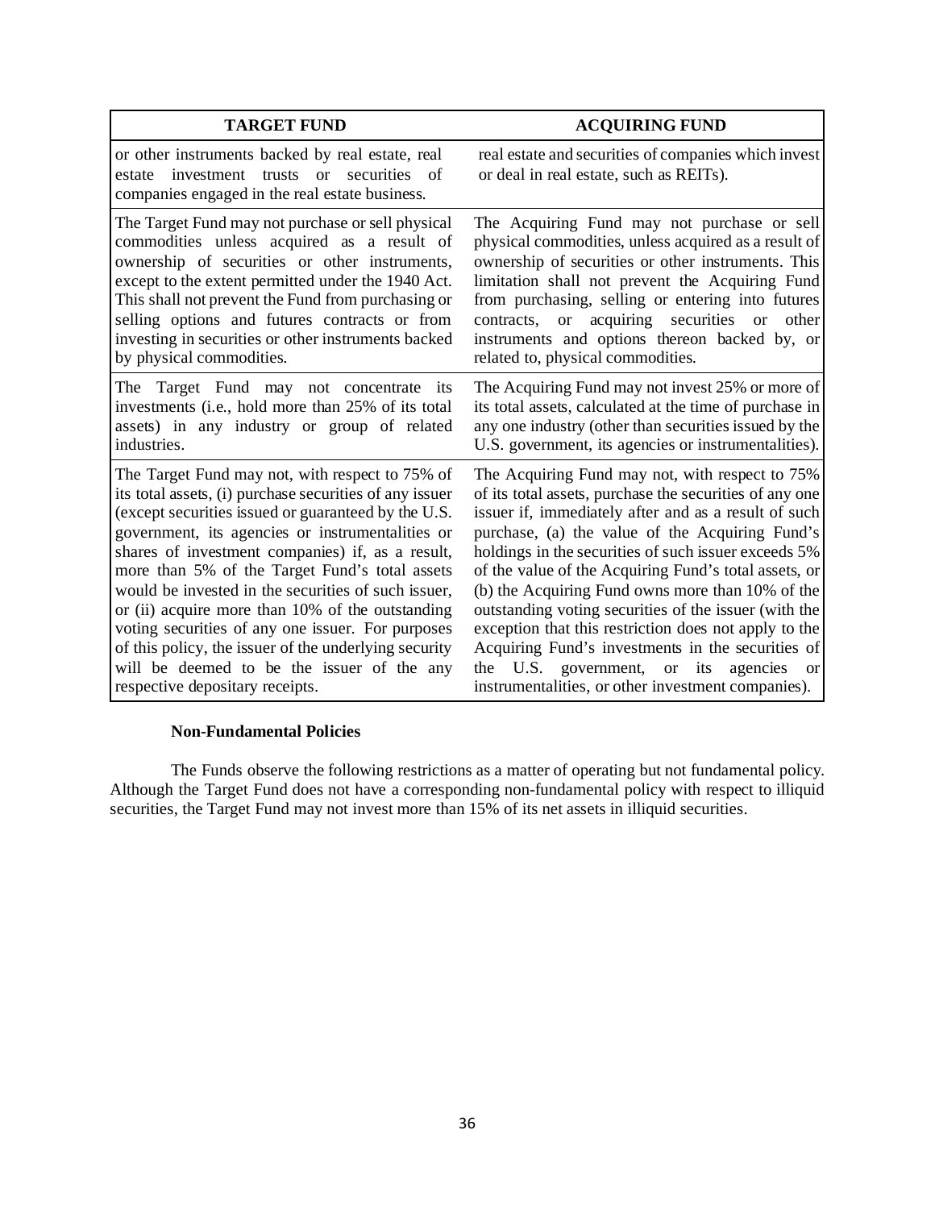| TARGET FUND | ACQUIRING FUND |
|---|---|
| or other instruments backed by real estate, real estate investment trusts or securities of companies engaged in the real estate business. | real estate and securities of companies which invest or deal in real estate, such as REITs). |
| The Target Fund may not purchase or sell physical commodities unless acquired as a result of ownership of securities or other instruments, except to the extent permitted under the 1940 Act. This shall not prevent the Fund from purchasing or selling options and futures contracts or from investing in securities or other instruments backed by physical commodities. | The Acquiring Fund may not purchase or sell physical commodities, unless acquired as a result of ownership of securities or other instruments. This limitation shall not prevent the Acquiring Fund from purchasing, selling or entering into futures contracts, or acquiring securities or other instruments and options thereon backed by, or related to, physical commodities. |
| The Target Fund may not concentrate its investments (i.e., hold more than 25% of its total assets) in any industry or group of related industries. | The Acquiring Fund may not invest 25% or more of its total assets, calculated at the time of purchase in any one industry (other than securities issued by the U.S. government, its agencies or instrumentalities). |
| The Target Fund may not, with respect to 75% of its total assets, (i) purchase securities of any issuer (except securities issued or guaranteed by the U.S. government, its agencies or instrumentalities or shares of investment companies) if, as a result, more than 5% of the Target Fund's total assets would be invested in the securities of such issuer, or (ii) acquire more than 10% of the outstanding voting securities of any one issuer. For purposes of this policy, the issuer of the underlying security will be deemed to be the issuer of the any respective depositary receipts. | The Acquiring Fund may not, with respect to 75% of its total assets, purchase the securities of any one issuer if, immediately after and as a result of such purchase, (a) the value of the Acquiring Fund's holdings in the securities of such issuer exceeds 5% of the value of the Acquiring Fund's total assets, or (b) the Acquiring Fund owns more than 10% of the outstanding voting securities of the issuer (with the exception that this restriction does not apply to the Acquiring Fund's investments in the securities of the U.S. government, or its agencies or instrumentalities, or other investment companies). |

**Non-Fundamental Policies**

The Funds observe the following restrictions as a matter of operating but not fundamental policy. Although the Target Fund does not have a corresponding non-fundamental policy with respect to illiquid securities, the Target Fund may not invest more than 15% of its net assets in illiquid securities.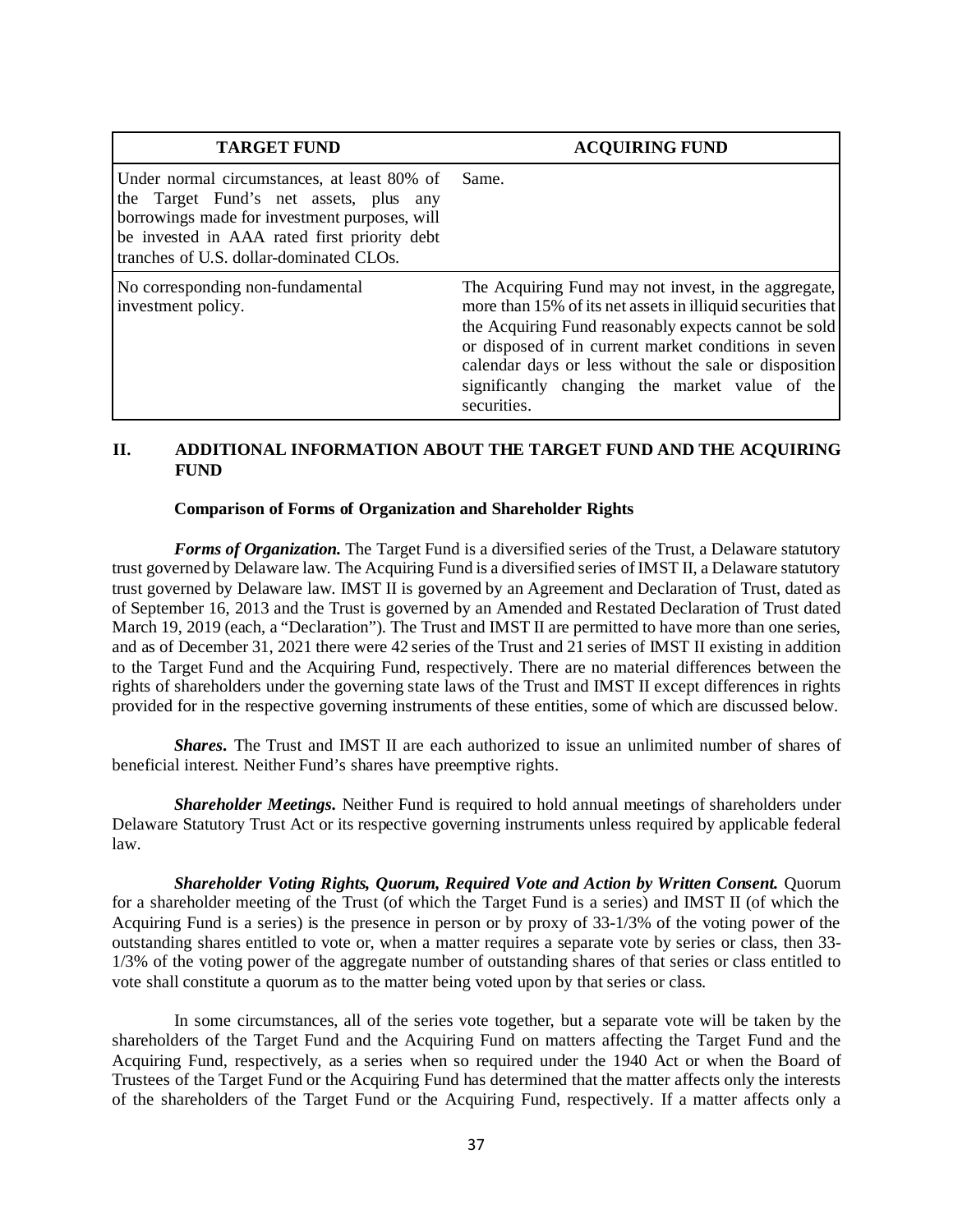| TARGET FUND | ACQUIRING FUND |
|---|---|
| Under normal circumstances, at least 80% of the Target Fund's net assets, plus any borrowings made for investment purposes, will be invested in AAA rated first priority debt tranches of U.S. dollar-dominated CLOs. | Same. |
| No corresponding non-fundamental investment policy. | The Acquiring Fund may not invest, in the aggregate, more than 15% of its net assets in illiquid securities that the Acquiring Fund reasonably expects cannot be sold or disposed of in current market conditions in seven calendar days or less without the sale or disposition significantly changing the market value of the securities. |

## II. ADDITIONAL INFORMATION ABOUT THE TARGET FUND AND THE ACQUIRING FUND

### Comparison of Forms of Organization and Shareholder Rights

***Forms of Organization.*** The Target Fund is a diversified series of the Trust, a Delaware statutory trust governed by Delaware law. The Acquiring Fund is a diversified series of IMST II, a Delaware statutory trust governed by Delaware law. IMST II is governed by an Agreement and Declaration of Trust, dated as of September 16, 2013 and the Trust is governed by an Amended and Restated Declaration of Trust dated March 19, 2019 (each, a "Declaration"). The Trust and IMST II are permitted to have more than one series, and as of December 31, 2021 there were 42 series of the Trust and 21 series of IMST II existing in addition to the Target Fund and the Acquiring Fund, respectively. There are no material differences between the rights of shareholders under the governing state laws of the Trust and IMST II except differences in rights provided for in the respective governing instruments of these entities, some of which are discussed below.

***Shares.*** The Trust and IMST II are each authorized to issue an unlimited number of shares of beneficial interest. Neither Fund's shares have preemptive rights.

***Shareholder Meetings.*** Neither Fund is required to hold annual meetings of shareholders under Delaware Statutory Trust Act or its respective governing instruments unless required by applicable federal law.

***Shareholder Voting Rights, Quorum, Required Vote and Action by Written Consent.*** Quorum for a shareholder meeting of the Trust (of which the Target Fund is a series) and IMST II (of which the Acquiring Fund is a series) is the presence in person or by proxy of 33-1/3% of the voting power of the outstanding shares entitled to vote or, when a matter requires a separate vote by series or class, then 33-1/3% of the voting power of the aggregate number of outstanding shares of that series or class entitled to vote shall constitute a quorum as to the matter being voted upon by that series or class.

In some circumstances, all of the series vote together, but a separate vote will be taken by the shareholders of the Target Fund and the Acquiring Fund on matters affecting the Target Fund and the Acquiring Fund, respectively, as a series when so required under the 1940 Act or when the Board of Trustees of the Target Fund or the Acquiring Fund has determined that the matter affects only the interests of the shareholders of the Target Fund or the Acquiring Fund, respectively. If a matter affects only a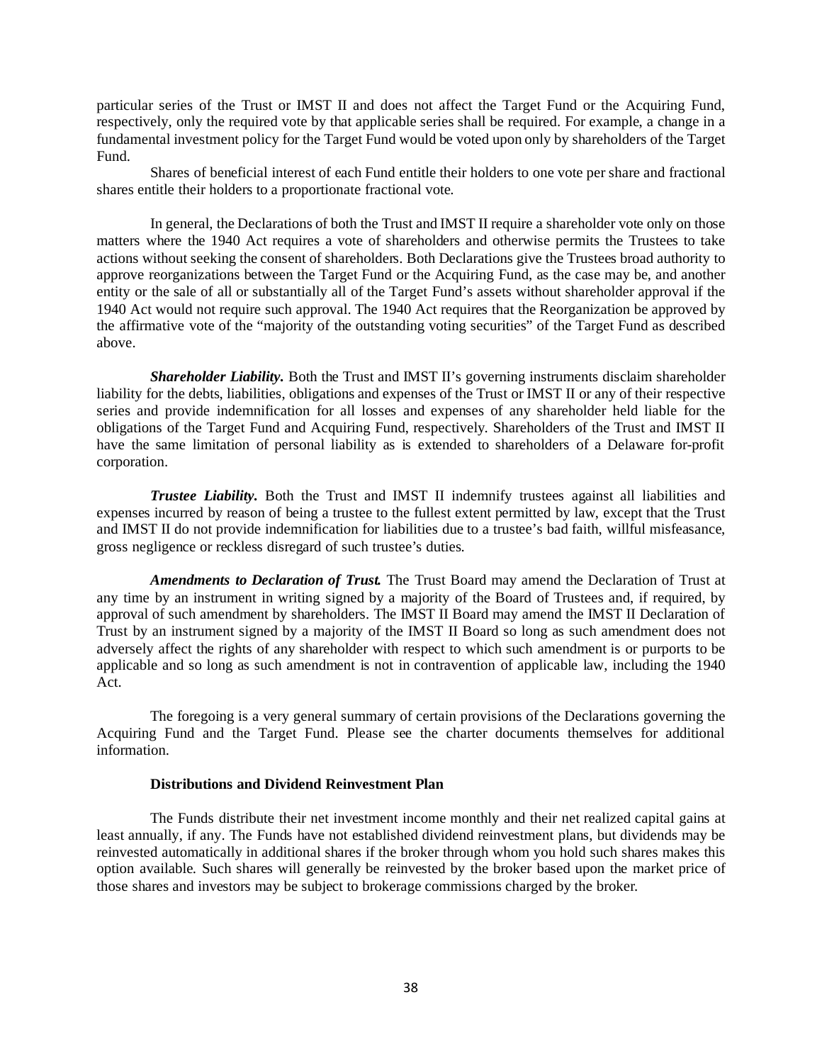particular series of the Trust or IMST II and does not affect the Target Fund or the Acquiring Fund, respectively, only the required vote by that applicable series shall be required. For example, a change in a fundamental investment policy for the Target Fund would be voted upon only by shareholders of the Target Fund.

Shares of beneficial interest of each Fund entitle their holders to one vote per share and fractional shares entitle their holders to a proportionate fractional vote.

In general, the Declarations of both the Trust and IMST II require a shareholder vote only on those matters where the 1940 Act requires a vote of shareholders and otherwise permits the Trustees to take actions without seeking the consent of shareholders. Both Declarations give the Trustees broad authority to approve reorganizations between the Target Fund or the Acquiring Fund, as the case may be, and another entity or the sale of all or substantially all of the Target Fund's assets without shareholder approval if the 1940 Act would not require such approval. The 1940 Act requires that the Reorganization be approved by the affirmative vote of the "majority of the outstanding voting securities" of the Target Fund as described above.

***Shareholder Liability.*** Both the Trust and IMST II's governing instruments disclaim shareholder liability for the debts, liabilities, obligations and expenses of the Trust or IMST II or any of their respective series and provide indemnification for all losses and expenses of any shareholder held liable for the obligations of the Target Fund and Acquiring Fund, respectively. Shareholders of the Trust and IMST II have the same limitation of personal liability as is extended to shareholders of a Delaware for-profit corporation.

***Trustee Liability.*** Both the Trust and IMST II indemnify trustees against all liabilities and expenses incurred by reason of being a trustee to the fullest extent permitted by law, except that the Trust and IMST II do not provide indemnification for liabilities due to a trustee's bad faith, willful misfeasance, gross negligence or reckless disregard of such trustee's duties.

***Amendments to Declaration of Trust.*** The Trust Board may amend the Declaration of Trust at any time by an instrument in writing signed by a majority of the Board of Trustees and, if required, by approval of such amendment by shareholders. The IMST II Board may amend the IMST II Declaration of Trust by an instrument signed by a majority of the IMST II Board so long as such amendment does not adversely affect the rights of any shareholder with respect to which such amendment is or purports to be applicable and so long as such amendment is not in contravention of applicable law, including the 1940 Act.

The foregoing is a very general summary of certain provisions of the Declarations governing the Acquiring Fund and the Target Fund. Please see the charter documents themselves for additional information.

**Distributions and Dividend Reinvestment Plan**

The Funds distribute their net investment income monthly and their net realized capital gains at least annually, if any. The Funds have not established dividend reinvestment plans, but dividends may be reinvested automatically in additional shares if the broker through whom you hold such shares makes this option available. Such shares will generally be reinvested by the broker based upon the market price of those shares and investors may be subject to brokerage commissions charged by the broker.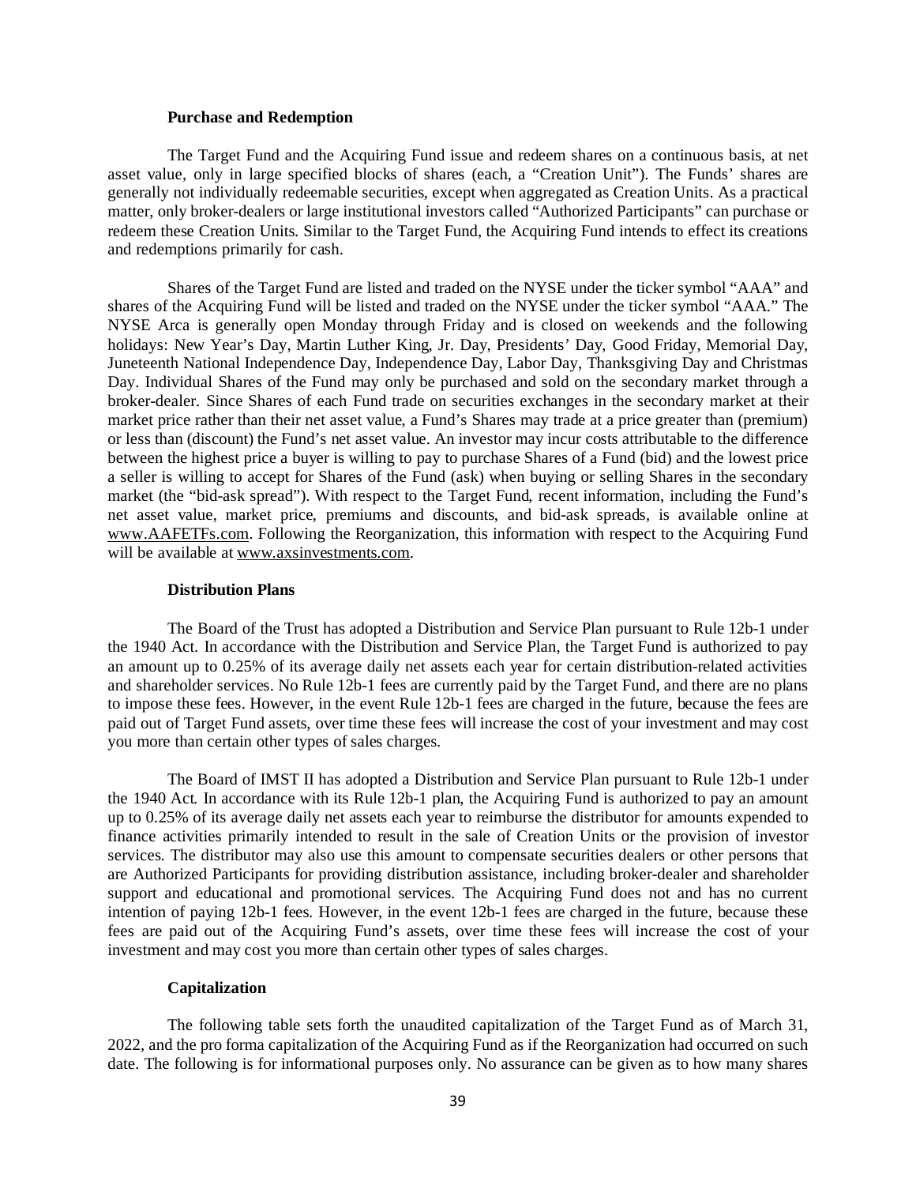**Purchase and Redemption**

The Target Fund and the Acquiring Fund issue and redeem shares on a continuous basis, at net asset value, only in large specified blocks of shares (each, a "Creation Unit"). The Funds' shares are generally not individually redeemable securities, except when aggregated as Creation Units. As a practical matter, only broker-dealers or large institutional investors called "Authorized Participants" can purchase or redeem these Creation Units. Similar to the Target Fund, the Acquiring Fund intends to effect its creations and redemptions primarily for cash.

Shares of the Target Fund are listed and traded on the NYSE under the ticker symbol "AAA" and shares of the Acquiring Fund will be listed and traded on the NYSE under the ticker symbol "AAA." The NYSE Arca is generally open Monday through Friday and is closed on weekends and the following holidays: New Year's Day, Martin Luther King, Jr. Day, Presidents' Day, Good Friday, Memorial Day, Juneteenth National Independence Day, Independence Day, Labor Day, Thanksgiving Day and Christmas Day. Individual Shares of the Fund may only be purchased and sold on the secondary market through a broker-dealer. Since Shares of each Fund trade on securities exchanges in the secondary market at their market price rather than their net asset value, a Fund's Shares may trade at a price greater than (premium) or less than (discount) the Fund's net asset value. An investor may incur costs attributable to the difference between the highest price a buyer is willing to pay to purchase Shares of a Fund (bid) and the lowest price a seller is willing to accept for Shares of the Fund (ask) when buying or selling Shares in the secondary market (the "bid-ask spread"). With respect to the Target Fund, recent information, including the Fund's net asset value, market price, premiums and discounts, and bid-ask spreads, is available online at www.AAFETFs.com. Following the Reorganization, this information with respect to the Acquiring Fund will be available at www.axsinvestments.com.

**Distribution Plans**

The Board of the Trust has adopted a Distribution and Service Plan pursuant to Rule 12b-1 under the 1940 Act. In accordance with the Distribution and Service Plan, the Target Fund is authorized to pay an amount up to 0.25% of its average daily net assets each year for certain distribution-related activities and shareholder services. No Rule 12b-1 fees are currently paid by the Target Fund, and there are no plans to impose these fees. However, in the event Rule 12b-1 fees are charged in the future, because the fees are paid out of Target Fund assets, over time these fees will increase the cost of your investment and may cost you more than certain other types of sales charges.

The Board of IMST II has adopted a Distribution and Service Plan pursuant to Rule 12b-1 under the 1940 Act. In accordance with its Rule 12b-1 plan, the Acquiring Fund is authorized to pay an amount up to 0.25% of its average daily net assets each year to reimburse the distributor for amounts expended to finance activities primarily intended to result in the sale of Creation Units or the provision of investor services. The distributor may also use this amount to compensate securities dealers or other persons that are Authorized Participants for providing distribution assistance, including broker-dealer and shareholder support and educational and promotional services. The Acquiring Fund does not and has no current intention of paying 12b-1 fees. However, in the event 12b-1 fees are charged in the future, because these fees are paid out of the Acquiring Fund's assets, over time these fees will increase the cost of your investment and may cost you more than certain other types of sales charges.

**Capitalization**

The following table sets forth the unaudited capitalization of the Target Fund as of March 31, 2022, and the pro forma capitalization of the Acquiring Fund as if the Reorganization had occurred on such date. The following is for informational purposes only. No assurance can be given as to how many shares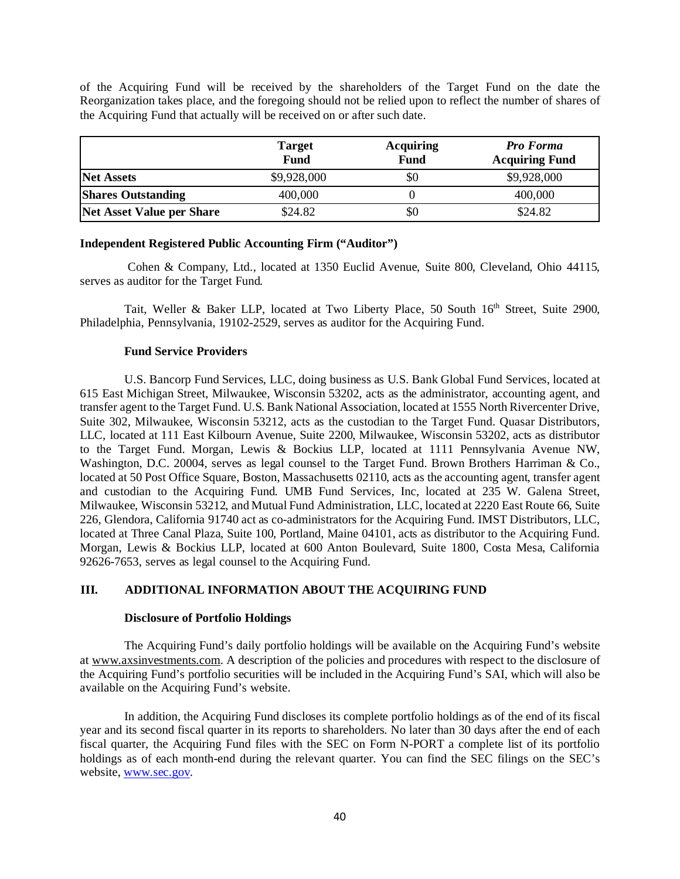of the Acquiring Fund will be received by the shareholders of the Target Fund on the date the Reorganization takes place, and the foregoing should not be relied upon to reflect the number of shares of the Acquiring Fund that actually will be received on or after such date.

| | Target Fund | Acquiring Fund | *Pro Forma* Acquiring Fund |
|---|---|---|---|
| **Net Assets** | $9,928,000 | $0 | $9,928,000 |
| **Shares Outstanding** | 400,000 | 0 | 400,000 |
| **Net Asset Value per Share** | $24.82 | $0 | $24.82 |

**Independent Registered Public Accounting Firm ("Auditor")**

Cohen & Company, Ltd., located at 1350 Euclid Avenue, Suite 800, Cleveland, Ohio 44115, serves as auditor for the Target Fund.

Tait, Weller & Baker LLP, located at Two Liberty Place, 50 South 16th Street, Suite 2900, Philadelphia, Pennsylvania, 19102-2529, serves as auditor for the Acquiring Fund.

**Fund Service Providers**

U.S. Bancorp Fund Services, LLC, doing business as U.S. Bank Global Fund Services, located at 615 East Michigan Street, Milwaukee, Wisconsin 53202, acts as the administrator, accounting agent, and transfer agent to the Target Fund. U.S. Bank National Association, located at 1555 North Rivercenter Drive, Suite 302, Milwaukee, Wisconsin 53212, acts as the custodian to the Target Fund. Quasar Distributors, LLC, located at 111 East Kilbourn Avenue, Suite 2200, Milwaukee, Wisconsin 53202, acts as distributor to the Target Fund. Morgan, Lewis & Bockius LLP, located at 1111 Pennsylvania Avenue NW, Washington, D.C. 20004, serves as legal counsel to the Target Fund. Brown Brothers Harriman & Co., located at 50 Post Office Square, Boston, Massachusetts 02110, acts as the accounting agent, transfer agent and custodian to the Acquiring Fund. UMB Fund Services, Inc, located at 235 W. Galena Street, Milwaukee, Wisconsin 53212, and Mutual Fund Administration, LLC, located at 2220 East Route 66, Suite 226, Glendora, California 91740 act as co-administrators for the Acquiring Fund. IMST Distributors, LLC, located at Three Canal Plaza, Suite 100, Portland, Maine 04101, acts as distributor to the Acquiring Fund. Morgan, Lewis & Bockius LLP, located at 600 Anton Boulevard, Suite 1800, Costa Mesa, California 92626-7653, serves as legal counsel to the Acquiring Fund.

## III. ADDITIONAL INFORMATION ABOUT THE ACQUIRING FUND

**Disclosure of Portfolio Holdings**

The Acquiring Fund's daily portfolio holdings will be available on the Acquiring Fund's website at www.axsinvestments.com. A description of the policies and procedures with respect to the disclosure of the Acquiring Fund's portfolio securities will be included in the Acquiring Fund's SAI, which will also be available on the Acquiring Fund's website.

In addition, the Acquiring Fund discloses its complete portfolio holdings as of the end of its fiscal year and its second fiscal quarter in its reports to shareholders. No later than 30 days after the end of each fiscal quarter, the Acquiring Fund files with the SEC on Form N-PORT a complete list of its portfolio holdings as of each month-end during the relevant quarter. You can find the SEC filings on the SEC's website, www.sec.gov.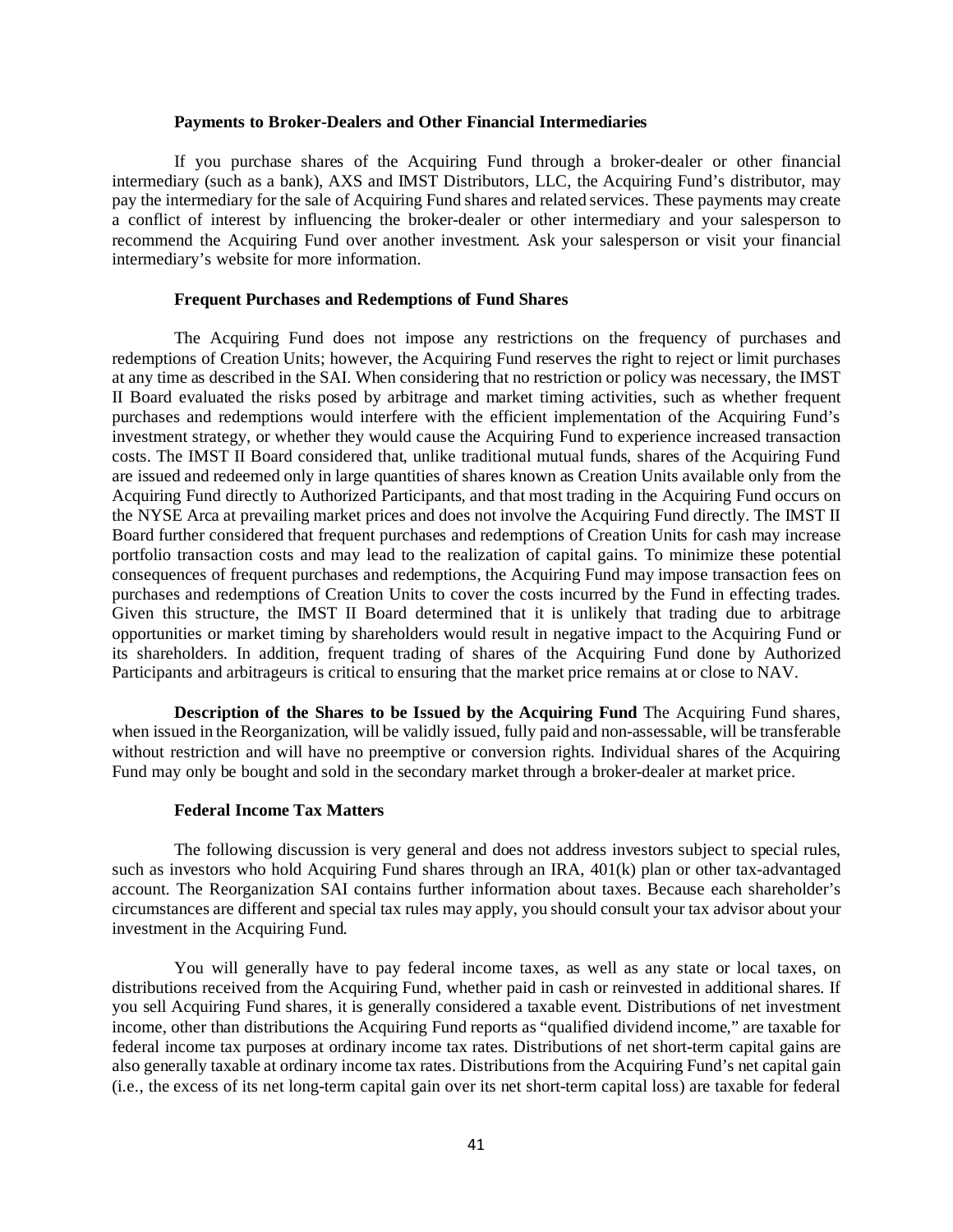**Payments to Broker-Dealers and Other Financial Intermediaries**

If you purchase shares of the Acquiring Fund through a broker-dealer or other financial intermediary (such as a bank), AXS and IMST Distributors, LLC, the Acquiring Fund's distributor, may pay the intermediary for the sale of Acquiring Fund shares and related services. These payments may create a conflict of interest by influencing the broker-dealer or other intermediary and your salesperson to recommend the Acquiring Fund over another investment. Ask your salesperson or visit your financial intermediary's website for more information.

**Frequent Purchases and Redemptions of Fund Shares**

The Acquiring Fund does not impose any restrictions on the frequency of purchases and redemptions of Creation Units; however, the Acquiring Fund reserves the right to reject or limit purchases at any time as described in the SAI. When considering that no restriction or policy was necessary, the IMST II Board evaluated the risks posed by arbitrage and market timing activities, such as whether frequent purchases and redemptions would interfere with the efficient implementation of the Acquiring Fund's investment strategy, or whether they would cause the Acquiring Fund to experience increased transaction costs. The IMST II Board considered that, unlike traditional mutual funds, shares of the Acquiring Fund are issued and redeemed only in large quantities of shares known as Creation Units available only from the Acquiring Fund directly to Authorized Participants, and that most trading in the Acquiring Fund occurs on the NYSE Arca at prevailing market prices and does not involve the Acquiring Fund directly. The IMST II Board further considered that frequent purchases and redemptions of Creation Units for cash may increase portfolio transaction costs and may lead to the realization of capital gains. To minimize these potential consequences of frequent purchases and redemptions, the Acquiring Fund may impose transaction fees on purchases and redemptions of Creation Units to cover the costs incurred by the Fund in effecting trades. Given this structure, the IMST II Board determined that it is unlikely that trading due to arbitrage opportunities or market timing by shareholders would result in negative impact to the Acquiring Fund or its shareholders. In addition, frequent trading of shares of the Acquiring Fund done by Authorized Participants and arbitrageurs is critical to ensuring that the market price remains at or close to NAV.

**Description of the Shares to be Issued by the Acquiring Fund** The Acquiring Fund shares, when issued in the Reorganization, will be validly issued, fully paid and non-assessable, will be transferable without restriction and will have no preemptive or conversion rights. Individual shares of the Acquiring Fund may only be bought and sold in the secondary market through a broker-dealer at market price.

**Federal Income Tax Matters**

The following discussion is very general and does not address investors subject to special rules, such as investors who hold Acquiring Fund shares through an IRA, 401(k) plan or other tax-advantaged account. The Reorganization SAI contains further information about taxes. Because each shareholder's circumstances are different and special tax rules may apply, you should consult your tax advisor about your investment in the Acquiring Fund.

You will generally have to pay federal income taxes, as well as any state or local taxes, on distributions received from the Acquiring Fund, whether paid in cash or reinvested in additional shares. If you sell Acquiring Fund shares, it is generally considered a taxable event. Distributions of net investment income, other than distributions the Acquiring Fund reports as "qualified dividend income," are taxable for federal income tax purposes at ordinary income tax rates. Distributions of net short-term capital gains are also generally taxable at ordinary income tax rates. Distributions from the Acquiring Fund's net capital gain (i.e., the excess of its net long-term capital gain over its net short-term capital loss) are taxable for federal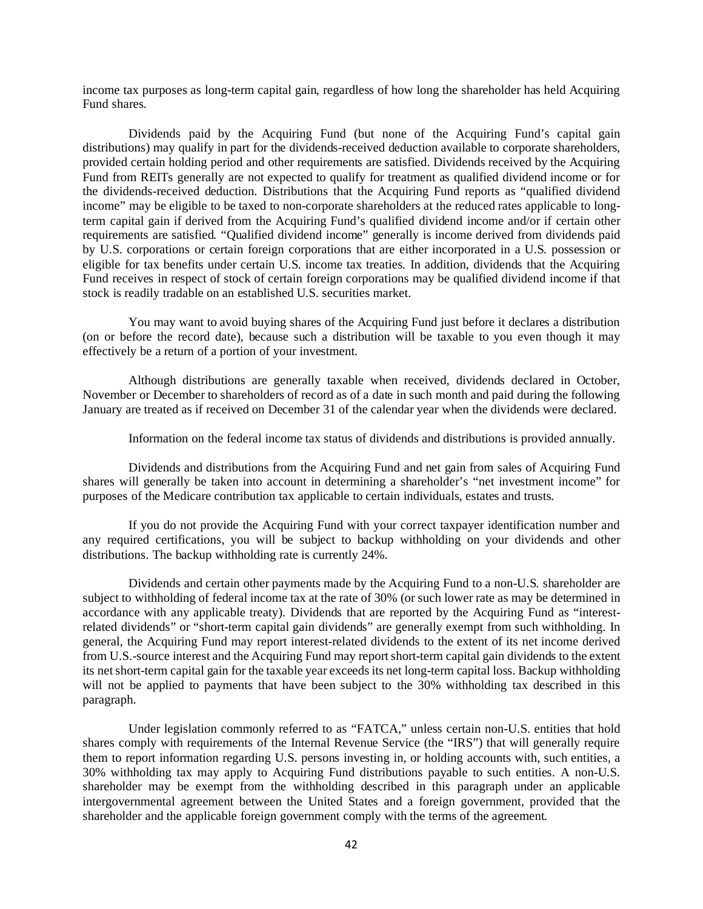income tax purposes as long-term capital gain, regardless of how long the shareholder has held Acquiring Fund shares.

Dividends paid by the Acquiring Fund (but none of the Acquiring Fund's capital gain distributions) may qualify in part for the dividends-received deduction available to corporate shareholders, provided certain holding period and other requirements are satisfied. Dividends received by the Acquiring Fund from REITs generally are not expected to qualify for treatment as qualified dividend income or for the dividends-received deduction. Distributions that the Acquiring Fund reports as "qualified dividend income" may be eligible to be taxed to non-corporate shareholders at the reduced rates applicable to long-term capital gain if derived from the Acquiring Fund's qualified dividend income and/or if certain other requirements are satisfied. "Qualified dividend income" generally is income derived from dividends paid by U.S. corporations or certain foreign corporations that are either incorporated in a U.S. possession or eligible for tax benefits under certain U.S. income tax treaties. In addition, dividends that the Acquiring Fund receives in respect of stock of certain foreign corporations may be qualified dividend income if that stock is readily tradable on an established U.S. securities market.

You may want to avoid buying shares of the Acquiring Fund just before it declares a distribution (on or before the record date), because such a distribution will be taxable to you even though it may effectively be a return of a portion of your investment.

Although distributions are generally taxable when received, dividends declared in October, November or December to shareholders of record as of a date in such month and paid during the following January are treated as if received on December 31 of the calendar year when the dividends were declared.

Information on the federal income tax status of dividends and distributions is provided annually.

Dividends and distributions from the Acquiring Fund and net gain from sales of Acquiring Fund shares will generally be taken into account in determining a shareholder's "net investment income" for purposes of the Medicare contribution tax applicable to certain individuals, estates and trusts.

If you do not provide the Acquiring Fund with your correct taxpayer identification number and any required certifications, you will be subject to backup withholding on your dividends and other distributions. The backup withholding rate is currently 24%.

Dividends and certain other payments made by the Acquiring Fund to a non-U.S. shareholder are subject to withholding of federal income tax at the rate of 30% (or such lower rate as may be determined in accordance with any applicable treaty). Dividends that are reported by the Acquiring Fund as "interest-related dividends" or "short-term capital gain dividends" are generally exempt from such withholding. In general, the Acquiring Fund may report interest-related dividends to the extent of its net income derived from U.S.-source interest and the Acquiring Fund may report short-term capital gain dividends to the extent its net short-term capital gain for the taxable year exceeds its net long-term capital loss. Backup withholding will not be applied to payments that have been subject to the 30% withholding tax described in this paragraph.

Under legislation commonly referred to as "FATCA," unless certain non-U.S. entities that hold shares comply with requirements of the Internal Revenue Service (the "IRS") that will generally require them to report information regarding U.S. persons investing in, or holding accounts with, such entities, a 30% withholding tax may apply to Acquiring Fund distributions payable to such entities. A non-U.S. shareholder may be exempt from the withholding described in this paragraph under an applicable intergovernmental agreement between the United States and a foreign government, provided that the shareholder and the applicable foreign government comply with the terms of the agreement.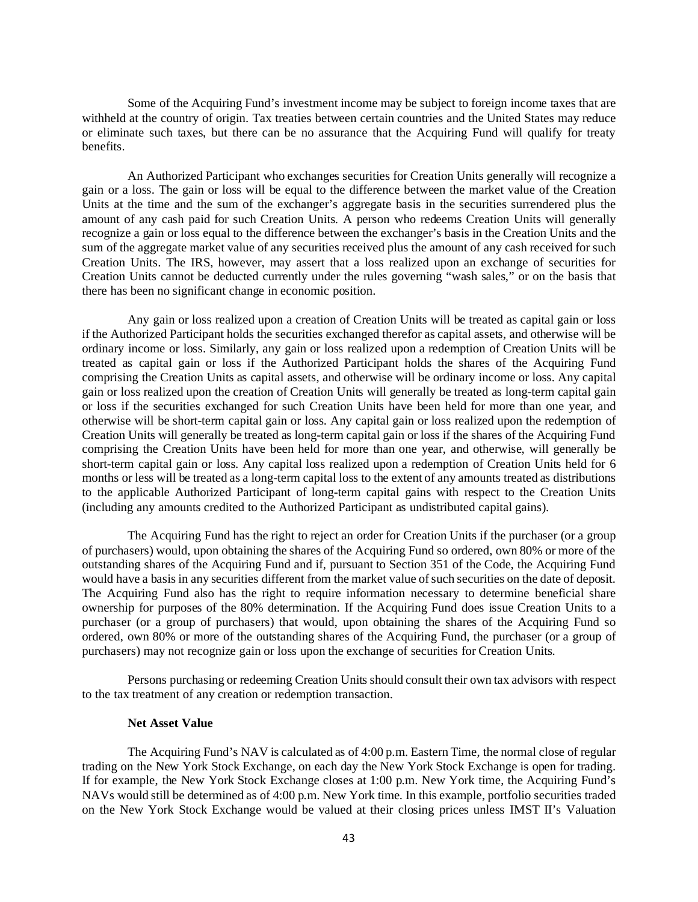Some of the Acquiring Fund's investment income may be subject to foreign income taxes that are withheld at the country of origin. Tax treaties between certain countries and the United States may reduce or eliminate such taxes, but there can be no assurance that the Acquiring Fund will qualify for treaty benefits.

An Authorized Participant who exchanges securities for Creation Units generally will recognize a gain or a loss. The gain or loss will be equal to the difference between the market value of the Creation Units at the time and the sum of the exchanger's aggregate basis in the securities surrendered plus the amount of any cash paid for such Creation Units. A person who redeems Creation Units will generally recognize a gain or loss equal to the difference between the exchanger's basis in the Creation Units and the sum of the aggregate market value of any securities received plus the amount of any cash received for such Creation Units. The IRS, however, may assert that a loss realized upon an exchange of securities for Creation Units cannot be deducted currently under the rules governing "wash sales," or on the basis that there has been no significant change in economic position.

Any gain or loss realized upon a creation of Creation Units will be treated as capital gain or loss if the Authorized Participant holds the securities exchanged therefor as capital assets, and otherwise will be ordinary income or loss. Similarly, any gain or loss realized upon a redemption of Creation Units will be treated as capital gain or loss if the Authorized Participant holds the shares of the Acquiring Fund comprising the Creation Units as capital assets, and otherwise will be ordinary income or loss. Any capital gain or loss realized upon the creation of Creation Units will generally be treated as long-term capital gain or loss if the securities exchanged for such Creation Units have been held for more than one year, and otherwise will be short-term capital gain or loss. Any capital gain or loss realized upon the redemption of Creation Units will generally be treated as long-term capital gain or loss if the shares of the Acquiring Fund comprising the Creation Units have been held for more than one year, and otherwise, will generally be short-term capital gain or loss. Any capital loss realized upon a redemption of Creation Units held for 6 months or less will be treated as a long-term capital loss to the extent of any amounts treated as distributions to the applicable Authorized Participant of long-term capital gains with respect to the Creation Units (including any amounts credited to the Authorized Participant as undistributed capital gains).

The Acquiring Fund has the right to reject an order for Creation Units if the purchaser (or a group of purchasers) would, upon obtaining the shares of the Acquiring Fund so ordered, own 80% or more of the outstanding shares of the Acquiring Fund and if, pursuant to Section 351 of the Code, the Acquiring Fund would have a basis in any securities different from the market value of such securities on the date of deposit. The Acquiring Fund also has the right to require information necessary to determine beneficial share ownership for purposes of the 80% determination. If the Acquiring Fund does issue Creation Units to a purchaser (or a group of purchasers) that would, upon obtaining the shares of the Acquiring Fund so ordered, own 80% or more of the outstanding shares of the Acquiring Fund, the purchaser (or a group of purchasers) may not recognize gain or loss upon the exchange of securities for Creation Units.

Persons purchasing or redeeming Creation Units should consult their own tax advisors with respect to the tax treatment of any creation or redemption transaction.

**Net Asset Value**

The Acquiring Fund's NAV is calculated as of 4:00 p.m. Eastern Time, the normal close of regular trading on the New York Stock Exchange, on each day the New York Stock Exchange is open for trading. If for example, the New York Stock Exchange closes at 1:00 p.m. New York time, the Acquiring Fund's NAVs would still be determined as of 4:00 p.m. New York time. In this example, portfolio securities traded on the New York Stock Exchange would be valued at their closing prices unless IMST II's Valuation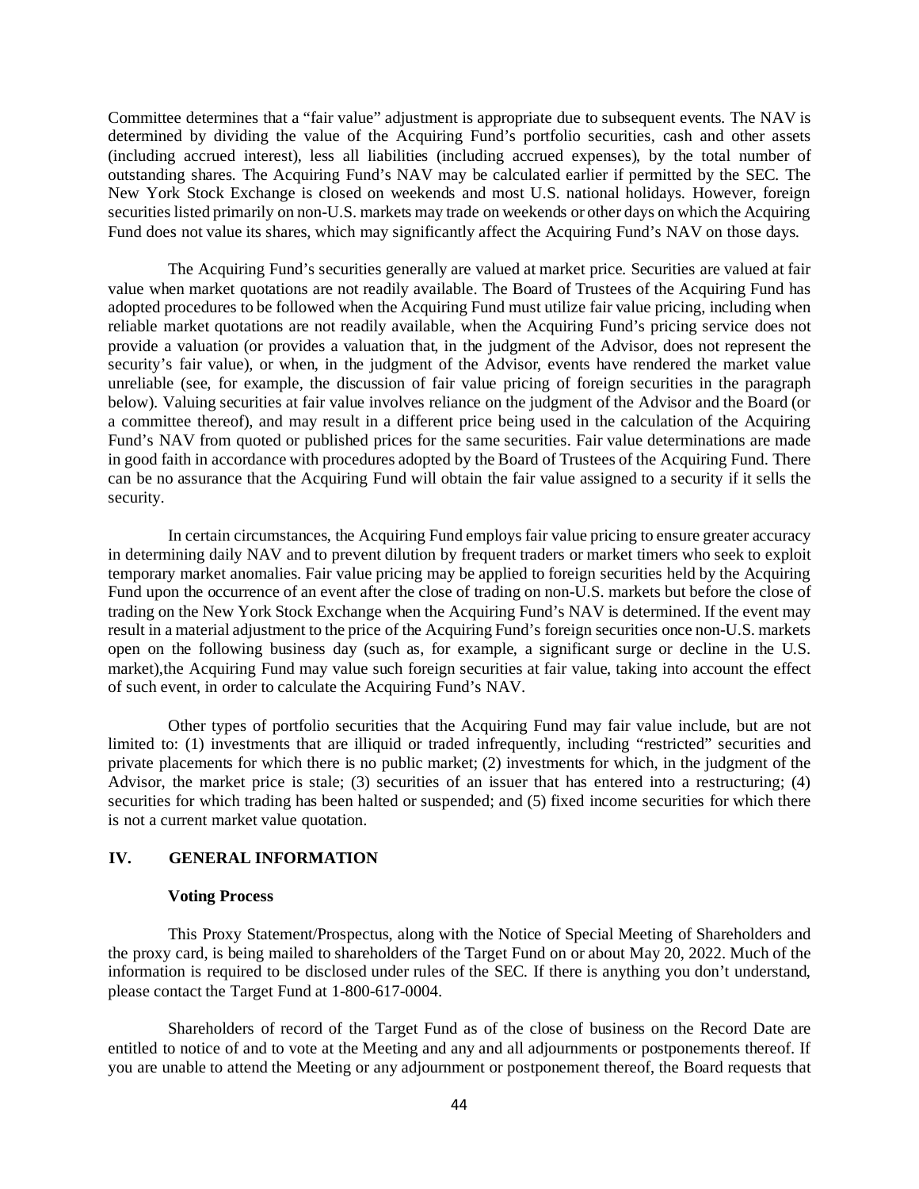Committee determines that a "fair value" adjustment is appropriate due to subsequent events. The NAV is determined by dividing the value of the Acquiring Fund's portfolio securities, cash and other assets (including accrued interest), less all liabilities (including accrued expenses), by the total number of outstanding shares. The Acquiring Fund's NAV may be calculated earlier if permitted by the SEC. The New York Stock Exchange is closed on weekends and most U.S. national holidays. However, foreign securities listed primarily on non-U.S. markets may trade on weekends or other days on which the Acquiring Fund does not value its shares, which may significantly affect the Acquiring Fund's NAV on those days.

The Acquiring Fund's securities generally are valued at market price. Securities are valued at fair value when market quotations are not readily available. The Board of Trustees of the Acquiring Fund has adopted procedures to be followed when the Acquiring Fund must utilize fair value pricing, including when reliable market quotations are not readily available, when the Acquiring Fund's pricing service does not provide a valuation (or provides a valuation that, in the judgment of the Advisor, does not represent the security's fair value), or when, in the judgment of the Advisor, events have rendered the market value unreliable (see, for example, the discussion of fair value pricing of foreign securities in the paragraph below). Valuing securities at fair value involves reliance on the judgment of the Advisor and the Board (or a committee thereof), and may result in a different price being used in the calculation of the Acquiring Fund's NAV from quoted or published prices for the same securities. Fair value determinations are made in good faith in accordance with procedures adopted by the Board of Trustees of the Acquiring Fund. There can be no assurance that the Acquiring Fund will obtain the fair value assigned to a security if it sells the security.

In certain circumstances, the Acquiring Fund employs fair value pricing to ensure greater accuracy in determining daily NAV and to prevent dilution by frequent traders or market timers who seek to exploit temporary market anomalies. Fair value pricing may be applied to foreign securities held by the Acquiring Fund upon the occurrence of an event after the close of trading on non-U.S. markets but before the close of trading on the New York Stock Exchange when the Acquiring Fund's NAV is determined. If the event may result in a material adjustment to the price of the Acquiring Fund's foreign securities once non-U.S. markets open on the following business day (such as, for example, a significant surge or decline in the U.S. market),the Acquiring Fund may value such foreign securities at fair value, taking into account the effect of such event, in order to calculate the Acquiring Fund's NAV.

Other types of portfolio securities that the Acquiring Fund may fair value include, but are not limited to: (1) investments that are illiquid or traded infrequently, including "restricted" securities and private placements for which there is no public market; (2) investments for which, in the judgment of the Advisor, the market price is stale; (3) securities of an issuer that has entered into a restructuring; (4) securities for which trading has been halted or suspended; and (5) fixed income securities for which there is not a current market value quotation.

## IV. GENERAL INFORMATION

### Voting Process

This Proxy Statement/Prospectus, along with the Notice of Special Meeting of Shareholders and the proxy card, is being mailed to shareholders of the Target Fund on or about May 20, 2022. Much of the information is required to be disclosed under rules of the SEC. If there is anything you don't understand, please contact the Target Fund at 1-800-617-0004.

Shareholders of record of the Target Fund as of the close of business on the Record Date are entitled to notice of and to vote at the Meeting and any and all adjournments or postponements thereof. If you are unable to attend the Meeting or any adjournment or postponement thereof, the Board requests that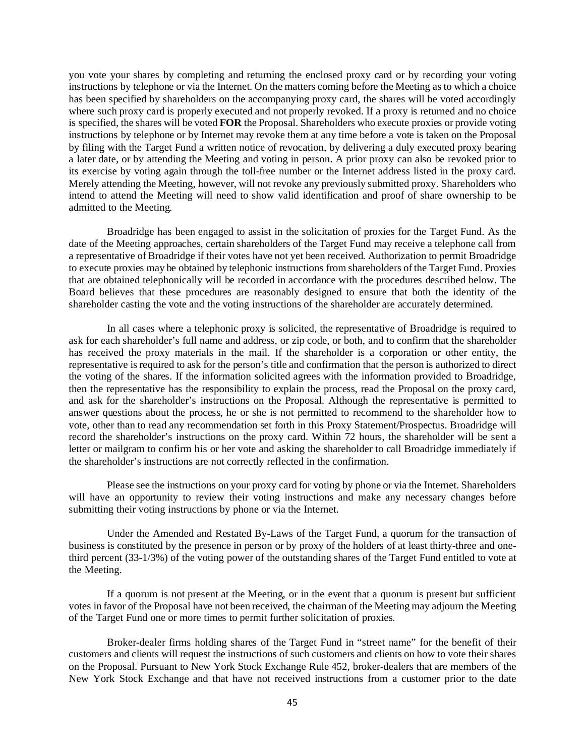you vote your shares by completing and returning the enclosed proxy card or by recording your voting instructions by telephone or via the Internet. On the matters coming before the Meeting as to which a choice has been specified by shareholders on the accompanying proxy card, the shares will be voted accordingly where such proxy card is properly executed and not properly revoked. If a proxy is returned and no choice is specified, the shares will be voted **FOR** the Proposal. Shareholders who execute proxies or provide voting instructions by telephone or by Internet may revoke them at any time before a vote is taken on the Proposal by filing with the Target Fund a written notice of revocation, by delivering a duly executed proxy bearing a later date, or by attending the Meeting and voting in person. A prior proxy can also be revoked prior to its exercise by voting again through the toll-free number or the Internet address listed in the proxy card. Merely attending the Meeting, however, will not revoke any previously submitted proxy. Shareholders who intend to attend the Meeting will need to show valid identification and proof of share ownership to be admitted to the Meeting.

Broadridge has been engaged to assist in the solicitation of proxies for the Target Fund. As the date of the Meeting approaches, certain shareholders of the Target Fund may receive a telephone call from a representative of Broadridge if their votes have not yet been received. Authorization to permit Broadridge to execute proxies may be obtained by telephonic instructions from shareholders of the Target Fund. Proxies that are obtained telephonically will be recorded in accordance with the procedures described below. The Board believes that these procedures are reasonably designed to ensure that both the identity of the shareholder casting the vote and the voting instructions of the shareholder are accurately determined.

In all cases where a telephonic proxy is solicited, the representative of Broadridge is required to ask for each shareholder's full name and address, or zip code, or both, and to confirm that the shareholder has received the proxy materials in the mail. If the shareholder is a corporation or other entity, the representative is required to ask for the person's title and confirmation that the person is authorized to direct the voting of the shares. If the information solicited agrees with the information provided to Broadridge, then the representative has the responsibility to explain the process, read the Proposal on the proxy card, and ask for the shareholder's instructions on the Proposal. Although the representative is permitted to answer questions about the process, he or she is not permitted to recommend to the shareholder how to vote, other than to read any recommendation set forth in this Proxy Statement/Prospectus. Broadridge will record the shareholder's instructions on the proxy card. Within 72 hours, the shareholder will be sent a letter or mailgram to confirm his or her vote and asking the shareholder to call Broadridge immediately if the shareholder's instructions are not correctly reflected in the confirmation.

Please see the instructions on your proxy card for voting by phone or via the Internet. Shareholders will have an opportunity to review their voting instructions and make any necessary changes before submitting their voting instructions by phone or via the Internet.

Under the Amended and Restated By-Laws of the Target Fund, a quorum for the transaction of business is constituted by the presence in person or by proxy of the holders of at least thirty-three and one-third percent (33-1/3%) of the voting power of the outstanding shares of the Target Fund entitled to vote at the Meeting.

If a quorum is not present at the Meeting, or in the event that a quorum is present but sufficient votes in favor of the Proposal have not been received, the chairman of the Meeting may adjourn the Meeting of the Target Fund one or more times to permit further solicitation of proxies.

Broker-dealer firms holding shares of the Target Fund in "street name" for the benefit of their customers and clients will request the instructions of such customers and clients on how to vote their shares on the Proposal. Pursuant to New York Stock Exchange Rule 452, broker-dealers that are members of the New York Stock Exchange and that have not received instructions from a customer prior to the date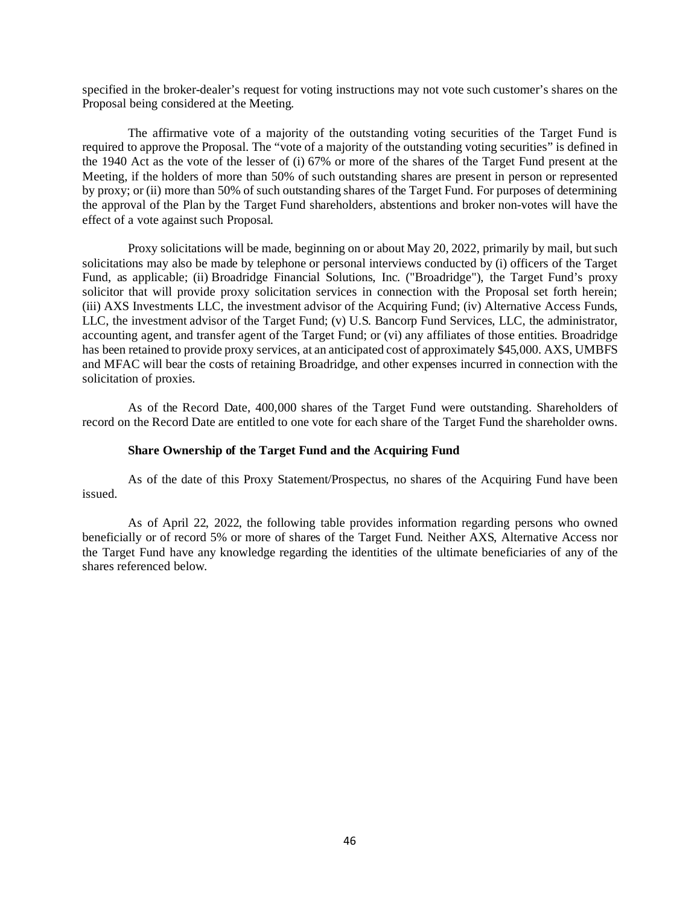specified in the broker-dealer's request for voting instructions may not vote such customer's shares on the Proposal being considered at the Meeting.

The affirmative vote of a majority of the outstanding voting securities of the Target Fund is required to approve the Proposal. The "vote of a majority of the outstanding voting securities" is defined in the 1940 Act as the vote of the lesser of (i) 67% or more of the shares of the Target Fund present at the Meeting, if the holders of more than 50% of such outstanding shares are present in person or represented by proxy; or (ii) more than 50% of such outstanding shares of the Target Fund. For purposes of determining the approval of the Plan by the Target Fund shareholders, abstentions and broker non-votes will have the effect of a vote against such Proposal.

Proxy solicitations will be made, beginning on or about May 20, 2022, primarily by mail, but such solicitations may also be made by telephone or personal interviews conducted by (i) officers of the Target Fund, as applicable; (ii) Broadridge Financial Solutions, Inc. ("Broadridge"), the Target Fund's proxy solicitor that will provide proxy solicitation services in connection with the Proposal set forth herein; (iii) AXS Investments LLC, the investment advisor of the Acquiring Fund; (iv) Alternative Access Funds, LLC, the investment advisor of the Target Fund; (v) U.S. Bancorp Fund Services, LLC, the administrator, accounting agent, and transfer agent of the Target Fund; or (vi) any affiliates of those entities. Broadridge has been retained to provide proxy services, at an anticipated cost of approximately $45,000. AXS, UMBFS and MFAC will bear the costs of retaining Broadridge, and other expenses incurred in connection with the solicitation of proxies.

As of the Record Date, 400,000 shares of the Target Fund were outstanding. Shareholders of record on the Record Date are entitled to one vote for each share of the Target Fund the shareholder owns.

**Share Ownership of the Target Fund and the Acquiring Fund**

As of the date of this Proxy Statement/Prospectus, no shares of the Acquiring Fund have been issued.

As of April 22, 2022, the following table provides information regarding persons who owned beneficially or of record 5% or more of shares of the Target Fund. Neither AXS, Alternative Access nor the Target Fund have any knowledge regarding the identities of the ultimate beneficiaries of any of the shares referenced below.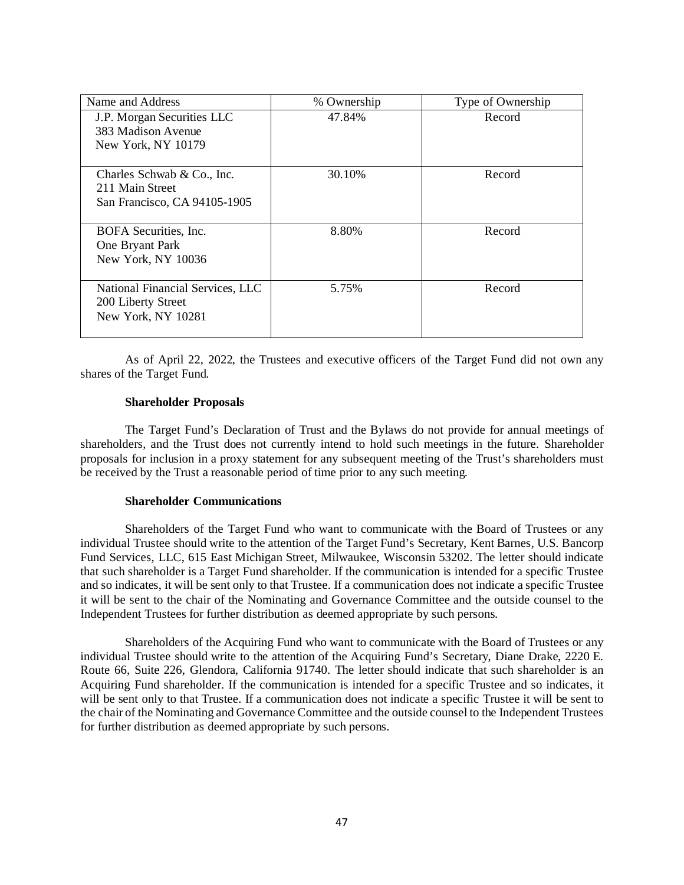| Name and Address | % Ownership | Type of Ownership |
|---|---|---|
| J.P. Morgan Securities LLC<br>383 Madison Avenue<br>New York, NY 10179 | 47.84% | Record |
| Charles Schwab & Co., Inc.<br>211 Main Street<br>San Francisco, CA 94105-1905 | 30.10% | Record |
| BOFA Securities, Inc.<br>One Bryant Park<br>New York, NY 10036 | 8.80% | Record |
| National Financial Services, LLC<br>200 Liberty Street<br>New York, NY 10281 | 5.75% | Record |

As of April 22, 2022, the Trustees and executive officers of the Target Fund did not own any shares of the Target Fund.

**Shareholder Proposals**

The Target Fund's Declaration of Trust and the Bylaws do not provide for annual meetings of shareholders, and the Trust does not currently intend to hold such meetings in the future. Shareholder proposals for inclusion in a proxy statement for any subsequent meeting of the Trust's shareholders must be received by the Trust a reasonable period of time prior to any such meeting.

**Shareholder Communications**

Shareholders of the Target Fund who want to communicate with the Board of Trustees or any individual Trustee should write to the attention of the Target Fund's Secretary, Kent Barnes, U.S. Bancorp Fund Services, LLC, 615 East Michigan Street, Milwaukee, Wisconsin 53202. The letter should indicate that such shareholder is a Target Fund shareholder. If the communication is intended for a specific Trustee and so indicates, it will be sent only to that Trustee. If a communication does not indicate a specific Trustee it will be sent to the chair of the Nominating and Governance Committee and the outside counsel to the Independent Trustees for further distribution as deemed appropriate by such persons.

Shareholders of the Acquiring Fund who want to communicate with the Board of Trustees or any individual Trustee should write to the attention of the Acquiring Fund's Secretary, Diane Drake, 2220 E. Route 66, Suite 226, Glendora, California 91740. The letter should indicate that such shareholder is an Acquiring Fund shareholder. If the communication is intended for a specific Trustee and so indicates, it will be sent only to that Trustee. If a communication does not indicate a specific Trustee it will be sent to the chair of the Nominating and Governance Committee and the outside counsel to the Independent Trustees for further distribution as deemed appropriate by such persons.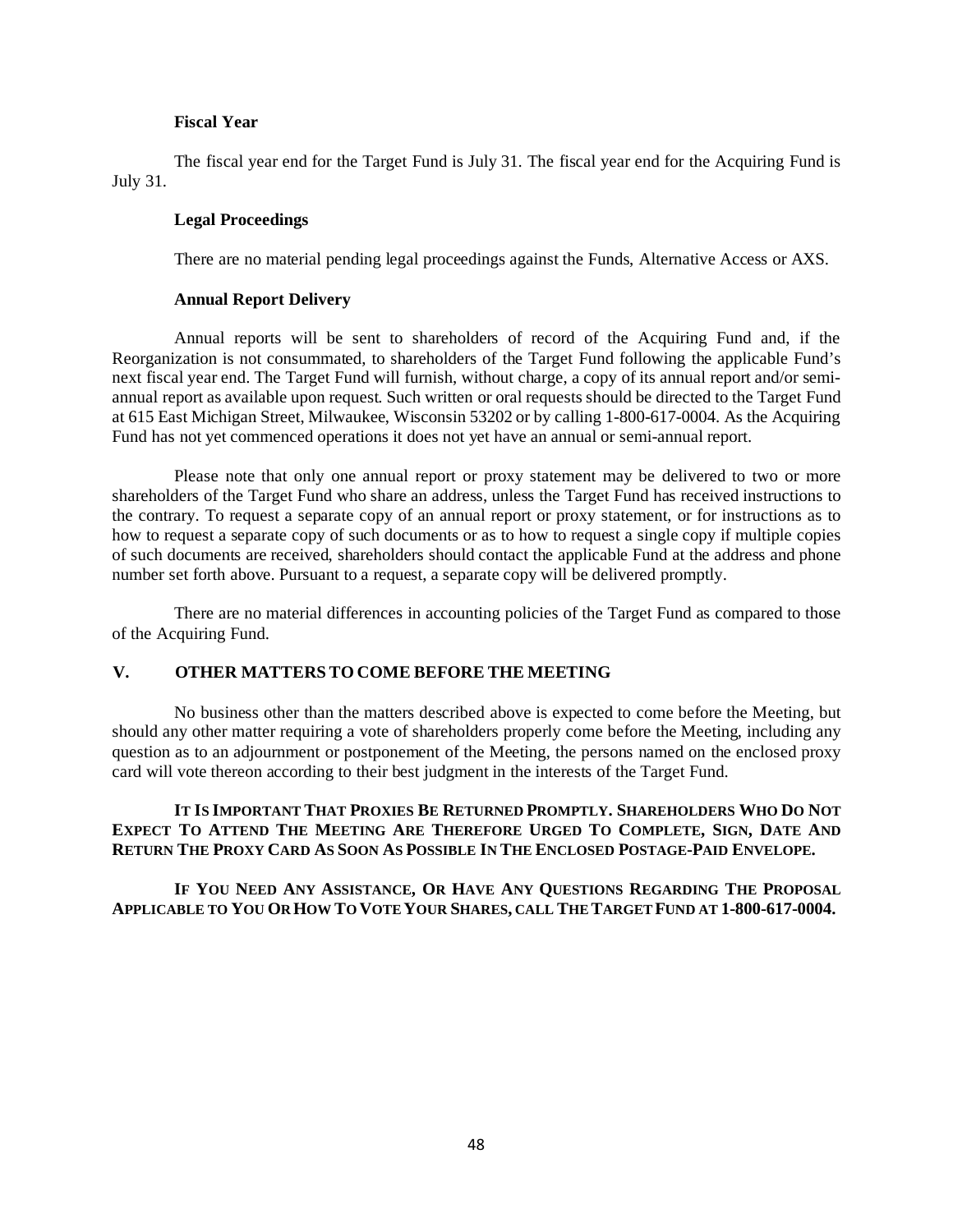### Fiscal Year

The fiscal year end for the Target Fund is July 31. The fiscal year end for the Acquiring Fund is July 31.

### Legal Proceedings

There are no material pending legal proceedings against the Funds, Alternative Access or AXS.

### Annual Report Delivery

Annual reports will be sent to shareholders of record of the Acquiring Fund and, if the Reorganization is not consummated, to shareholders of the Target Fund following the applicable Fund's next fiscal year end. The Target Fund will furnish, without charge, a copy of its annual report and/or semi-annual report as available upon request. Such written or oral requests should be directed to the Target Fund at 615 East Michigan Street, Milwaukee, Wisconsin 53202 or by calling 1-800-617-0004. As the Acquiring Fund has not yet commenced operations it does not yet have an annual or semi-annual report.

Please note that only one annual report or proxy statement may be delivered to two or more shareholders of the Target Fund who share an address, unless the Target Fund has received instructions to the contrary. To request a separate copy of an annual report or proxy statement, or for instructions as to how to request a separate copy of such documents or as to how to request a single copy if multiple copies of such documents are received, shareholders should contact the applicable Fund at the address and phone number set forth above. Pursuant to a request, a separate copy will be delivered promptly.

There are no material differences in accounting policies of the Target Fund as compared to those of the Acquiring Fund.

## V. OTHER MATTERS TO COME BEFORE THE MEETING

No business other than the matters described above is expected to come before the Meeting, but should any other matter requiring a vote of shareholders properly come before the Meeting, including any question as to an adjournment or postponement of the Meeting, the persons named on the enclosed proxy card will vote thereon according to their best judgment in the interests of the Target Fund.

**IT IS IMPORTANT THAT PROXIES BE RETURNED PROMPTLY. SHAREHOLDERS WHO DO NOT EXPECT TO ATTEND THE MEETING ARE THEREFORE URGED TO COMPLETE, SIGN, DATE AND RETURN THE PROXY CARD AS SOON AS POSSIBLE IN THE ENCLOSED POSTAGE-PAID ENVELOPE.**

**IF YOU NEED ANY ASSISTANCE, OR HAVE ANY QUESTIONS REGARDING THE PROPOSAL APPLICABLE TO YOU OR HOW TO VOTE YOUR SHARES, CALL THE TARGET FUND AT 1-800-617-0004.**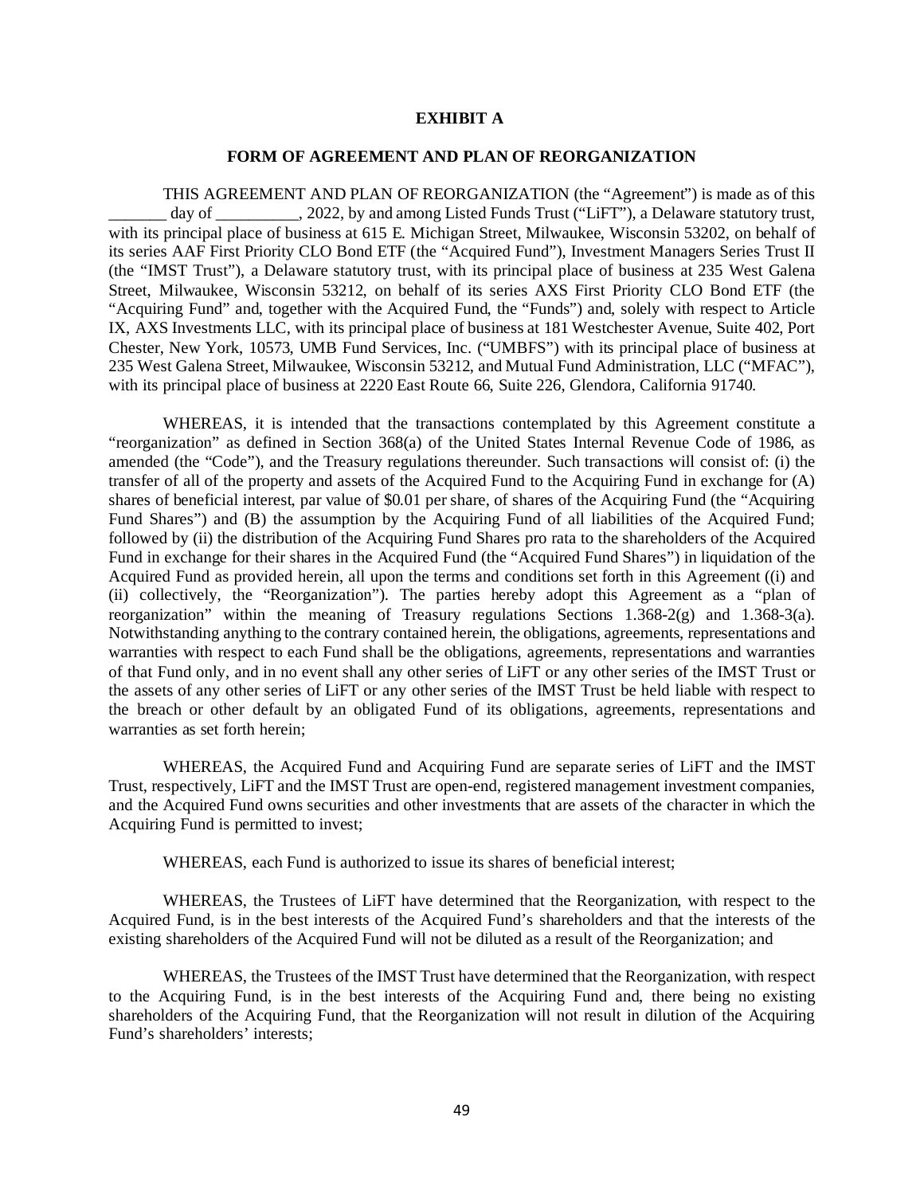# EXHIBIT A

## FORM OF AGREEMENT AND PLAN OF REORGANIZATION

THIS AGREEMENT AND PLAN OF REORGANIZATION (the "Agreement") is made as of this _______ day of __________, 2022, by and among Listed Funds Trust ("LiFT"), a Delaware statutory trust, with its principal place of business at 615 E. Michigan Street, Milwaukee, Wisconsin 53202, on behalf of its series AAF First Priority CLO Bond ETF (the "Acquired Fund"), Investment Managers Series Trust II (the "IMST Trust"), a Delaware statutory trust, with its principal place of business at 235 West Galena Street, Milwaukee, Wisconsin 53212, on behalf of its series AXS First Priority CLO Bond ETF (the "Acquiring Fund" and, together with the Acquired Fund, the "Funds") and, solely with respect to Article IX, AXS Investments LLC, with its principal place of business at 181 Westchester Avenue, Suite 402, Port Chester, New York, 10573, UMB Fund Services, Inc. ("UMBFS") with its principal place of business at 235 West Galena Street, Milwaukee, Wisconsin 53212, and Mutual Fund Administration, LLC ("MFAC"), with its principal place of business at 2220 East Route 66, Suite 226, Glendora, California 91740.

WHEREAS, it is intended that the transactions contemplated by this Agreement constitute a "reorganization" as defined in Section 368(a) of the United States Internal Revenue Code of 1986, as amended (the "Code"), and the Treasury regulations thereunder. Such transactions will consist of: (i) the transfer of all of the property and assets of the Acquired Fund to the Acquiring Fund in exchange for (A) shares of beneficial interest, par value of $0.01 per share, of shares of the Acquiring Fund (the "Acquiring Fund Shares") and (B) the assumption by the Acquiring Fund of all liabilities of the Acquired Fund; followed by (ii) the distribution of the Acquiring Fund Shares pro rata to the shareholders of the Acquired Fund in exchange for their shares in the Acquired Fund (the "Acquired Fund Shares") in liquidation of the Acquired Fund as provided herein, all upon the terms and conditions set forth in this Agreement ((i) and (ii) collectively, the "Reorganization"). The parties hereby adopt this Agreement as a "plan of reorganization" within the meaning of Treasury regulations Sections 1.368-2(g) and 1.368-3(a). Notwithstanding anything to the contrary contained herein, the obligations, agreements, representations and warranties with respect to each Fund shall be the obligations, agreements, representations and warranties of that Fund only, and in no event shall any other series of LiFT or any other series of the IMST Trust or the assets of any other series of LiFT or any other series of the IMST Trust be held liable with respect to the breach or other default by an obligated Fund of its obligations, agreements, representations and warranties as set forth herein;

WHEREAS, the Acquired Fund and Acquiring Fund are separate series of LiFT and the IMST Trust, respectively, LiFT and the IMST Trust are open-end, registered management investment companies, and the Acquired Fund owns securities and other investments that are assets of the character in which the Acquiring Fund is permitted to invest;

WHEREAS, each Fund is authorized to issue its shares of beneficial interest;

WHEREAS, the Trustees of LiFT have determined that the Reorganization, with respect to the Acquired Fund, is in the best interests of the Acquired Fund's shareholders and that the interests of the existing shareholders of the Acquired Fund will not be diluted as a result of the Reorganization; and

WHEREAS, the Trustees of the IMST Trust have determined that the Reorganization, with respect to the Acquiring Fund, is in the best interests of the Acquiring Fund and, there being no existing shareholders of the Acquiring Fund, that the Reorganization will not result in dilution of the Acquiring Fund's shareholders' interests;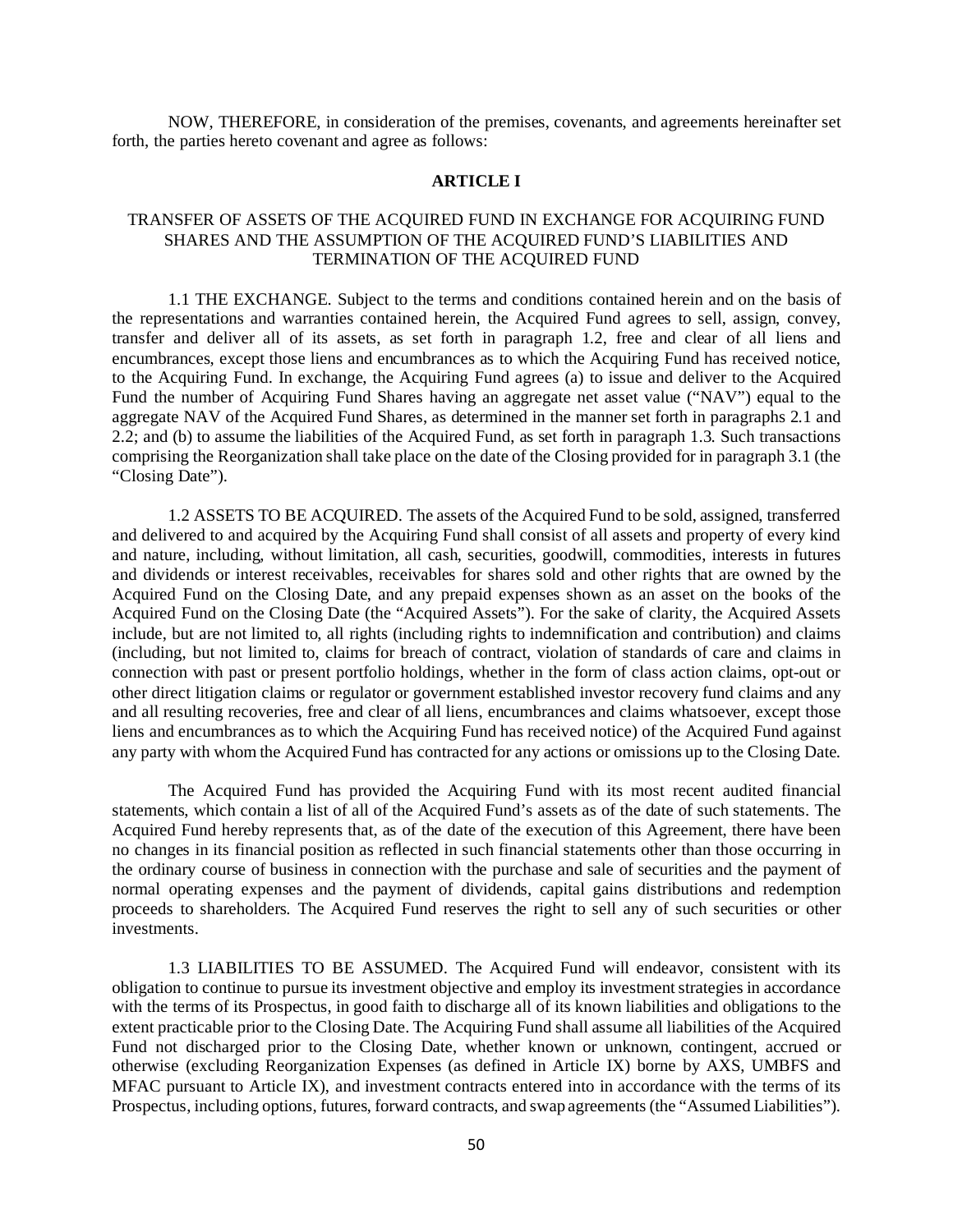NOW, THEREFORE, in consideration of the premises, covenants, and agreements hereinafter set forth, the parties hereto covenant and agree as follows:

## ARTICLE I

### TRANSFER OF ASSETS OF THE ACQUIRED FUND IN EXCHANGE FOR ACQUIRING FUND SHARES AND THE ASSUMPTION OF THE ACQUIRED FUND'S LIABILITIES AND TERMINATION OF THE ACQUIRED FUND

1.1 THE EXCHANGE. Subject to the terms and conditions contained herein and on the basis of the representations and warranties contained herein, the Acquired Fund agrees to sell, assign, convey, transfer and deliver all of its assets, as set forth in paragraph 1.2, free and clear of all liens and encumbrances, except those liens and encumbrances as to which the Acquiring Fund has received notice, to the Acquiring Fund. In exchange, the Acquiring Fund agrees (a) to issue and deliver to the Acquired Fund the number of Acquiring Fund Shares having an aggregate net asset value ("NAV") equal to the aggregate NAV of the Acquired Fund Shares, as determined in the manner set forth in paragraphs 2.1 and 2.2; and (b) to assume the liabilities of the Acquired Fund, as set forth in paragraph 1.3. Such transactions comprising the Reorganization shall take place on the date of the Closing provided for in paragraph 3.1 (the "Closing Date").

1.2 ASSETS TO BE ACQUIRED. The assets of the Acquired Fund to be sold, assigned, transferred and delivered to and acquired by the Acquiring Fund shall consist of all assets and property of every kind and nature, including, without limitation, all cash, securities, goodwill, commodities, interests in futures and dividends or interest receivables, receivables for shares sold and other rights that are owned by the Acquired Fund on the Closing Date, and any prepaid expenses shown as an asset on the books of the Acquired Fund on the Closing Date (the "Acquired Assets"). For the sake of clarity, the Acquired Assets include, but are not limited to, all rights (including rights to indemnification and contribution) and claims (including, but not limited to, claims for breach of contract, violation of standards of care and claims in connection with past or present portfolio holdings, whether in the form of class action claims, opt-out or other direct litigation claims or regulator or government established investor recovery fund claims and any and all resulting recoveries, free and clear of all liens, encumbrances and claims whatsoever, except those liens and encumbrances as to which the Acquiring Fund has received notice) of the Acquired Fund against any party with whom the Acquired Fund has contracted for any actions or omissions up to the Closing Date.

The Acquired Fund has provided the Acquiring Fund with its most recent audited financial statements, which contain a list of all of the Acquired Fund's assets as of the date of such statements. The Acquired Fund hereby represents that, as of the date of the execution of this Agreement, there have been no changes in its financial position as reflected in such financial statements other than those occurring in the ordinary course of business in connection with the purchase and sale of securities and the payment of normal operating expenses and the payment of dividends, capital gains distributions and redemption proceeds to shareholders. The Acquired Fund reserves the right to sell any of such securities or other investments.

1.3 LIABILITIES TO BE ASSUMED. The Acquired Fund will endeavor, consistent with its obligation to continue to pursue its investment objective and employ its investment strategies in accordance with the terms of its Prospectus, in good faith to discharge all of its known liabilities and obligations to the extent practicable prior to the Closing Date. The Acquiring Fund shall assume all liabilities of the Acquired Fund not discharged prior to the Closing Date, whether known or unknown, contingent, accrued or otherwise (excluding Reorganization Expenses (as defined in Article IX) borne by AXS, UMBFS and MFAC pursuant to Article IX), and investment contracts entered into in accordance with the terms of its Prospectus, including options, futures, forward contracts, and swap agreements (the "Assumed Liabilities").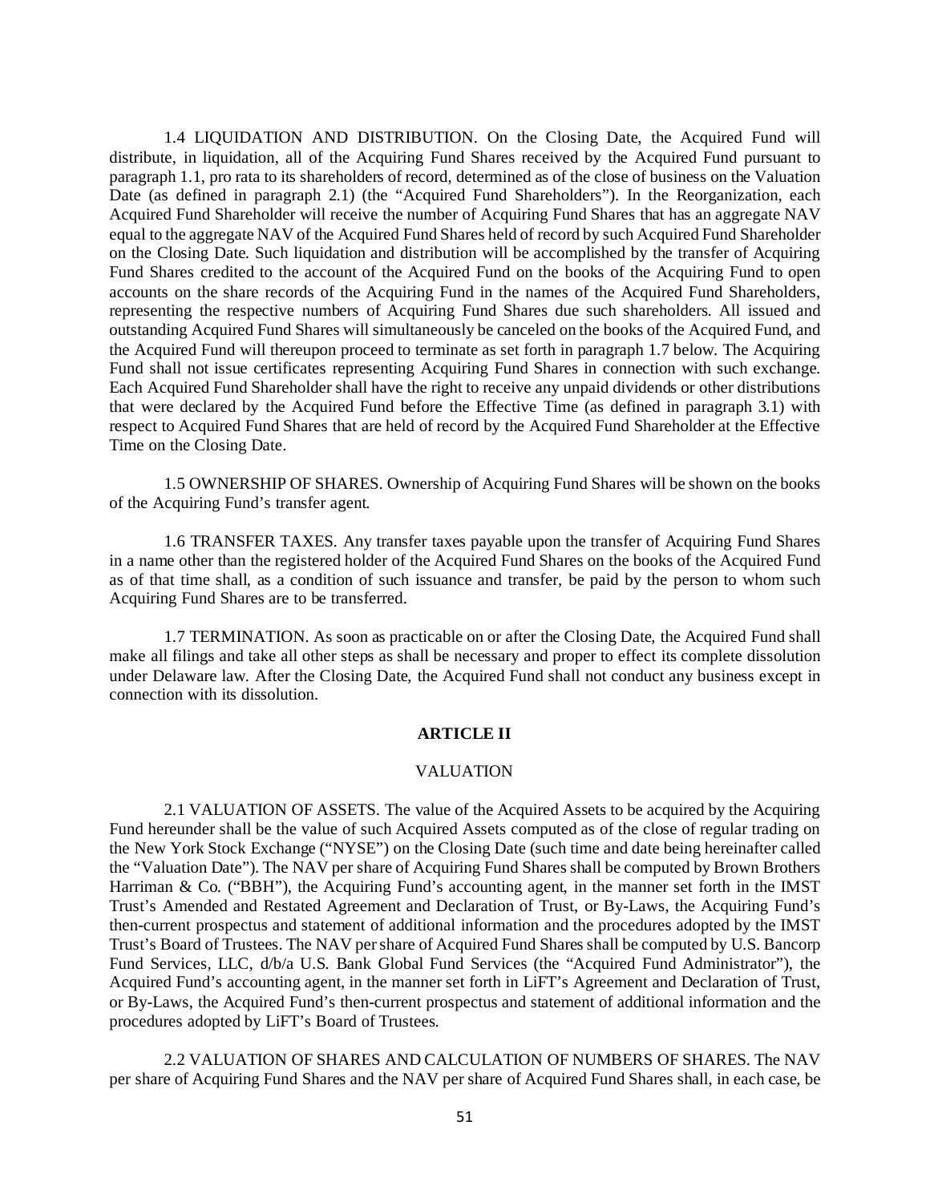1.4 LIQUIDATION AND DISTRIBUTION. On the Closing Date, the Acquired Fund will distribute, in liquidation, all of the Acquiring Fund Shares received by the Acquired Fund pursuant to paragraph 1.1, pro rata to its shareholders of record, determined as of the close of business on the Valuation Date (as defined in paragraph 2.1) (the "Acquired Fund Shareholders"). In the Reorganization, each Acquired Fund Shareholder will receive the number of Acquiring Fund Shares that has an aggregate NAV equal to the aggregate NAV of the Acquired Fund Shares held of record by such Acquired Fund Shareholder on the Closing Date. Such liquidation and distribution will be accomplished by the transfer of Acquiring Fund Shares credited to the account of the Acquired Fund on the books of the Acquiring Fund to open accounts on the share records of the Acquiring Fund in the names of the Acquired Fund Shareholders, representing the respective numbers of Acquiring Fund Shares due such shareholders. All issued and outstanding Acquired Fund Shares will simultaneously be canceled on the books of the Acquired Fund, and the Acquired Fund will thereupon proceed to terminate as set forth in paragraph 1.7 below. The Acquiring Fund shall not issue certificates representing Acquiring Fund Shares in connection with such exchange. Each Acquired Fund Shareholder shall have the right to receive any unpaid dividends or other distributions that were declared by the Acquired Fund before the Effective Time (as defined in paragraph 3.1) with respect to Acquired Fund Shares that are held of record by the Acquired Fund Shareholder at the Effective Time on the Closing Date.

1.5 OWNERSHIP OF SHARES. Ownership of Acquiring Fund Shares will be shown on the books of the Acquiring Fund's transfer agent.

1.6 TRANSFER TAXES. Any transfer taxes payable upon the transfer of Acquiring Fund Shares in a name other than the registered holder of the Acquired Fund Shares on the books of the Acquired Fund as of that time shall, as a condition of such issuance and transfer, be paid by the person to whom such Acquiring Fund Shares are to be transferred.

1.7 TERMINATION. As soon as practicable on or after the Closing Date, the Acquired Fund shall make all filings and take all other steps as shall be necessary and proper to effect its complete dissolution under Delaware law. After the Closing Date, the Acquired Fund shall not conduct any business except in connection with its dissolution.

## ARTICLE II

### VALUATION

2.1 VALUATION OF ASSETS. The value of the Acquired Assets to be acquired by the Acquiring Fund hereunder shall be the value of such Acquired Assets computed as of the close of regular trading on the New York Stock Exchange ("NYSE") on the Closing Date (such time and date being hereinafter called the "Valuation Date"). The NAV per share of Acquiring Fund Shares shall be computed by Brown Brothers Harriman & Co. ("BBH"), the Acquiring Fund's accounting agent, in the manner set forth in the IMST Trust's Amended and Restated Agreement and Declaration of Trust, or By-Laws, the Acquiring Fund's then-current prospectus and statement of additional information and the procedures adopted by the IMST Trust's Board of Trustees. The NAV per share of Acquired Fund Shares shall be computed by U.S. Bancorp Fund Services, LLC, d/b/a U.S. Bank Global Fund Services (the "Acquired Fund Administrator"), the Acquired Fund's accounting agent, in the manner set forth in LiFT's Agreement and Declaration of Trust, or By-Laws, the Acquired Fund's then-current prospectus and statement of additional information and the procedures adopted by LiFT's Board of Trustees.

2.2 VALUATION OF SHARES AND CALCULATION OF NUMBERS OF SHARES. The NAV per share of Acquiring Fund Shares and the NAV per share of Acquired Fund Shares shall, in each case, be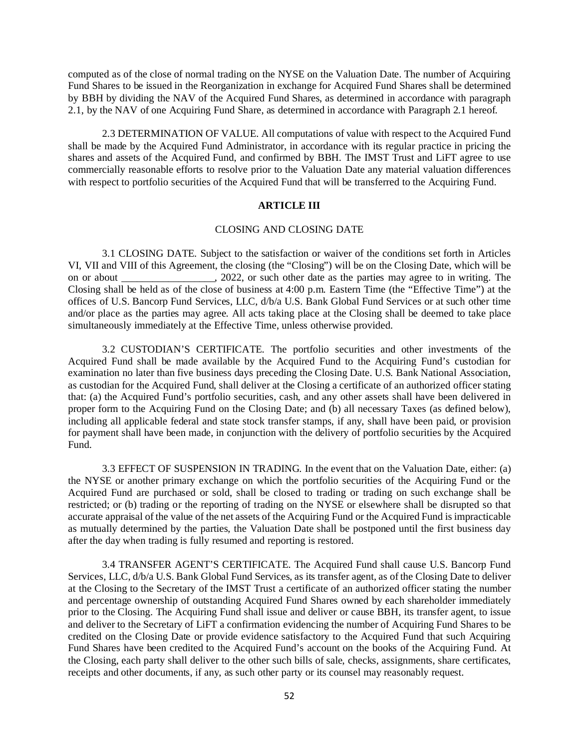computed as of the close of normal trading on the NYSE on the Valuation Date. The number of Acquiring Fund Shares to be issued in the Reorganization in exchange for Acquired Fund Shares shall be determined by BBH by dividing the NAV of the Acquired Fund Shares, as determined in accordance with paragraph 2.1, by the NAV of one Acquiring Fund Share, as determined in accordance with Paragraph 2.1 hereof.

2.3 DETERMINATION OF VALUE. All computations of value with respect to the Acquired Fund shall be made by the Acquired Fund Administrator, in accordance with its regular practice in pricing the shares and assets of the Acquired Fund, and confirmed by BBH. The IMST Trust and LiFT agree to use commercially reasonable efforts to resolve prior to the Valuation Date any material valuation differences with respect to portfolio securities of the Acquired Fund that will be transferred to the Acquiring Fund.

**ARTICLE III**

CLOSING AND CLOSING DATE

3.1 CLOSING DATE. Subject to the satisfaction or waiver of the conditions set forth in Articles VI, VII and VIII of this Agreement, the closing (the "Closing") will be on the Closing Date, which will be on or about __________________, 2022, or such other date as the parties may agree to in writing. The Closing shall be held as of the close of business at 4:00 p.m. Eastern Time (the "Effective Time") at the offices of U.S. Bancorp Fund Services, LLC, d/b/a U.S. Bank Global Fund Services or at such other time and/or place as the parties may agree. All acts taking place at the Closing shall be deemed to take place simultaneously immediately at the Effective Time, unless otherwise provided.

3.2 CUSTODIAN'S CERTIFICATE. The portfolio securities and other investments of the Acquired Fund shall be made available by the Acquired Fund to the Acquiring Fund's custodian for examination no later than five business days preceding the Closing Date. U.S. Bank National Association, as custodian for the Acquired Fund, shall deliver at the Closing a certificate of an authorized officer stating that: (a) the Acquired Fund's portfolio securities, cash, and any other assets shall have been delivered in proper form to the Acquiring Fund on the Closing Date; and (b) all necessary Taxes (as defined below), including all applicable federal and state stock transfer stamps, if any, shall have been paid, or provision for payment shall have been made, in conjunction with the delivery of portfolio securities by the Acquired Fund.

3.3 EFFECT OF SUSPENSION IN TRADING. In the event that on the Valuation Date, either: (a) the NYSE or another primary exchange on which the portfolio securities of the Acquiring Fund or the Acquired Fund are purchased or sold, shall be closed to trading or trading on such exchange shall be restricted; or (b) trading or the reporting of trading on the NYSE or elsewhere shall be disrupted so that accurate appraisal of the value of the net assets of the Acquiring Fund or the Acquired Fund is impracticable as mutually determined by the parties, the Valuation Date shall be postponed until the first business day after the day when trading is fully resumed and reporting is restored.

3.4 TRANSFER AGENT'S CERTIFICATE. The Acquired Fund shall cause U.S. Bancorp Fund Services, LLC, d/b/a U.S. Bank Global Fund Services, as its transfer agent, as of the Closing Date to deliver at the Closing to the Secretary of the IMST Trust a certificate of an authorized officer stating the number and percentage ownership of outstanding Acquired Fund Shares owned by each shareholder immediately prior to the Closing. The Acquiring Fund shall issue and deliver or cause BBH, its transfer agent, to issue and deliver to the Secretary of LiFT a confirmation evidencing the number of Acquiring Fund Shares to be credited on the Closing Date or provide evidence satisfactory to the Acquired Fund that such Acquiring Fund Shares have been credited to the Acquired Fund's account on the books of the Acquiring Fund. At the Closing, each party shall deliver to the other such bills of sale, checks, assignments, share certificates, receipts and other documents, if any, as such other party or its counsel may reasonably request.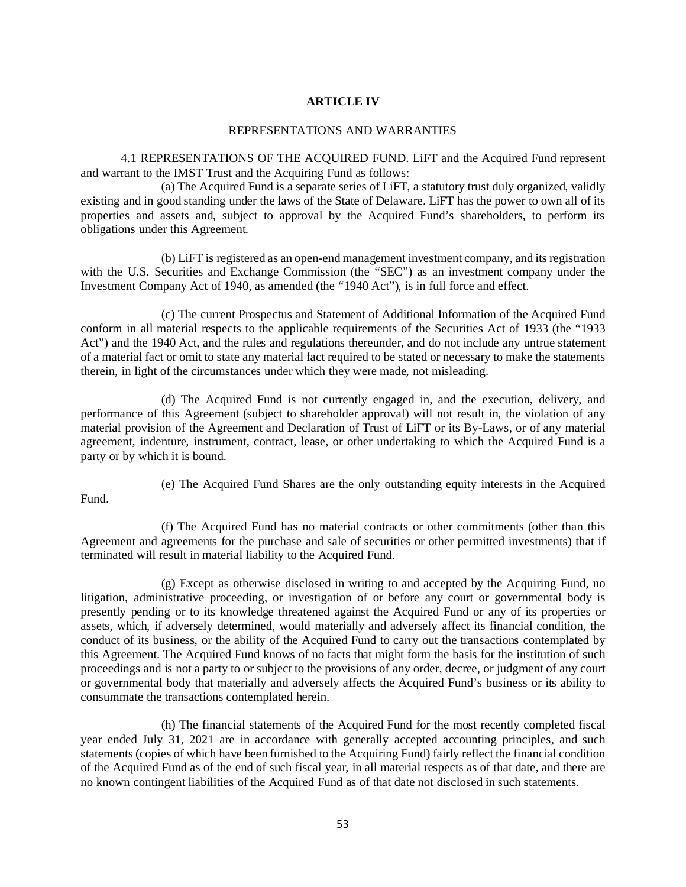**ARTICLE IV**

REPRESENTATIONS AND WARRANTIES

4.1 REPRESENTATIONS OF THE ACQUIRED FUND. LiFT and the Acquired Fund represent and warrant to the IMST Trust and the Acquiring Fund as follows:

(a) The Acquired Fund is a separate series of LiFT, a statutory trust duly organized, validly existing and in good standing under the laws of the State of Delaware. LiFT has the power to own all of its properties and assets and, subject to approval by the Acquired Fund's shareholders, to perform its obligations under this Agreement.

(b) LiFT is registered as an open-end management investment company, and its registration with the U.S. Securities and Exchange Commission (the "SEC") as an investment company under the Investment Company Act of 1940, as amended (the "1940 Act"), is in full force and effect.

(c) The current Prospectus and Statement of Additional Information of the Acquired Fund conform in all material respects to the applicable requirements of the Securities Act of 1933 (the "1933 Act") and the 1940 Act, and the rules and regulations thereunder, and do not include any untrue statement of a material fact or omit to state any material fact required to be stated or necessary to make the statements therein, in light of the circumstances under which they were made, not misleading.

(d) The Acquired Fund is not currently engaged in, and the execution, delivery, and performance of this Agreement (subject to shareholder approval) will not result in, the violation of any material provision of the Agreement and Declaration of Trust of LiFT or its By-Laws, or of any material agreement, indenture, instrument, contract, lease, or other undertaking to which the Acquired Fund is a party or by which it is bound.

(e) The Acquired Fund Shares are the only outstanding equity interests in the Acquired Fund.

(f) The Acquired Fund has no material contracts or other commitments (other than this Agreement and agreements for the purchase and sale of securities or other permitted investments) that if terminated will result in material liability to the Acquired Fund.

(g) Except as otherwise disclosed in writing to and accepted by the Acquiring Fund, no litigation, administrative proceeding, or investigation of or before any court or governmental body is presently pending or to its knowledge threatened against the Acquired Fund or any of its properties or assets, which, if adversely determined, would materially and adversely affect its financial condition, the conduct of its business, or the ability of the Acquired Fund to carry out the transactions contemplated by this Agreement. The Acquired Fund knows of no facts that might form the basis for the institution of such proceedings and is not a party to or subject to the provisions of any order, decree, or judgment of any court or governmental body that materially and adversely affects the Acquired Fund's business or its ability to consummate the transactions contemplated herein.

(h) The financial statements of the Acquired Fund for the most recently completed fiscal year ended July 31, 2021 are in accordance with generally accepted accounting principles, and such statements (copies of which have been furnished to the Acquiring Fund) fairly reflect the financial condition of the Acquired Fund as of the end of such fiscal year, in all material respects as of that date, and there are no known contingent liabilities of the Acquired Fund as of that date not disclosed in such statements.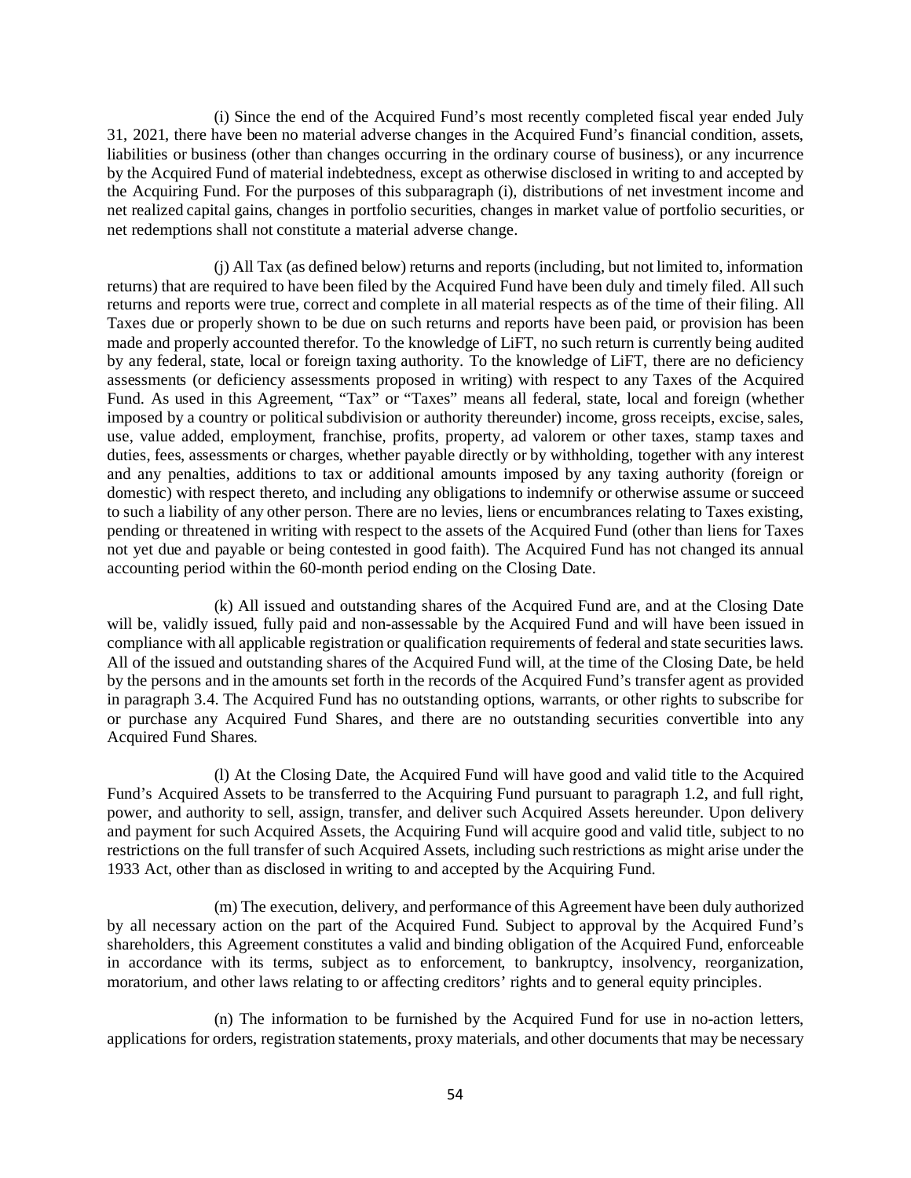(i) Since the end of the Acquired Fund's most recently completed fiscal year ended July 31, 2021, there have been no material adverse changes in the Acquired Fund's financial condition, assets, liabilities or business (other than changes occurring in the ordinary course of business), or any incurrence by the Acquired Fund of material indebtedness, except as otherwise disclosed in writing to and accepted by the Acquiring Fund. For the purposes of this subparagraph (i), distributions of net investment income and net realized capital gains, changes in portfolio securities, changes in market value of portfolio securities, or net redemptions shall not constitute a material adverse change.

(j) All Tax (as defined below) returns and reports (including, but not limited to, information returns) that are required to have been filed by the Acquired Fund have been duly and timely filed. All such returns and reports were true, correct and complete in all material respects as of the time of their filing. All Taxes due or properly shown to be due on such returns and reports have been paid, or provision has been made and properly accounted therefor. To the knowledge of LiFT, no such return is currently being audited by any federal, state, local or foreign taxing authority. To the knowledge of LiFT, there are no deficiency assessments (or deficiency assessments proposed in writing) with respect to any Taxes of the Acquired Fund. As used in this Agreement, "Tax" or "Taxes" means all federal, state, local and foreign (whether imposed by a country or political subdivision or authority thereunder) income, gross receipts, excise, sales, use, value added, employment, franchise, profits, property, ad valorem or other taxes, stamp taxes and duties, fees, assessments or charges, whether payable directly or by withholding, together with any interest and any penalties, additions to tax or additional amounts imposed by any taxing authority (foreign or domestic) with respect thereto, and including any obligations to indemnify or otherwise assume or succeed to such a liability of any other person. There are no levies, liens or encumbrances relating to Taxes existing, pending or threatened in writing with respect to the assets of the Acquired Fund (other than liens for Taxes not yet due and payable or being contested in good faith). The Acquired Fund has not changed its annual accounting period within the 60-month period ending on the Closing Date.

(k) All issued and outstanding shares of the Acquired Fund are, and at the Closing Date will be, validly issued, fully paid and non-assessable by the Acquired Fund and will have been issued in compliance with all applicable registration or qualification requirements of federal and state securities laws. All of the issued and outstanding shares of the Acquired Fund will, at the time of the Closing Date, be held by the persons and in the amounts set forth in the records of the Acquired Fund's transfer agent as provided in paragraph 3.4. The Acquired Fund has no outstanding options, warrants, or other rights to subscribe for or purchase any Acquired Fund Shares, and there are no outstanding securities convertible into any Acquired Fund Shares.

(l) At the Closing Date, the Acquired Fund will have good and valid title to the Acquired Fund's Acquired Assets to be transferred to the Acquiring Fund pursuant to paragraph 1.2, and full right, power, and authority to sell, assign, transfer, and deliver such Acquired Assets hereunder. Upon delivery and payment for such Acquired Assets, the Acquiring Fund will acquire good and valid title, subject to no restrictions on the full transfer of such Acquired Assets, including such restrictions as might arise under the 1933 Act, other than as disclosed in writing to and accepted by the Acquiring Fund.

(m) The execution, delivery, and performance of this Agreement have been duly authorized by all necessary action on the part of the Acquired Fund. Subject to approval by the Acquired Fund's shareholders, this Agreement constitutes a valid and binding obligation of the Acquired Fund, enforceable in accordance with its terms, subject as to enforcement, to bankruptcy, insolvency, reorganization, moratorium, and other laws relating to or affecting creditors' rights and to general equity principles.

(n) The information to be furnished by the Acquired Fund for use in no-action letters, applications for orders, registration statements, proxy materials, and other documents that may be necessary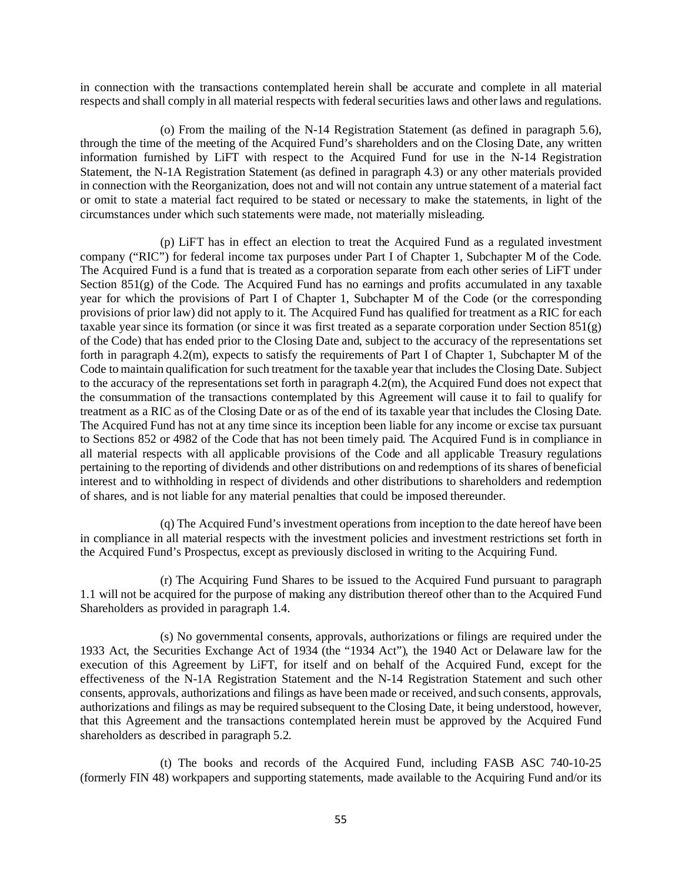in connection with the transactions contemplated herein shall be accurate and complete in all material respects and shall comply in all material respects with federal securities laws and other laws and regulations.

(o) From the mailing of the N-14 Registration Statement (as defined in paragraph 5.6), through the time of the meeting of the Acquired Fund's shareholders and on the Closing Date, any written information furnished by LiFT with respect to the Acquired Fund for use in the N-14 Registration Statement, the N-1A Registration Statement (as defined in paragraph 4.3) or any other materials provided in connection with the Reorganization, does not and will not contain any untrue statement of a material fact or omit to state a material fact required to be stated or necessary to make the statements, in light of the circumstances under which such statements were made, not materially misleading.

(p) LiFT has in effect an election to treat the Acquired Fund as a regulated investment company ("RIC") for federal income tax purposes under Part I of Chapter 1, Subchapter M of the Code. The Acquired Fund is a fund that is treated as a corporation separate from each other series of LiFT under Section 851(g) of the Code. The Acquired Fund has no earnings and profits accumulated in any taxable year for which the provisions of Part I of Chapter 1, Subchapter M of the Code (or the corresponding provisions of prior law) did not apply to it. The Acquired Fund has qualified for treatment as a RIC for each taxable year since its formation (or since it was first treated as a separate corporation under Section 851(g) of the Code) that has ended prior to the Closing Date and, subject to the accuracy of the representations set forth in paragraph 4.2(m), expects to satisfy the requirements of Part I of Chapter 1, Subchapter M of the Code to maintain qualification for such treatment for the taxable year that includes the Closing Date. Subject to the accuracy of the representations set forth in paragraph 4.2(m), the Acquired Fund does not expect that the consummation of the transactions contemplated by this Agreement will cause it to fail to qualify for treatment as a RIC as of the Closing Date or as of the end of its taxable year that includes the Closing Date. The Acquired Fund has not at any time since its inception been liable for any income or excise tax pursuant to Sections 852 or 4982 of the Code that has not been timely paid. The Acquired Fund is in compliance in all material respects with all applicable provisions of the Code and all applicable Treasury regulations pertaining to the reporting of dividends and other distributions on and redemptions of its shares of beneficial interest and to withholding in respect of dividends and other distributions to shareholders and redemption of shares, and is not liable for any material penalties that could be imposed thereunder.

(q) The Acquired Fund's investment operations from inception to the date hereof have been in compliance in all material respects with the investment policies and investment restrictions set forth in the Acquired Fund's Prospectus, except as previously disclosed in writing to the Acquiring Fund.

(r) The Acquiring Fund Shares to be issued to the Acquired Fund pursuant to paragraph 1.1 will not be acquired for the purpose of making any distribution thereof other than to the Acquired Fund Shareholders as provided in paragraph 1.4.

(s) No governmental consents, approvals, authorizations or filings are required under the 1933 Act, the Securities Exchange Act of 1934 (the "1934 Act"), the 1940 Act or Delaware law for the execution of this Agreement by LiFT, for itself and on behalf of the Acquired Fund, except for the effectiveness of the N-1A Registration Statement and the N-14 Registration Statement and such other consents, approvals, authorizations and filings as have been made or received, and such consents, approvals, authorizations and filings as may be required subsequent to the Closing Date, it being understood, however, that this Agreement and the transactions contemplated herein must be approved by the Acquired Fund shareholders as described in paragraph 5.2.

(t) The books and records of the Acquired Fund, including FASB ASC 740-10-25 (formerly FIN 48) workpapers and supporting statements, made available to the Acquiring Fund and/or its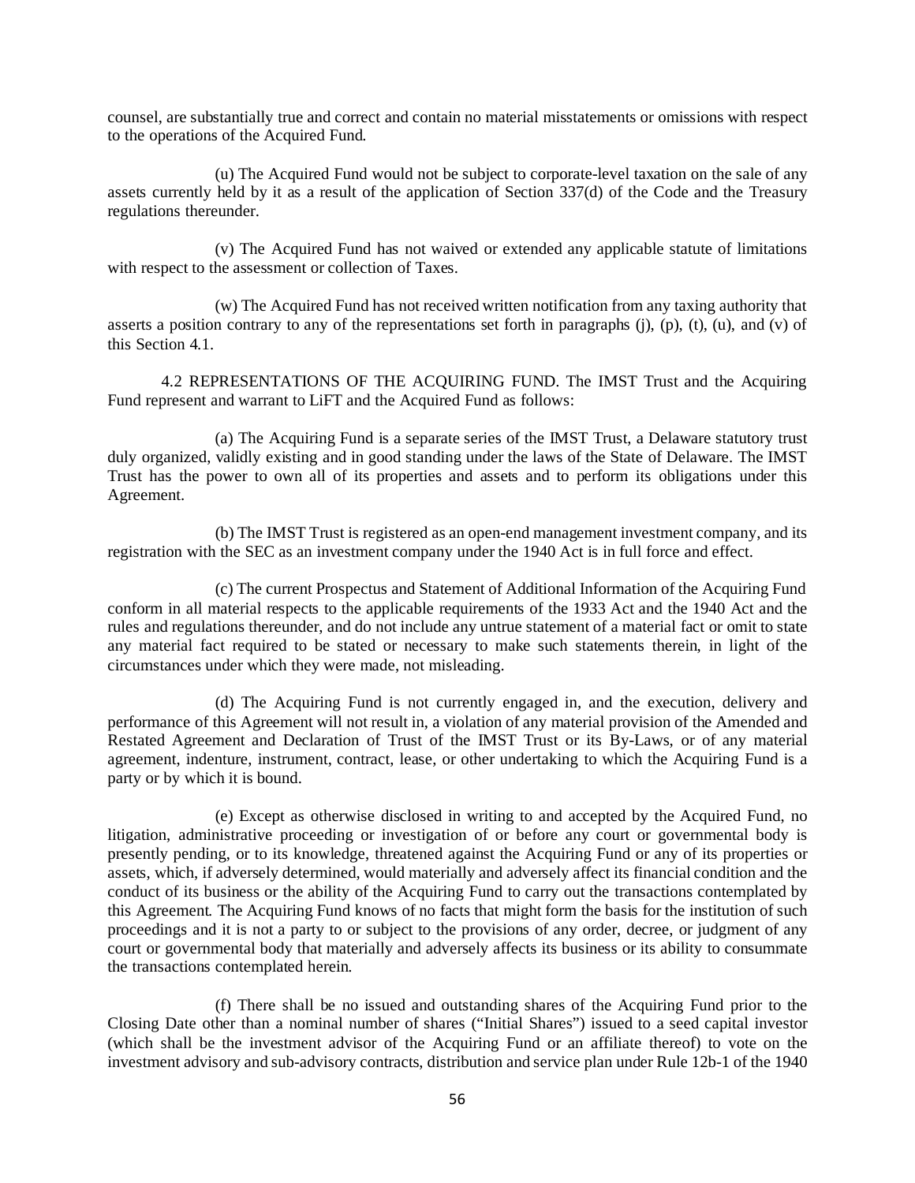counsel, are substantially true and correct and contain no material misstatements or omissions with respect to the operations of the Acquired Fund.

(u) The Acquired Fund would not be subject to corporate-level taxation on the sale of any assets currently held by it as a result of the application of Section 337(d) of the Code and the Treasury regulations thereunder.

(v) The Acquired Fund has not waived or extended any applicable statute of limitations with respect to the assessment or collection of Taxes.

(w) The Acquired Fund has not received written notification from any taxing authority that asserts a position contrary to any of the representations set forth in paragraphs (j), (p), (t), (u), and (v) of this Section 4.1.

4.2 REPRESENTATIONS OF THE ACQUIRING FUND. The IMST Trust and the Acquiring Fund represent and warrant to LiFT and the Acquired Fund as follows:

(a) The Acquiring Fund is a separate series of the IMST Trust, a Delaware statutory trust duly organized, validly existing and in good standing under the laws of the State of Delaware. The IMST Trust has the power to own all of its properties and assets and to perform its obligations under this Agreement.

(b) The IMST Trust is registered as an open-end management investment company, and its registration with the SEC as an investment company under the 1940 Act is in full force and effect.

(c) The current Prospectus and Statement of Additional Information of the Acquiring Fund conform in all material respects to the applicable requirements of the 1933 Act and the 1940 Act and the rules and regulations thereunder, and do not include any untrue statement of a material fact or omit to state any material fact required to be stated or necessary to make such statements therein, in light of the circumstances under which they were made, not misleading.

(d) The Acquiring Fund is not currently engaged in, and the execution, delivery and performance of this Agreement will not result in, a violation of any material provision of the Amended and Restated Agreement and Declaration of Trust of the IMST Trust or its By-Laws, or of any material agreement, indenture, instrument, contract, lease, or other undertaking to which the Acquiring Fund is a party or by which it is bound.

(e) Except as otherwise disclosed in writing to and accepted by the Acquired Fund, no litigation, administrative proceeding or investigation of or before any court or governmental body is presently pending, or to its knowledge, threatened against the Acquiring Fund or any of its properties or assets, which, if adversely determined, would materially and adversely affect its financial condition and the conduct of its business or the ability of the Acquiring Fund to carry out the transactions contemplated by this Agreement. The Acquiring Fund knows of no facts that might form the basis for the institution of such proceedings and it is not a party to or subject to the provisions of any order, decree, or judgment of any court or governmental body that materially and adversely affects its business or its ability to consummate the transactions contemplated herein.

(f) There shall be no issued and outstanding shares of the Acquiring Fund prior to the Closing Date other than a nominal number of shares ("Initial Shares") issued to a seed capital investor (which shall be the investment advisor of the Acquiring Fund or an affiliate thereof) to vote on the investment advisory and sub-advisory contracts, distribution and service plan under Rule 12b-1 of the 1940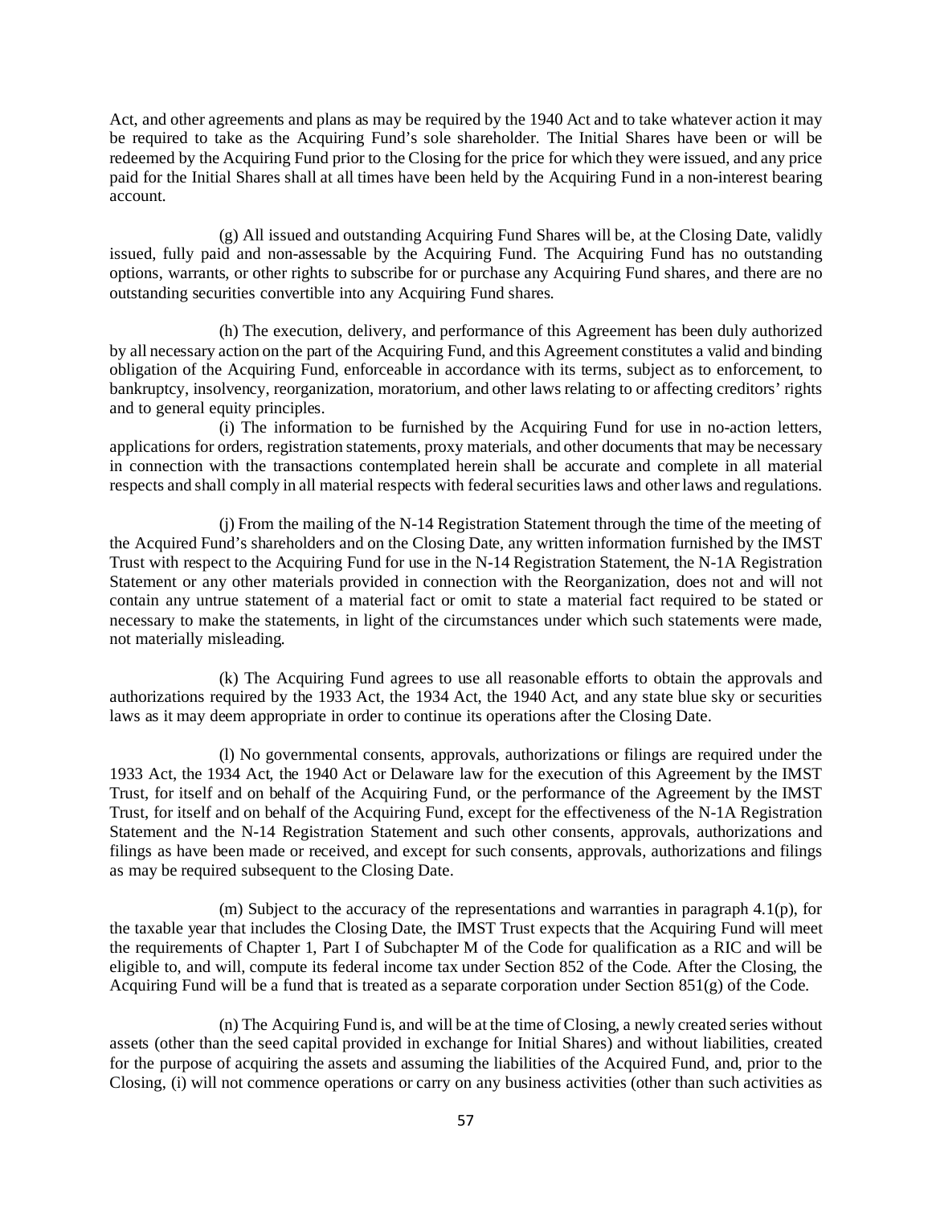Act, and other agreements and plans as may be required by the 1940 Act and to take whatever action it may be required to take as the Acquiring Fund's sole shareholder. The Initial Shares have been or will be redeemed by the Acquiring Fund prior to the Closing for the price for which they were issued, and any price paid for the Initial Shares shall at all times have been held by the Acquiring Fund in a non-interest bearing account.

(g) All issued and outstanding Acquiring Fund Shares will be, at the Closing Date, validly issued, fully paid and non-assessable by the Acquiring Fund. The Acquiring Fund has no outstanding options, warrants, or other rights to subscribe for or purchase any Acquiring Fund shares, and there are no outstanding securities convertible into any Acquiring Fund shares.

(h) The execution, delivery, and performance of this Agreement has been duly authorized by all necessary action on the part of the Acquiring Fund, and this Agreement constitutes a valid and binding obligation of the Acquiring Fund, enforceable in accordance with its terms, subject as to enforcement, to bankruptcy, insolvency, reorganization, moratorium, and other laws relating to or affecting creditors' rights and to general equity principles.

(i) The information to be furnished by the Acquiring Fund for use in no-action letters, applications for orders, registration statements, proxy materials, and other documents that may be necessary in connection with the transactions contemplated herein shall be accurate and complete in all material respects and shall comply in all material respects with federal securities laws and other laws and regulations.

(j) From the mailing of the N-14 Registration Statement through the time of the meeting of the Acquired Fund's shareholders and on the Closing Date, any written information furnished by the IMST Trust with respect to the Acquiring Fund for use in the N-14 Registration Statement, the N-1A Registration Statement or any other materials provided in connection with the Reorganization, does not and will not contain any untrue statement of a material fact or omit to state a material fact required to be stated or necessary to make the statements, in light of the circumstances under which such statements were made, not materially misleading.

(k) The Acquiring Fund agrees to use all reasonable efforts to obtain the approvals and authorizations required by the 1933 Act, the 1934 Act, the 1940 Act, and any state blue sky or securities laws as it may deem appropriate in order to continue its operations after the Closing Date.

(l) No governmental consents, approvals, authorizations or filings are required under the 1933 Act, the 1934 Act, the 1940 Act or Delaware law for the execution of this Agreement by the IMST Trust, for itself and on behalf of the Acquiring Fund, or the performance of the Agreement by the IMST Trust, for itself and on behalf of the Acquiring Fund, except for the effectiveness of the N-1A Registration Statement and the N-14 Registration Statement and such other consents, approvals, authorizations and filings as have been made or received, and except for such consents, approvals, authorizations and filings as may be required subsequent to the Closing Date.

(m) Subject to the accuracy of the representations and warranties in paragraph 4.1(p), for the taxable year that includes the Closing Date, the IMST Trust expects that the Acquiring Fund will meet the requirements of Chapter 1, Part I of Subchapter M of the Code for qualification as a RIC and will be eligible to, and will, compute its federal income tax under Section 852 of the Code. After the Closing, the Acquiring Fund will be a fund that is treated as a separate corporation under Section 851(g) of the Code.

(n) The Acquiring Fund is, and will be at the time of Closing, a newly created series without assets (other than the seed capital provided in exchange for Initial Shares) and without liabilities, created for the purpose of acquiring the assets and assuming the liabilities of the Acquired Fund, and, prior to the Closing, (i) will not commence operations or carry on any business activities (other than such activities as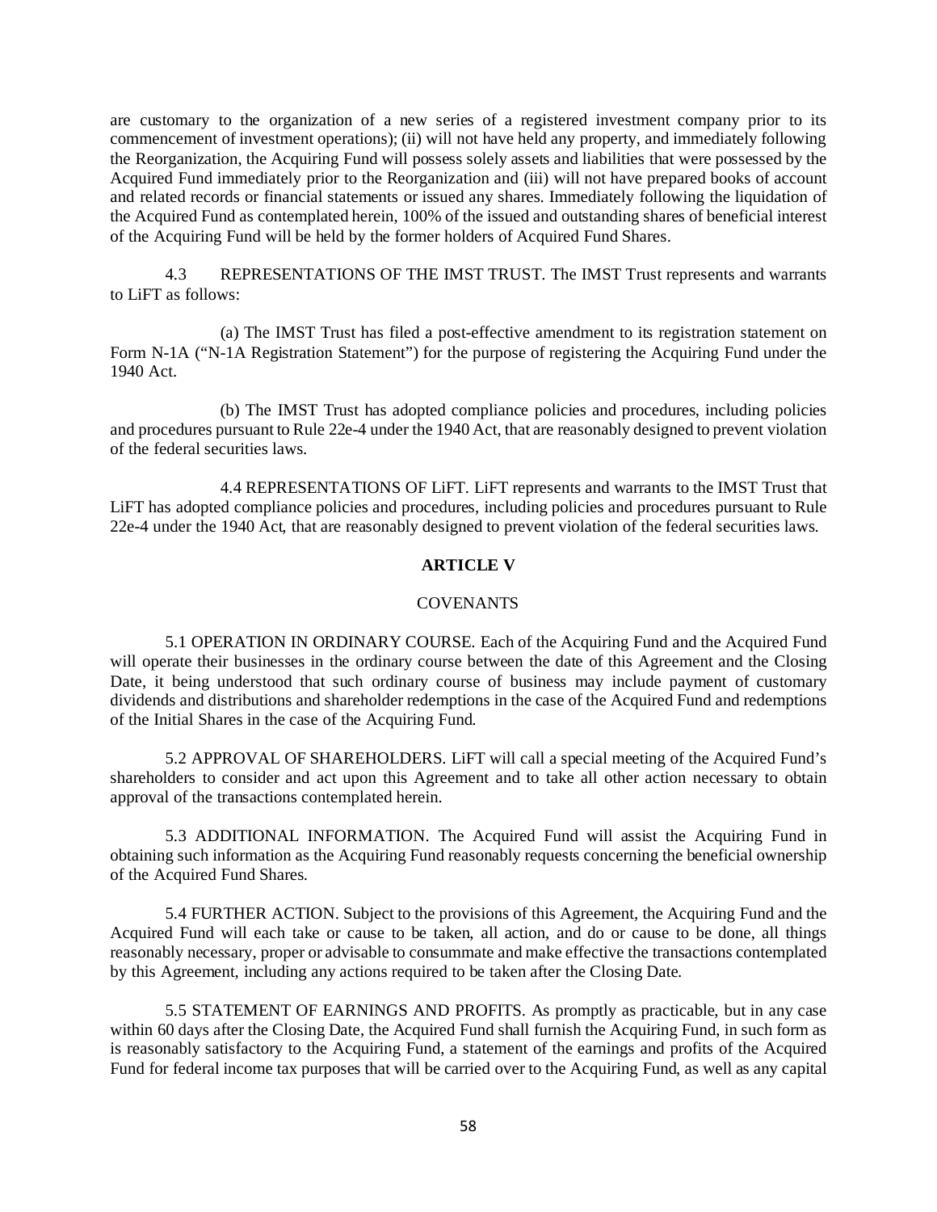are customary to the organization of a new series of a registered investment company prior to its commencement of investment operations); (ii) will not have held any property, and immediately following the Reorganization, the Acquiring Fund will possess solely assets and liabilities that were possessed by the Acquired Fund immediately prior to the Reorganization and (iii) will not have prepared books of account and related records or financial statements or issued any shares. Immediately following the liquidation of the Acquired Fund as contemplated herein, 100% of the issued and outstanding shares of beneficial interest of the Acquiring Fund will be held by the former holders of Acquired Fund Shares.

4.3 REPRESENTATIONS OF THE IMST TRUST. The IMST Trust represents and warrants to LiFT as follows:

(a) The IMST Trust has filed a post-effective amendment to its registration statement on Form N-1A ("N-1A Registration Statement") for the purpose of registering the Acquiring Fund under the 1940 Act.

(b) The IMST Trust has adopted compliance policies and procedures, including policies and procedures pursuant to Rule 22e-4 under the 1940 Act, that are reasonably designed to prevent violation of the federal securities laws.

4.4 REPRESENTATIONS OF LiFT. LiFT represents and warrants to the IMST Trust that LiFT has adopted compliance policies and procedures, including policies and procedures pursuant to Rule 22e-4 under the 1940 Act, that are reasonably designed to prevent violation of the federal securities laws.

## ARTICLE V

### COVENANTS

5.1 OPERATION IN ORDINARY COURSE. Each of the Acquiring Fund and the Acquired Fund will operate their businesses in the ordinary course between the date of this Agreement and the Closing Date, it being understood that such ordinary course of business may include payment of customary dividends and distributions and shareholder redemptions in the case of the Acquired Fund and redemptions of the Initial Shares in the case of the Acquiring Fund.

5.2 APPROVAL OF SHAREHOLDERS. LiFT will call a special meeting of the Acquired Fund's shareholders to consider and act upon this Agreement and to take all other action necessary to obtain approval of the transactions contemplated herein.

5.3 ADDITIONAL INFORMATION. The Acquired Fund will assist the Acquiring Fund in obtaining such information as the Acquiring Fund reasonably requests concerning the beneficial ownership of the Acquired Fund Shares.

5.4 FURTHER ACTION. Subject to the provisions of this Agreement, the Acquiring Fund and the Acquired Fund will each take or cause to be taken, all action, and do or cause to be done, all things reasonably necessary, proper or advisable to consummate and make effective the transactions contemplated by this Agreement, including any actions required to be taken after the Closing Date.

5.5 STATEMENT OF EARNINGS AND PROFITS. As promptly as practicable, but in any case within 60 days after the Closing Date, the Acquired Fund shall furnish the Acquiring Fund, in such form as is reasonably satisfactory to the Acquiring Fund, a statement of the earnings and profits of the Acquired Fund for federal income tax purposes that will be carried over to the Acquiring Fund, as well as any capital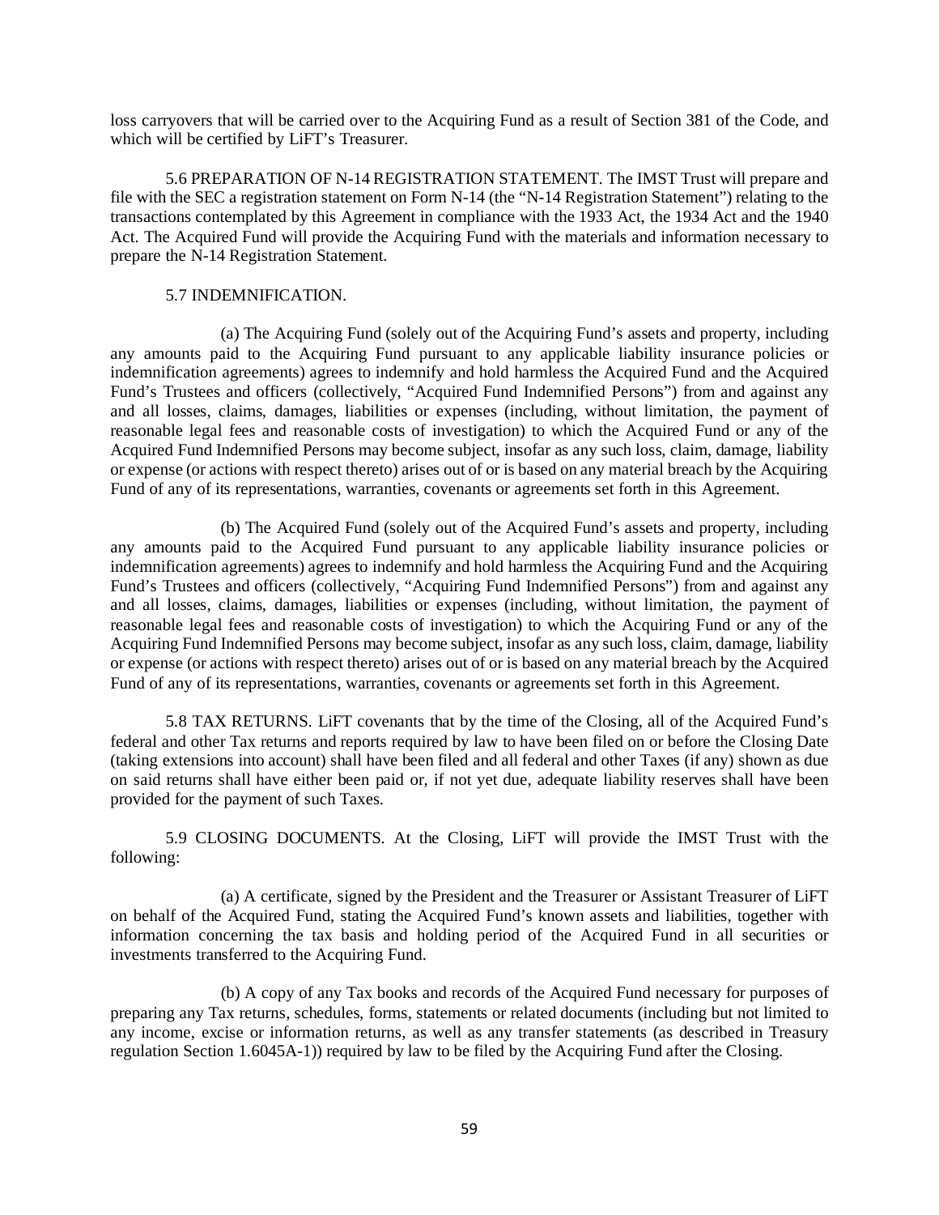loss carryovers that will be carried over to the Acquiring Fund as a result of Section 381 of the Code, and which will be certified by LiFT's Treasurer.

5.6 PREPARATION OF N-14 REGISTRATION STATEMENT. The IMST Trust will prepare and file with the SEC a registration statement on Form N-14 (the "N-14 Registration Statement") relating to the transactions contemplated by this Agreement in compliance with the 1933 Act, the 1934 Act and the 1940 Act. The Acquired Fund will provide the Acquiring Fund with the materials and information necessary to prepare the N-14 Registration Statement.

5.7 INDEMNIFICATION.

(a) The Acquiring Fund (solely out of the Acquiring Fund's assets and property, including any amounts paid to the Acquiring Fund pursuant to any applicable liability insurance policies or indemnification agreements) agrees to indemnify and hold harmless the Acquired Fund and the Acquired Fund's Trustees and officers (collectively, "Acquired Fund Indemnified Persons") from and against any and all losses, claims, damages, liabilities or expenses (including, without limitation, the payment of reasonable legal fees and reasonable costs of investigation) to which the Acquired Fund or any of the Acquired Fund Indemnified Persons may become subject, insofar as any such loss, claim, damage, liability or expense (or actions with respect thereto) arises out of or is based on any material breach by the Acquiring Fund of any of its representations, warranties, covenants or agreements set forth in this Agreement.

(b) The Acquired Fund (solely out of the Acquired Fund's assets and property, including any amounts paid to the Acquired Fund pursuant to any applicable liability insurance policies or indemnification agreements) agrees to indemnify and hold harmless the Acquiring Fund and the Acquiring Fund's Trustees and officers (collectively, "Acquiring Fund Indemnified Persons") from and against any and all losses, claims, damages, liabilities or expenses (including, without limitation, the payment of reasonable legal fees and reasonable costs of investigation) to which the Acquiring Fund or any of the Acquiring Fund Indemnified Persons may become subject, insofar as any such loss, claim, damage, liability or expense (or actions with respect thereto) arises out of or is based on any material breach by the Acquired Fund of any of its representations, warranties, covenants or agreements set forth in this Agreement.

5.8 TAX RETURNS. LiFT covenants that by the time of the Closing, all of the Acquired Fund's federal and other Tax returns and reports required by law to have been filed on or before the Closing Date (taking extensions into account) shall have been filed and all federal and other Taxes (if any) shown as due on said returns shall have either been paid or, if not yet due, adequate liability reserves shall have been provided for the payment of such Taxes.

5.9 CLOSING DOCUMENTS. At the Closing, LiFT will provide the IMST Trust with the following:

(a) A certificate, signed by the President and the Treasurer or Assistant Treasurer of LiFT on behalf of the Acquired Fund, stating the Acquired Fund's known assets and liabilities, together with information concerning the tax basis and holding period of the Acquired Fund in all securities or investments transferred to the Acquiring Fund.

(b) A copy of any Tax books and records of the Acquired Fund necessary for purposes of preparing any Tax returns, schedules, forms, statements or related documents (including but not limited to any income, excise or information returns, as well as any transfer statements (as described in Treasury regulation Section 1.6045A-1)) required by law to be filed by the Acquiring Fund after the Closing.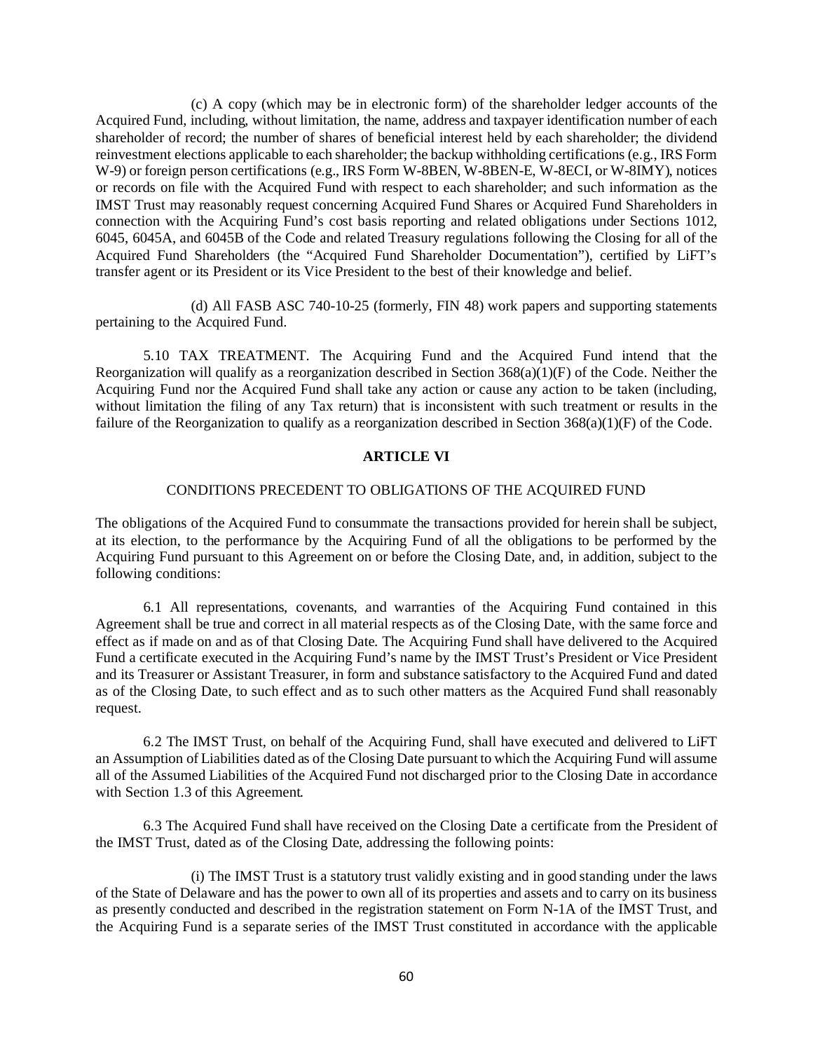(c) A copy (which may be in electronic form) of the shareholder ledger accounts of the Acquired Fund, including, without limitation, the name, address and taxpayer identification number of each shareholder of record; the number of shares of beneficial interest held by each shareholder; the dividend reinvestment elections applicable to each shareholder; the backup withholding certifications (e.g., IRS Form W-9) or foreign person certifications (e.g., IRS Form W-8BEN, W-8BEN-E, W-8ECI, or W-8IMY), notices or records on file with the Acquired Fund with respect to each shareholder; and such information as the IMST Trust may reasonably request concerning Acquired Fund Shares or Acquired Fund Shareholders in connection with the Acquiring Fund's cost basis reporting and related obligations under Sections 1012, 6045, 6045A, and 6045B of the Code and related Treasury regulations following the Closing for all of the Acquired Fund Shareholders (the "Acquired Fund Shareholder Documentation"), certified by LiFT's transfer agent or its President or its Vice President to the best of their knowledge and belief.

(d) All FASB ASC 740-10-25 (formerly, FIN 48) work papers and supporting statements pertaining to the Acquired Fund.

5.10 TAX TREATMENT. The Acquiring Fund and the Acquired Fund intend that the Reorganization will qualify as a reorganization described in Section 368(a)(1)(F) of the Code. Neither the Acquiring Fund nor the Acquired Fund shall take any action or cause any action to be taken (including, without limitation the filing of any Tax return) that is inconsistent with such treatment or results in the failure of the Reorganization to qualify as a reorganization described in Section 368(a)(1)(F) of the Code.

## ARTICLE VI

CONDITIONS PRECEDENT TO OBLIGATIONS OF THE ACQUIRED FUND

The obligations of the Acquired Fund to consummate the transactions provided for herein shall be subject, at its election, to the performance by the Acquiring Fund of all the obligations to be performed by the Acquiring Fund pursuant to this Agreement on or before the Closing Date, and, in addition, subject to the following conditions:

6.1 All representations, covenants, and warranties of the Acquiring Fund contained in this Agreement shall be true and correct in all material respects as of the Closing Date, with the same force and effect as if made on and as of that Closing Date. The Acquiring Fund shall have delivered to the Acquired Fund a certificate executed in the Acquiring Fund's name by the IMST Trust's President or Vice President and its Treasurer or Assistant Treasurer, in form and substance satisfactory to the Acquired Fund and dated as of the Closing Date, to such effect and as to such other matters as the Acquired Fund shall reasonably request.

6.2 The IMST Trust, on behalf of the Acquiring Fund, shall have executed and delivered to LiFT an Assumption of Liabilities dated as of the Closing Date pursuant to which the Acquiring Fund will assume all of the Assumed Liabilities of the Acquired Fund not discharged prior to the Closing Date in accordance with Section 1.3 of this Agreement.

6.3 The Acquired Fund shall have received on the Closing Date a certificate from the President of the IMST Trust, dated as of the Closing Date, addressing the following points:

(i) The IMST Trust is a statutory trust validly existing and in good standing under the laws of the State of Delaware and has the power to own all of its properties and assets and to carry on its business as presently conducted and described in the registration statement on Form N-1A of the IMST Trust, and the Acquiring Fund is a separate series of the IMST Trust constituted in accordance with the applicable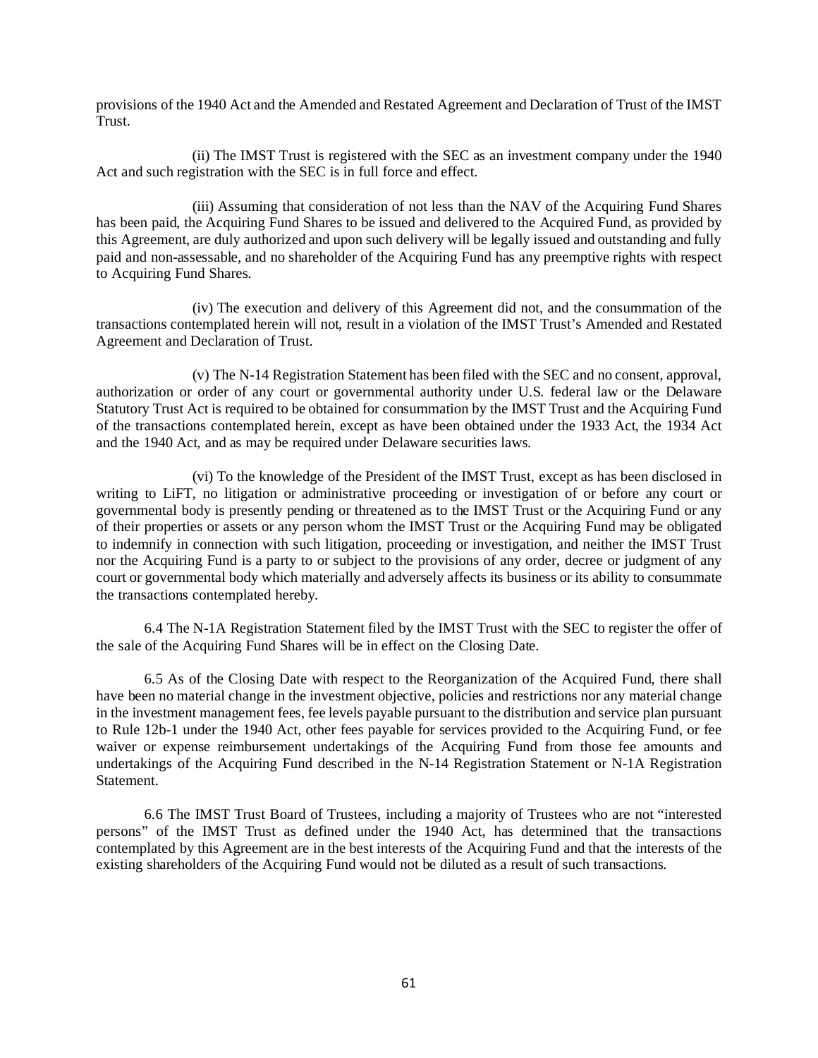provisions of the 1940 Act and the Amended and Restated Agreement and Declaration of Trust of the IMST Trust.

(ii) The IMST Trust is registered with the SEC as an investment company under the 1940 Act and such registration with the SEC is in full force and effect.

(iii) Assuming that consideration of not less than the NAV of the Acquiring Fund Shares has been paid, the Acquiring Fund Shares to be issued and delivered to the Acquired Fund, as provided by this Agreement, are duly authorized and upon such delivery will be legally issued and outstanding and fully paid and non-assessable, and no shareholder of the Acquiring Fund has any preemptive rights with respect to Acquiring Fund Shares.

(iv) The execution and delivery of this Agreement did not, and the consummation of the transactions contemplated herein will not, result in a violation of the IMST Trust's Amended and Restated Agreement and Declaration of Trust.

(v) The N-14 Registration Statement has been filed with the SEC and no consent, approval, authorization or order of any court or governmental authority under U.S. federal law or the Delaware Statutory Trust Act is required to be obtained for consummation by the IMST Trust and the Acquiring Fund of the transactions contemplated herein, except as have been obtained under the 1933 Act, the 1934 Act and the 1940 Act, and as may be required under Delaware securities laws.

(vi) To the knowledge of the President of the IMST Trust, except as has been disclosed in writing to LiFT, no litigation or administrative proceeding or investigation of or before any court or governmental body is presently pending or threatened as to the IMST Trust or the Acquiring Fund or any of their properties or assets or any person whom the IMST Trust or the Acquiring Fund may be obligated to indemnify in connection with such litigation, proceeding or investigation, and neither the IMST Trust nor the Acquiring Fund is a party to or subject to the provisions of any order, decree or judgment of any court or governmental body which materially and adversely affects its business or its ability to consummate the transactions contemplated hereby.

6.4 The N-1A Registration Statement filed by the IMST Trust with the SEC to register the offer of the sale of the Acquiring Fund Shares will be in effect on the Closing Date.

6.5 As of the Closing Date with respect to the Reorganization of the Acquired Fund, there shall have been no material change in the investment objective, policies and restrictions nor any material change in the investment management fees, fee levels payable pursuant to the distribution and service plan pursuant to Rule 12b-1 under the 1940 Act, other fees payable for services provided to the Acquiring Fund, or fee waiver or expense reimbursement undertakings of the Acquiring Fund from those fee amounts and undertakings of the Acquiring Fund described in the N-14 Registration Statement or N-1A Registration Statement.

6.6 The IMST Trust Board of Trustees, including a majority of Trustees who are not "interested persons" of the IMST Trust as defined under the 1940 Act, has determined that the transactions contemplated by this Agreement are in the best interests of the Acquiring Fund and that the interests of the existing shareholders of the Acquiring Fund would not be diluted as a result of such transactions.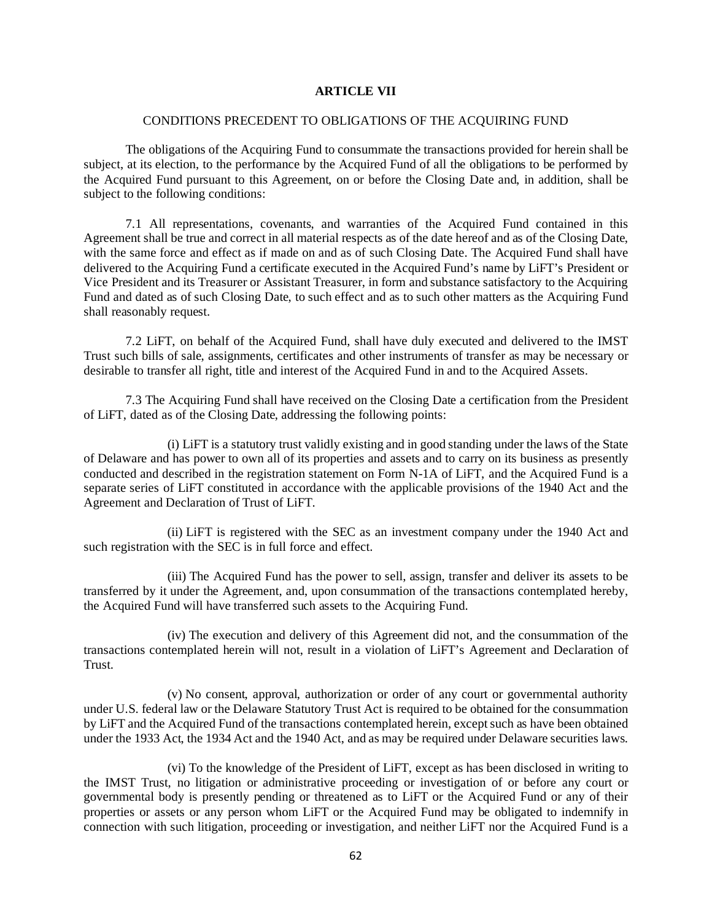## ARTICLE VII

CONDITIONS PRECEDENT TO OBLIGATIONS OF THE ACQUIRING FUND

The obligations of the Acquiring Fund to consummate the transactions provided for herein shall be subject, at its election, to the performance by the Acquired Fund of all the obligations to be performed by the Acquired Fund pursuant to this Agreement, on or before the Closing Date and, in addition, shall be subject to the following conditions:

7.1 All representations, covenants, and warranties of the Acquired Fund contained in this Agreement shall be true and correct in all material respects as of the date hereof and as of the Closing Date, with the same force and effect as if made on and as of such Closing Date. The Acquired Fund shall have delivered to the Acquiring Fund a certificate executed in the Acquired Fund's name by LiFT's President or Vice President and its Treasurer or Assistant Treasurer, in form and substance satisfactory to the Acquiring Fund and dated as of such Closing Date, to such effect and as to such other matters as the Acquiring Fund shall reasonably request.

7.2 LiFT, on behalf of the Acquired Fund, shall have duly executed and delivered to the IMST Trust such bills of sale, assignments, certificates and other instruments of transfer as may be necessary or desirable to transfer all right, title and interest of the Acquired Fund in and to the Acquired Assets.

7.3 The Acquiring Fund shall have received on the Closing Date a certification from the President of LiFT, dated as of the Closing Date, addressing the following points:

(i) LiFT is a statutory trust validly existing and in good standing under the laws of the State of Delaware and has power to own all of its properties and assets and to carry on its business as presently conducted and described in the registration statement on Form N-1A of LiFT, and the Acquired Fund is a separate series of LiFT constituted in accordance with the applicable provisions of the 1940 Act and the Agreement and Declaration of Trust of LiFT.

(ii) LiFT is registered with the SEC as an investment company under the 1940 Act and such registration with the SEC is in full force and effect.

(iii) The Acquired Fund has the power to sell, assign, transfer and deliver its assets to be transferred by it under the Agreement, and, upon consummation of the transactions contemplated hereby, the Acquired Fund will have transferred such assets to the Acquiring Fund.

(iv) The execution and delivery of this Agreement did not, and the consummation of the transactions contemplated herein will not, result in a violation of LiFT's Agreement and Declaration of Trust.

(v) No consent, approval, authorization or order of any court or governmental authority under U.S. federal law or the Delaware Statutory Trust Act is required to be obtained for the consummation by LiFT and the Acquired Fund of the transactions contemplated herein, except such as have been obtained under the 1933 Act, the 1934 Act and the 1940 Act, and as may be required under Delaware securities laws.

(vi) To the knowledge of the President of LiFT, except as has been disclosed in writing to the IMST Trust, no litigation or administrative proceeding or investigation of or before any court or governmental body is presently pending or threatened as to LiFT or the Acquired Fund or any of their properties or assets or any person whom LiFT or the Acquired Fund may be obligated to indemnify in connection with such litigation, proceeding or investigation, and neither LiFT nor the Acquired Fund is a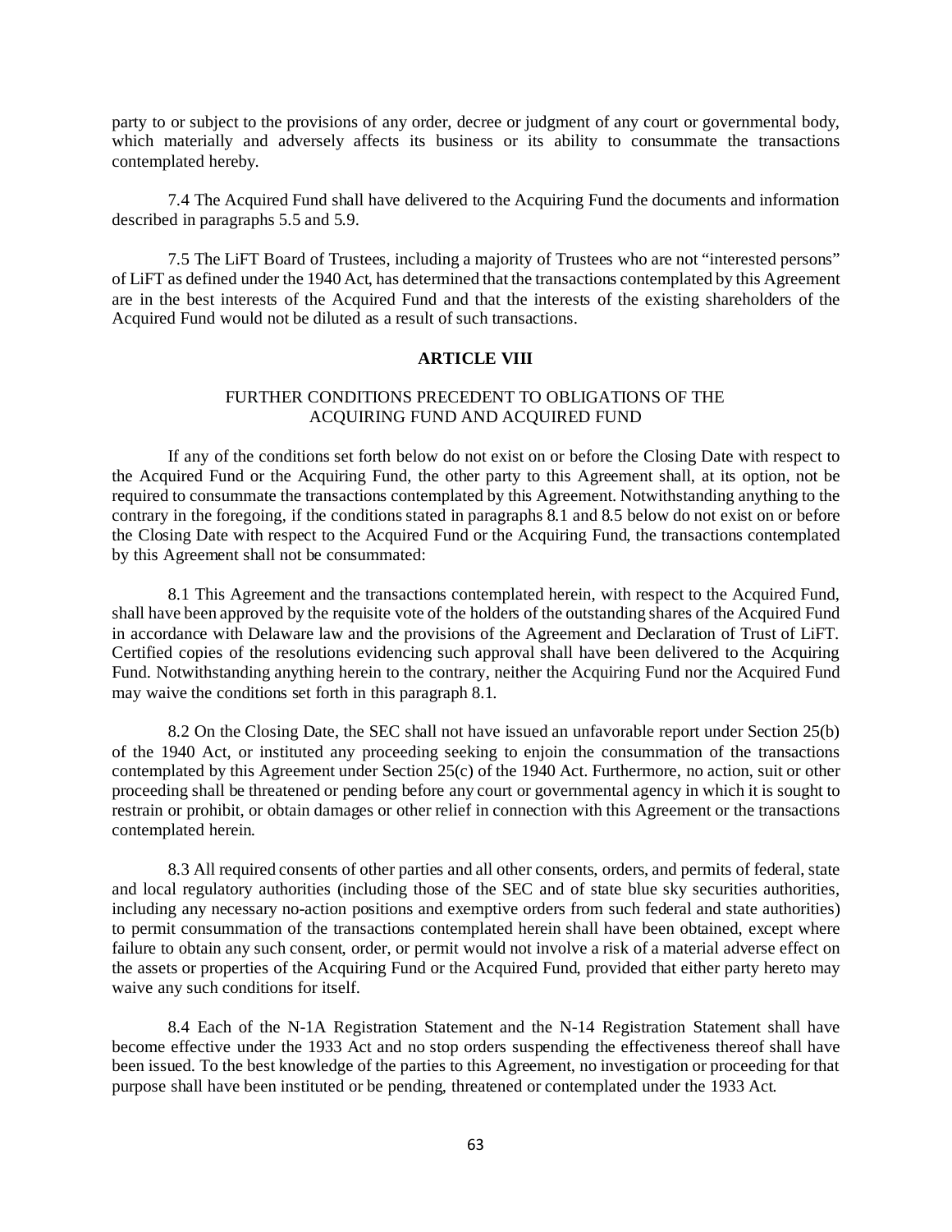party to or subject to the provisions of any order, decree or judgment of any court or governmental body, which materially and adversely affects its business or its ability to consummate the transactions contemplated hereby.

7.4 The Acquired Fund shall have delivered to the Acquiring Fund the documents and information described in paragraphs 5.5 and 5.9.

7.5 The LiFT Board of Trustees, including a majority of Trustees who are not "interested persons" of LiFT as defined under the 1940 Act, has determined that the transactions contemplated by this Agreement are in the best interests of the Acquired Fund and that the interests of the existing shareholders of the Acquired Fund would not be diluted as a result of such transactions.

**ARTICLE VIII**

FURTHER CONDITIONS PRECEDENT TO OBLIGATIONS OF THE ACQUIRING FUND AND ACQUIRED FUND

If any of the conditions set forth below do not exist on or before the Closing Date with respect to the Acquired Fund or the Acquiring Fund, the other party to this Agreement shall, at its option, not be required to consummate the transactions contemplated by this Agreement. Notwithstanding anything to the contrary in the foregoing, if the conditions stated in paragraphs 8.1 and 8.5 below do not exist on or before the Closing Date with respect to the Acquired Fund or the Acquiring Fund, the transactions contemplated by this Agreement shall not be consummated:

8.1 This Agreement and the transactions contemplated herein, with respect to the Acquired Fund, shall have been approved by the requisite vote of the holders of the outstanding shares of the Acquired Fund in accordance with Delaware law and the provisions of the Agreement and Declaration of Trust of LiFT. Certified copies of the resolutions evidencing such approval shall have been delivered to the Acquiring Fund. Notwithstanding anything herein to the contrary, neither the Acquiring Fund nor the Acquired Fund may waive the conditions set forth in this paragraph 8.1.

8.2 On the Closing Date, the SEC shall not have issued an unfavorable report under Section 25(b) of the 1940 Act, or instituted any proceeding seeking to enjoin the consummation of the transactions contemplated by this Agreement under Section 25(c) of the 1940 Act. Furthermore, no action, suit or other proceeding shall be threatened or pending before any court or governmental agency in which it is sought to restrain or prohibit, or obtain damages or other relief in connection with this Agreement or the transactions contemplated herein.

8.3 All required consents of other parties and all other consents, orders, and permits of federal, state and local regulatory authorities (including those of the SEC and of state blue sky securities authorities, including any necessary no-action positions and exemptive orders from such federal and state authorities) to permit consummation of the transactions contemplated herein shall have been obtained, except where failure to obtain any such consent, order, or permit would not involve a risk of a material adverse effect on the assets or properties of the Acquiring Fund or the Acquired Fund, provided that either party hereto may waive any such conditions for itself.

8.4 Each of the N-1A Registration Statement and the N-14 Registration Statement shall have become effective under the 1933 Act and no stop orders suspending the effectiveness thereof shall have been issued. To the best knowledge of the parties to this Agreement, no investigation or proceeding for that purpose shall have been instituted or be pending, threatened or contemplated under the 1933 Act.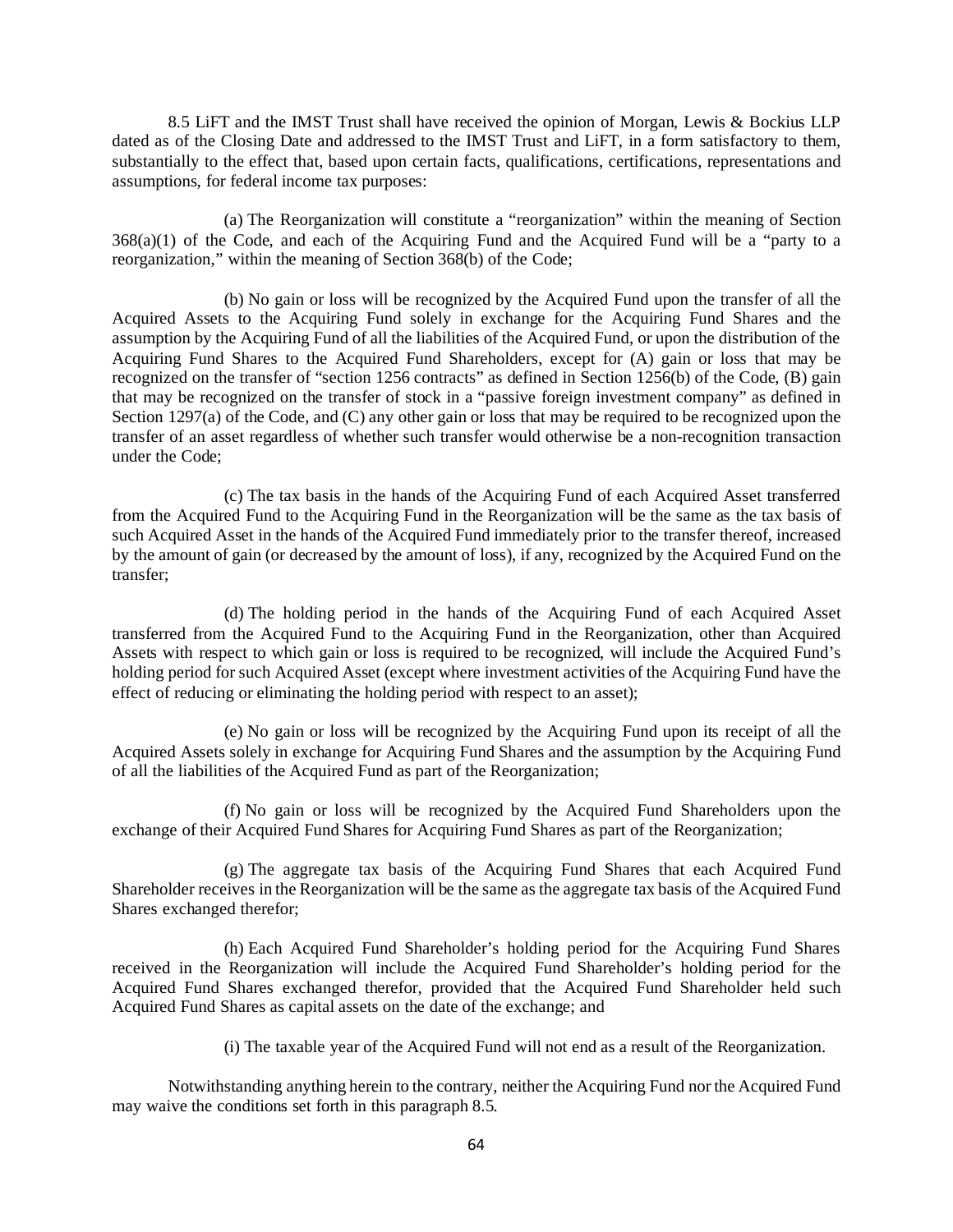8.5 LiFT and the IMST Trust shall have received the opinion of Morgan, Lewis & Bockius LLP dated as of the Closing Date and addressed to the IMST Trust and LiFT, in a form satisfactory to them, substantially to the effect that, based upon certain facts, qualifications, certifications, representations and assumptions, for federal income tax purposes:

(a) The Reorganization will constitute a "reorganization" within the meaning of Section 368(a)(1) of the Code, and each of the Acquiring Fund and the Acquired Fund will be a "party to a reorganization," within the meaning of Section 368(b) of the Code;

(b) No gain or loss will be recognized by the Acquired Fund upon the transfer of all the Acquired Assets to the Acquiring Fund solely in exchange for the Acquiring Fund Shares and the assumption by the Acquiring Fund of all the liabilities of the Acquired Fund, or upon the distribution of the Acquiring Fund Shares to the Acquired Fund Shareholders, except for (A) gain or loss that may be recognized on the transfer of "section 1256 contracts" as defined in Section 1256(b) of the Code, (B) gain that may be recognized on the transfer of stock in a "passive foreign investment company" as defined in Section 1297(a) of the Code, and (C) any other gain or loss that may be required to be recognized upon the transfer of an asset regardless of whether such transfer would otherwise be a non-recognition transaction under the Code;

(c) The tax basis in the hands of the Acquiring Fund of each Acquired Asset transferred from the Acquired Fund to the Acquiring Fund in the Reorganization will be the same as the tax basis of such Acquired Asset in the hands of the Acquired Fund immediately prior to the transfer thereof, increased by the amount of gain (or decreased by the amount of loss), if any, recognized by the Acquired Fund on the transfer;

(d) The holding period in the hands of the Acquiring Fund of each Acquired Asset transferred from the Acquired Fund to the Acquiring Fund in the Reorganization, other than Acquired Assets with respect to which gain or loss is required to be recognized, will include the Acquired Fund's holding period for such Acquired Asset (except where investment activities of the Acquiring Fund have the effect of reducing or eliminating the holding period with respect to an asset);

(e) No gain or loss will be recognized by the Acquiring Fund upon its receipt of all the Acquired Assets solely in exchange for Acquiring Fund Shares and the assumption by the Acquiring Fund of all the liabilities of the Acquired Fund as part of the Reorganization;

(f) No gain or loss will be recognized by the Acquired Fund Shareholders upon the exchange of their Acquired Fund Shares for Acquiring Fund Shares as part of the Reorganization;

(g) The aggregate tax basis of the Acquiring Fund Shares that each Acquired Fund Shareholder receives in the Reorganization will be the same as the aggregate tax basis of the Acquired Fund Shares exchanged therefor;

(h) Each Acquired Fund Shareholder's holding period for the Acquiring Fund Shares received in the Reorganization will include the Acquired Fund Shareholder's holding period for the Acquired Fund Shares exchanged therefor, provided that the Acquired Fund Shareholder held such Acquired Fund Shares as capital assets on the date of the exchange; and

(i) The taxable year of the Acquired Fund will not end as a result of the Reorganization.

Notwithstanding anything herein to the contrary, neither the Acquiring Fund nor the Acquired Fund may waive the conditions set forth in this paragraph 8.5.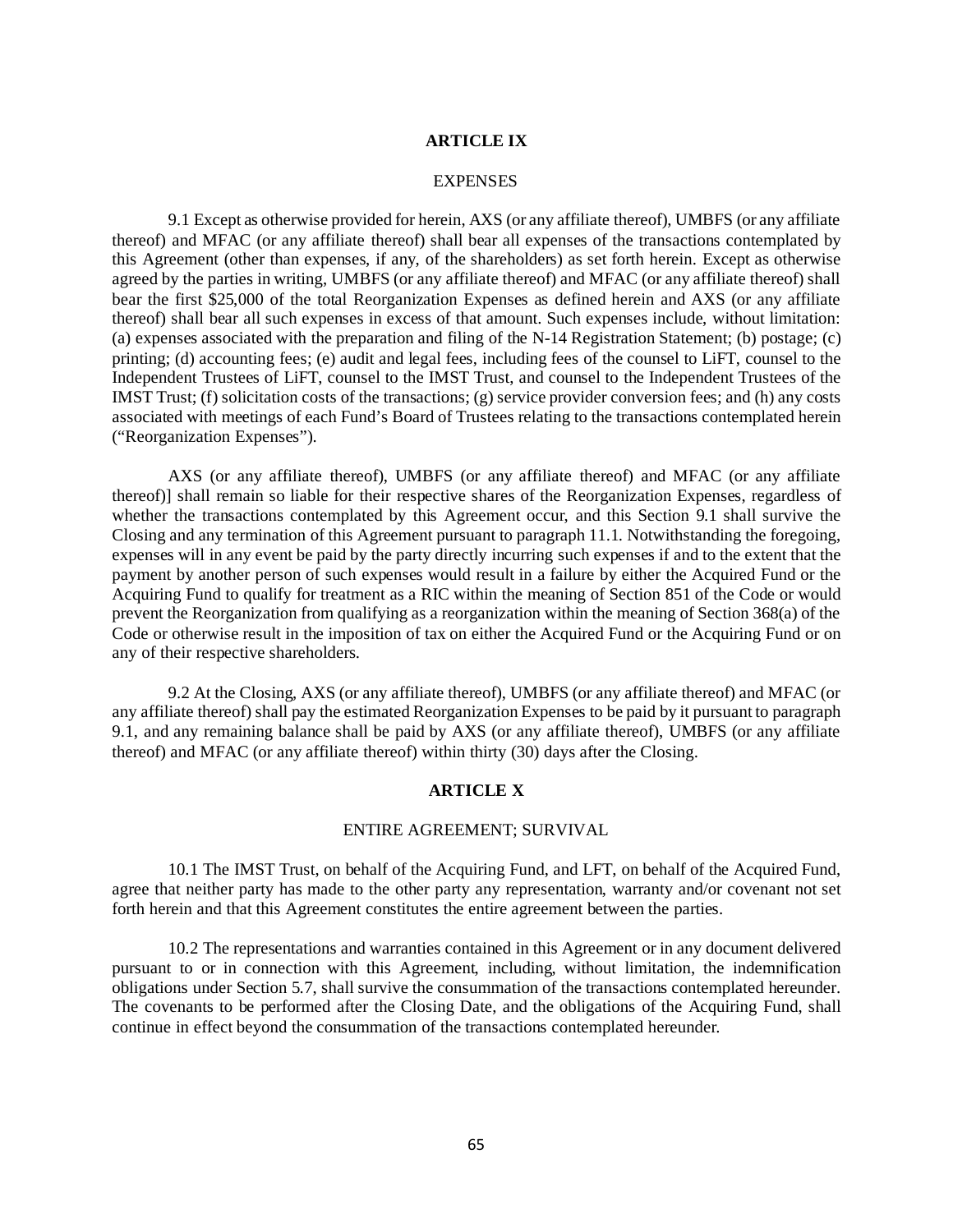## ARTICLE IX

### EXPENSES

9.1 Except as otherwise provided for herein, AXS (or any affiliate thereof), UMBFS (or any affiliate thereof) and MFAC (or any affiliate thereof) shall bear all expenses of the transactions contemplated by this Agreement (other than expenses, if any, of the shareholders) as set forth herein. Except as otherwise agreed by the parties in writing, UMBFS (or any affiliate thereof) and MFAC (or any affiliate thereof) shall bear the first $25,000 of the total Reorganization Expenses as defined herein and AXS (or any affiliate thereof) shall bear all such expenses in excess of that amount. Such expenses include, without limitation: (a) expenses associated with the preparation and filing of the N-14 Registration Statement; (b) postage; (c) printing; (d) accounting fees; (e) audit and legal fees, including fees of the counsel to LiFT, counsel to the Independent Trustees of LiFT, counsel to the IMST Trust, and counsel to the Independent Trustees of the IMST Trust; (f) solicitation costs of the transactions; (g) service provider conversion fees; and (h) any costs associated with meetings of each Fund's Board of Trustees relating to the transactions contemplated herein ("Reorganization Expenses").

AXS (or any affiliate thereof), UMBFS (or any affiliate thereof) and MFAC (or any affiliate thereof)] shall remain so liable for their respective shares of the Reorganization Expenses, regardless of whether the transactions contemplated by this Agreement occur, and this Section 9.1 shall survive the Closing and any termination of this Agreement pursuant to paragraph 11.1. Notwithstanding the foregoing, expenses will in any event be paid by the party directly incurring such expenses if and to the extent that the payment by another person of such expenses would result in a failure by either the Acquired Fund or the Acquiring Fund to qualify for treatment as a RIC within the meaning of Section 851 of the Code or would prevent the Reorganization from qualifying as a reorganization within the meaning of Section 368(a) of the Code or otherwise result in the imposition of tax on either the Acquired Fund or the Acquiring Fund or on any of their respective shareholders.

9.2 At the Closing, AXS (or any affiliate thereof), UMBFS (or any affiliate thereof) and MFAC (or any affiliate thereof) shall pay the estimated Reorganization Expenses to be paid by it pursuant to paragraph 9.1, and any remaining balance shall be paid by AXS (or any affiliate thereof), UMBFS (or any affiliate thereof) and MFAC (or any affiliate thereof) within thirty (30) days after the Closing.

## ARTICLE X

### ENTIRE AGREEMENT; SURVIVAL

10.1 The IMST Trust, on behalf of the Acquiring Fund, and LFT, on behalf of the Acquired Fund, agree that neither party has made to the other party any representation, warranty and/or covenant not set forth herein and that this Agreement constitutes the entire agreement between the parties.

10.2 The representations and warranties contained in this Agreement or in any document delivered pursuant to or in connection with this Agreement, including, without limitation, the indemnification obligations under Section 5.7, shall survive the consummation of the transactions contemplated hereunder. The covenants to be performed after the Closing Date, and the obligations of the Acquiring Fund, shall continue in effect beyond the consummation of the transactions contemplated hereunder.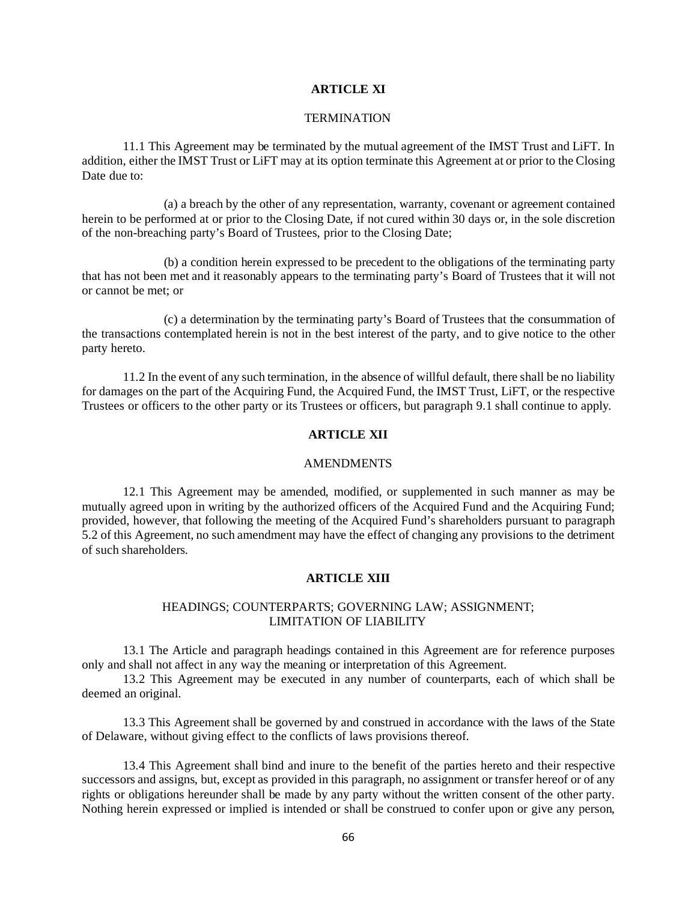## ARTICLE XI

### TERMINATION

11.1 This Agreement may be terminated by the mutual agreement of the IMST Trust and LiFT. In addition, either the IMST Trust or LiFT may at its option terminate this Agreement at or prior to the Closing Date due to:

(a) a breach by the other of any representation, warranty, covenant or agreement contained herein to be performed at or prior to the Closing Date, if not cured within 30 days or, in the sole discretion of the non-breaching party's Board of Trustees, prior to the Closing Date;

(b) a condition herein expressed to be precedent to the obligations of the terminating party that has not been met and it reasonably appears to the terminating party's Board of Trustees that it will not or cannot be met; or

(c) a determination by the terminating party's Board of Trustees that the consummation of the transactions contemplated herein is not in the best interest of the party, and to give notice to the other party hereto.

11.2 In the event of any such termination, in the absence of willful default, there shall be no liability for damages on the part of the Acquiring Fund, the Acquired Fund, the IMST Trust, LiFT, or the respective Trustees or officers to the other party or its Trustees or officers, but paragraph 9.1 shall continue to apply.

## ARTICLE XII

### AMENDMENTS

12.1 This Agreement may be amended, modified, or supplemented in such manner as may be mutually agreed upon in writing by the authorized officers of the Acquired Fund and the Acquiring Fund; provided, however, that following the meeting of the Acquired Fund's shareholders pursuant to paragraph 5.2 of this Agreement, no such amendment may have the effect of changing any provisions to the detriment of such shareholders.

## ARTICLE XIII

### HEADINGS; COUNTERPARTS; GOVERNING LAW; ASSIGNMENT; LIMITATION OF LIABILITY

13.1 The Article and paragraph headings contained in this Agreement are for reference purposes only and shall not affect in any way the meaning or interpretation of this Agreement.

13.2 This Agreement may be executed in any number of counterparts, each of which shall be deemed an original.

13.3 This Agreement shall be governed by and construed in accordance with the laws of the State of Delaware, without giving effect to the conflicts of laws provisions thereof.

13.4 This Agreement shall bind and inure to the benefit of the parties hereto and their respective successors and assigns, but, except as provided in this paragraph, no assignment or transfer hereof or of any rights or obligations hereunder shall be made by any party without the written consent of the other party. Nothing herein expressed or implied is intended or shall be construed to confer upon or give any person,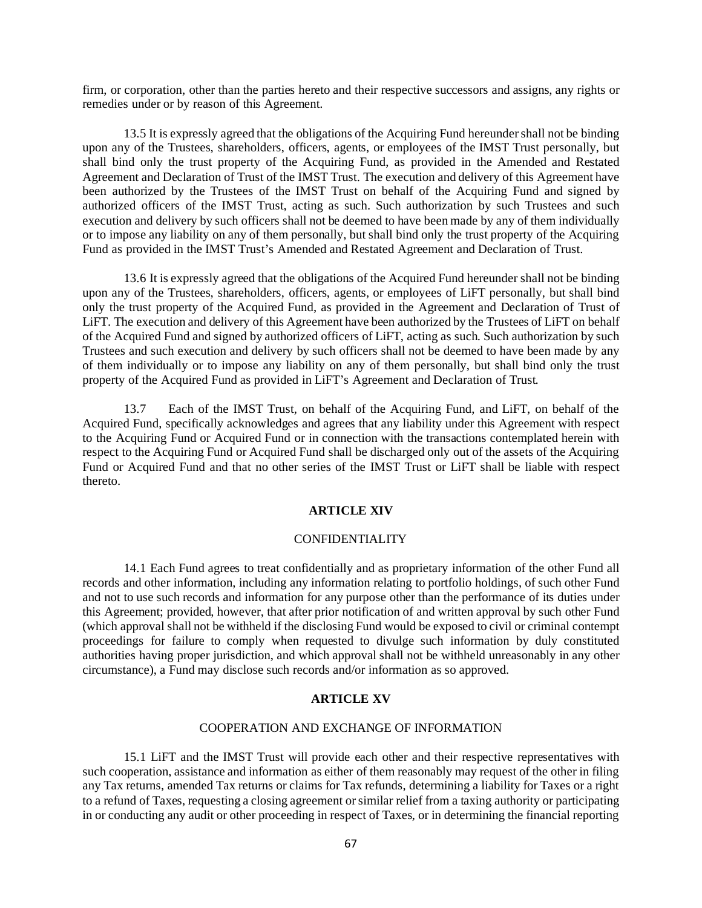firm, or corporation, other than the parties hereto and their respective successors and assigns, any rights or remedies under or by reason of this Agreement.

13.5 It is expressly agreed that the obligations of the Acquiring Fund hereunder shall not be binding upon any of the Trustees, shareholders, officers, agents, or employees of the IMST Trust personally, but shall bind only the trust property of the Acquiring Fund, as provided in the Amended and Restated Agreement and Declaration of Trust of the IMST Trust. The execution and delivery of this Agreement have been authorized by the Trustees of the IMST Trust on behalf of the Acquiring Fund and signed by authorized officers of the IMST Trust, acting as such. Such authorization by such Trustees and such execution and delivery by such officers shall not be deemed to have been made by any of them individually or to impose any liability on any of them personally, but shall bind only the trust property of the Acquiring Fund as provided in the IMST Trust's Amended and Restated Agreement and Declaration of Trust.

13.6 It is expressly agreed that the obligations of the Acquired Fund hereunder shall not be binding upon any of the Trustees, shareholders, officers, agents, or employees of LiFT personally, but shall bind only the trust property of the Acquired Fund, as provided in the Agreement and Declaration of Trust of LiFT. The execution and delivery of this Agreement have been authorized by the Trustees of LiFT on behalf of the Acquired Fund and signed by authorized officers of LiFT, acting as such. Such authorization by such Trustees and such execution and delivery by such officers shall not be deemed to have been made by any of them individually or to impose any liability on any of them personally, but shall bind only the trust property of the Acquired Fund as provided in LiFT's Agreement and Declaration of Trust.

13.7 Each of the IMST Trust, on behalf of the Acquiring Fund, and LiFT, on behalf of the Acquired Fund, specifically acknowledges and agrees that any liability under this Agreement with respect to the Acquiring Fund or Acquired Fund or in connection with the transactions contemplated herein with respect to the Acquiring Fund or Acquired Fund shall be discharged only out of the assets of the Acquiring Fund or Acquired Fund and that no other series of the IMST Trust or LiFT shall be liable with respect thereto.

## ARTICLE XIV

### CONFIDENTIALITY

14.1 Each Fund agrees to treat confidentially and as proprietary information of the other Fund all records and other information, including any information relating to portfolio holdings, of such other Fund and not to use such records and information for any purpose other than the performance of its duties under this Agreement; provided, however, that after prior notification of and written approval by such other Fund (which approval shall not be withheld if the disclosing Fund would be exposed to civil or criminal contempt proceedings for failure to comply when requested to divulge such information by duly constituted authorities having proper jurisdiction, and which approval shall not be withheld unreasonably in any other circumstance), a Fund may disclose such records and/or information as so approved.

## ARTICLE XV

### COOPERATION AND EXCHANGE OF INFORMATION

15.1 LiFT and the IMST Trust will provide each other and their respective representatives with such cooperation, assistance and information as either of them reasonably may request of the other in filing any Tax returns, amended Tax returns or claims for Tax refunds, determining a liability for Taxes or a right to a refund of Taxes, requesting a closing agreement or similar relief from a taxing authority or participating in or conducting any audit or other proceeding in respect of Taxes, or in determining the financial reporting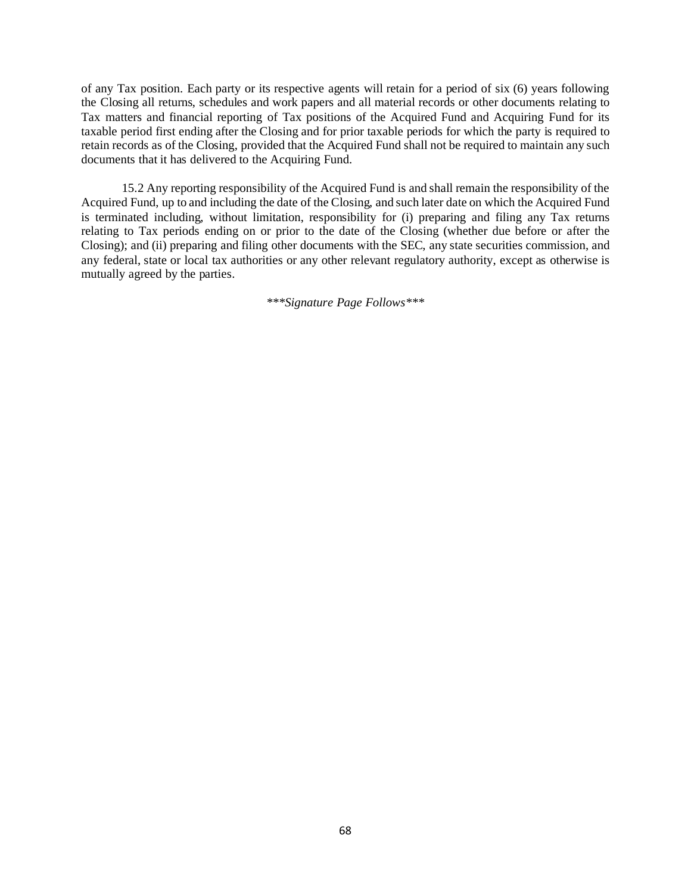of any Tax position. Each party or its respective agents will retain for a period of six (6) years following the Closing all returns, schedules and work papers and all material records or other documents relating to Tax matters and financial reporting of Tax positions of the Acquired Fund and Acquiring Fund for its taxable period first ending after the Closing and for prior taxable periods for which the party is required to retain records as of the Closing, provided that the Acquired Fund shall not be required to maintain any such documents that it has delivered to the Acquiring Fund.

15.2 Any reporting responsibility of the Acquired Fund is and shall remain the responsibility of the Acquired Fund, up to and including the date of the Closing, and such later date on which the Acquired Fund is terminated including, without limitation, responsibility for (i) preparing and filing any Tax returns relating to Tax periods ending on or prior to the date of the Closing (whether due before or after the Closing); and (ii) preparing and filing other documents with the SEC, any state securities commission, and any federal, state or local tax authorities or any other relevant regulatory authority, except as otherwise is mutually agreed by the parties.

*\*\*\*Signature Page Follows\*\*\**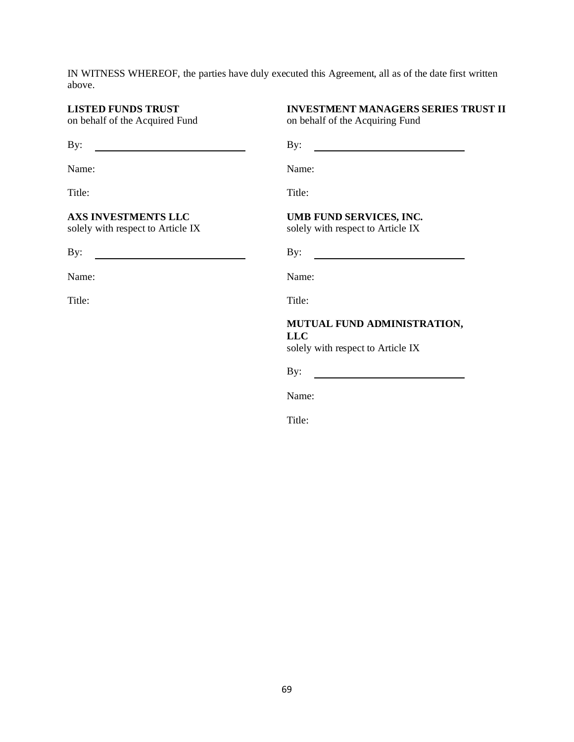IN WITNESS WHEREOF, the parties have duly executed this Agreement, all as of the date first written above.

**LISTED FUNDS TRUST**
on behalf of the Acquired Fund

By: \_\_\_\_\_\_\_\_\_\_\_\_\_\_\_\_\_\_\_\_\_\_\_\_\_\_\_\_

Name:

Title:

**INVESTMENT MANAGERS SERIES TRUST II**
on behalf of the Acquiring Fund

By: \_\_\_\_\_\_\_\_\_\_\_\_\_\_\_\_\_\_\_\_\_\_\_\_\_\_\_\_

Name:

Title:

**AXS INVESTMENTS LLC**
solely with respect to Article IX

By: \_\_\_\_\_\_\_\_\_\_\_\_\_\_\_\_\_\_\_\_\_\_\_\_\_\_\_\_

Name:

Title:

**UMB FUND SERVICES, INC.**
solely with respect to Article IX

By: \_\_\_\_\_\_\_\_\_\_\_\_\_\_\_\_\_\_\_\_\_\_\_\_\_\_\_\_

Name:

Title:

**MUTUAL FUND ADMINISTRATION, LLC**
solely with respect to Article IX

By: \_\_\_\_\_\_\_\_\_\_\_\_\_\_\_\_\_\_\_\_\_\_\_\_\_\_\_\_

Name:

Title: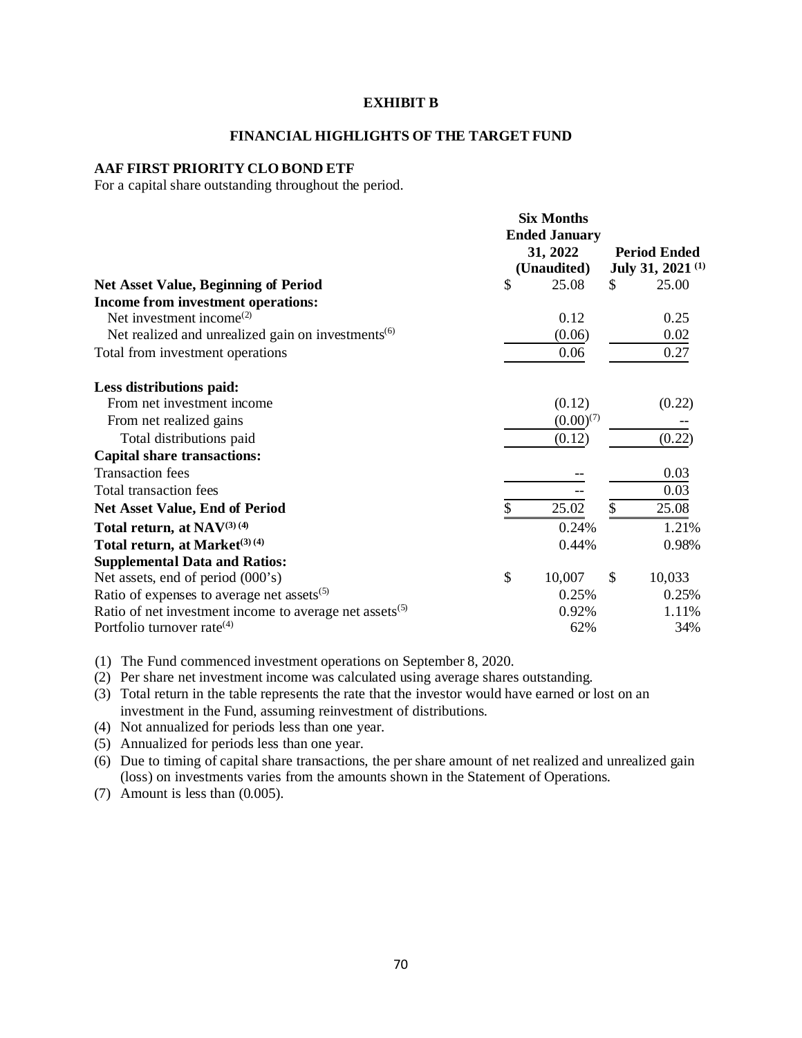**EXHIBIT B**

**FINANCIAL HIGHLIGHTS OF THE TARGET FUND**

**AAF FIRST PRIORITY CLO BOND ETF**

For a capital share outstanding throughout the period.

| | Six Months Ended January 31, 2022 (Unaudited) | Period Ended July 31, 2021 (1) |
|---|---|---|
| **Net Asset Value, Beginning of Period** | $ 25.08 | $ 25.00 |
| **Income from investment operations:** | | |
| Net investment income(2) | 0.12 | 0.25 |
| Net realized and unrealized gain on investments(6) | (0.06) | 0.02 |
| Total from investment operations | 0.06 | 0.27 |
| **Less distributions paid:** | | |
| From net investment income | (0.12) | (0.22) |
| From net realized gains | (0.00)(7) | -- |
| Total distributions paid | (0.12) | (0.22) |
| **Capital share transactions:** | | |
| Transaction fees | -- | 0.03 |
| Total transaction fees | -- | 0.03 |
| **Net Asset Value, End of Period** | $ 25.02 | $ 25.08 |
| **Total return, at NAV(3) (4)** | 0.24% | 1.21% |
| **Total return, at Market(3) (4)** | 0.44% | 0.98% |
| **Supplemental Data and Ratios:** | | |
| Net assets, end of period (000's) | $ 10,007 | $ 10,033 |
| Ratio of expenses to average net assets(5) | 0.25% | 0.25% |
| Ratio of net investment income to average net assets(5) | 0.92% | 1.11% |
| Portfolio turnover rate(4) | 62% | 34% |

(1) The Fund commenced investment operations on September 8, 2020.

(2) Per share net investment income was calculated using average shares outstanding.

(3) Total return in the table represents the rate that the investor would have earned or lost on an investment in the Fund, assuming reinvestment of distributions.

(4) Not annualized for periods less than one year.

(5) Annualized for periods less than one year.

(6) Due to timing of capital share transactions, the per share amount of net realized and unrealized gain (loss) on investments varies from the amounts shown in the Statement of Operations.

(7) Amount is less than (0.005).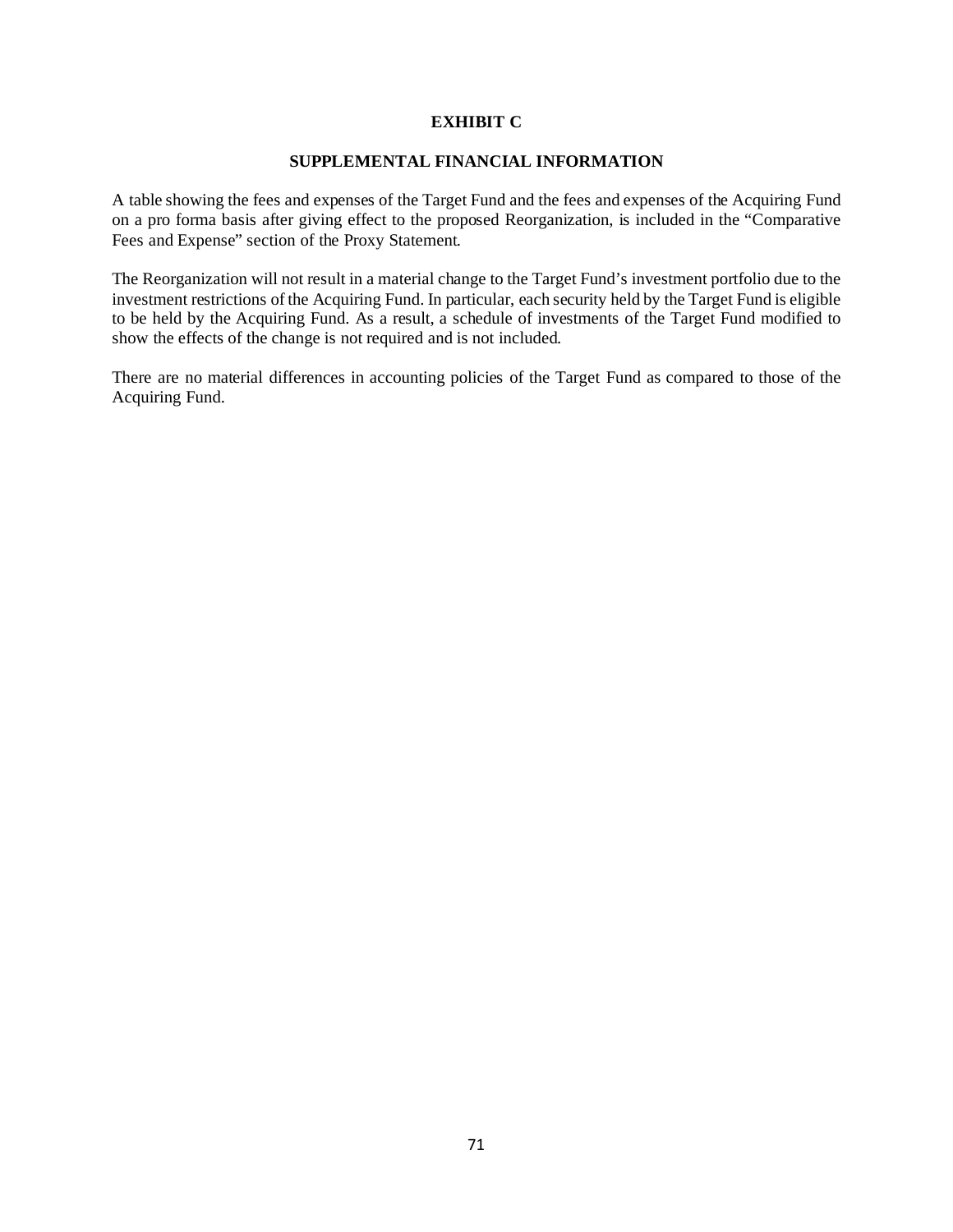## EXHIBIT C

## SUPPLEMENTAL FINANCIAL INFORMATION

A table showing the fees and expenses of the Target Fund and the fees and expenses of the Acquiring Fund on a pro forma basis after giving effect to the proposed Reorganization, is included in the "Comparative Fees and Expense" section of the Proxy Statement.

The Reorganization will not result in a material change to the Target Fund's investment portfolio due to the investment restrictions of the Acquiring Fund. In particular, each security held by the Target Fund is eligible to be held by the Acquiring Fund. As a result, a schedule of investments of the Target Fund modified to show the effects of the change is not required and is not included.

There are no material differences in accounting policies of the Target Fund as compared to those of the Acquiring Fund.